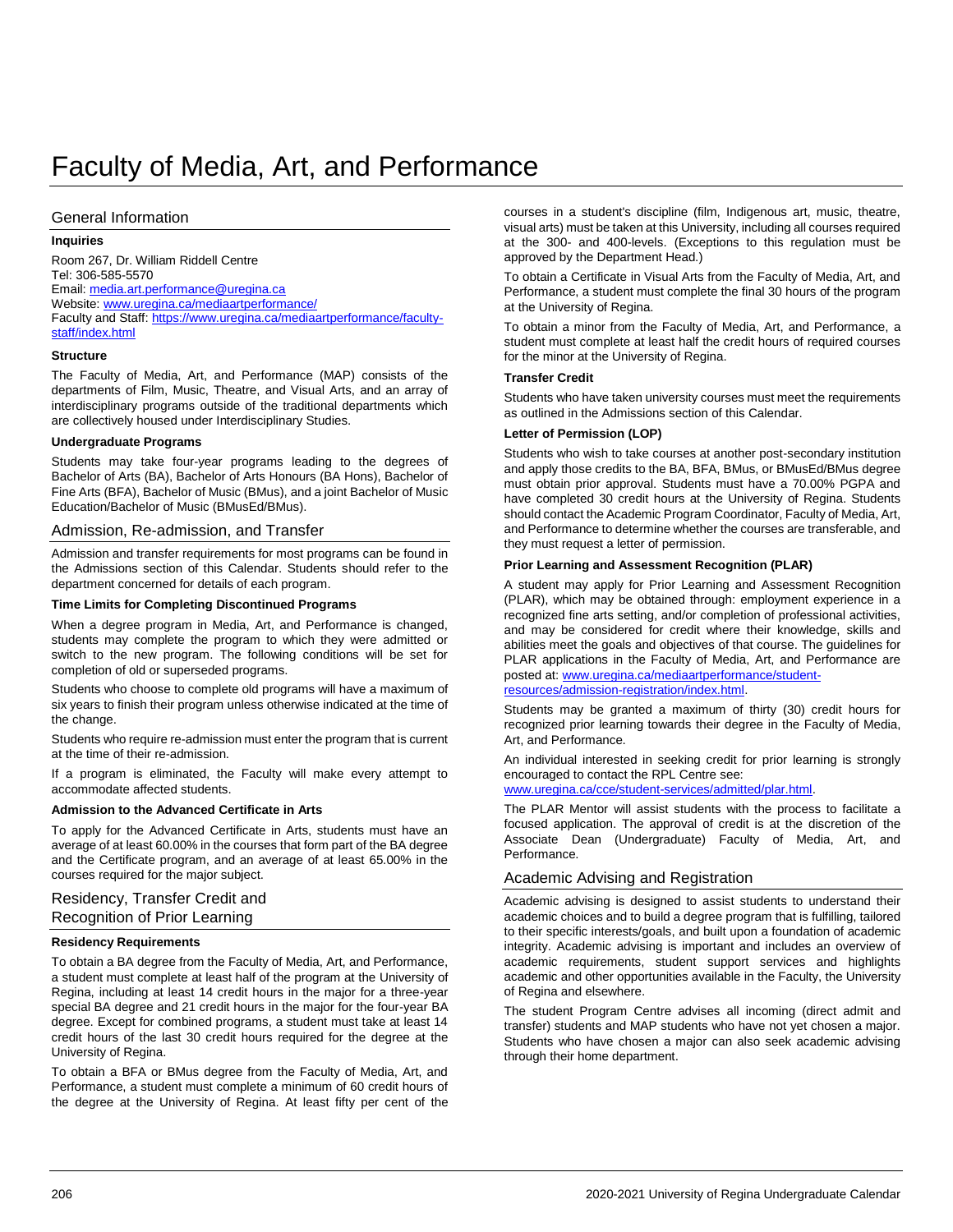# Faculty of Media, Art, and Performance

## General Information

### Inquiries

Room 267, Dr. William Riddell Centre
Tel: 306-585-5570
Email: media.art.performance@uregina.ca
Website: www.uregina.ca/mediaartperformance/
Faculty and Staff: https://www.uregina.ca/mediaartperformance/faculty-staff/index.html

### Structure

The Faculty of Media, Art, and Performance (MAP) consists of the departments of Film, Music, Theatre, and Visual Arts, and an array of interdisciplinary programs outside of the traditional departments which are collectively housed under Interdisciplinary Studies.

### Undergraduate Programs

Students may take four-year programs leading to the degrees of Bachelor of Arts (BA), Bachelor of Arts Honours (BA Hons), Bachelor of Fine Arts (BFA), Bachelor of Music (BMus), and a joint Bachelor of Music Education/Bachelor of Music (BMusEd/BMus).

## Admission, Re-admission, and Transfer

Admission and transfer requirements for most programs can be found in the Admissions section of this Calendar. Students should refer to the department concerned for details of each program.

### Time Limits for Completing Discontinued Programs

When a degree program in Media, Art, and Performance is changed, students may complete the program to which they were admitted or switch to the new program. The following conditions will be set for completion of old or superseded programs.

Students who choose to complete old programs will have a maximum of six years to finish their program unless otherwise indicated at the time of the change.

Students who require re-admission must enter the program that is current at the time of their re-admission.

If a program is eliminated, the Faculty will make every attempt to accommodate affected students.

### Admission to the Advanced Certificate in Arts

To apply for the Advanced Certificate in Arts, students must have an average of at least 60.00% in the courses that form part of the BA degree and the Certificate program, and an average of at least 65.00% in the courses required for the major subject.

## Residency, Transfer Credit and Recognition of Prior Learning

### Residency Requirements

To obtain a BA degree from the Faculty of Media, Art, and Performance, a student must complete at least half of the program at the University of Regina, including at least 14 credit hours in the major for a three-year special BA degree and 21 credit hours in the major for the four-year BA degree. Except for combined programs, a student must take at least 14 credit hours of the last 30 credit hours required for the degree at the University of Regina.

To obtain a BFA or BMus degree from the Faculty of Media, Art, and Performance, a student must complete a minimum of 60 credit hours of the degree at the University of Regina. At least fifty per cent of the courses in a student's discipline (film, Indigenous art, music, theatre, visual arts) must be taken at this University, including all courses required at the 300- and 400-levels. (Exceptions to this regulation must be approved by the Department Head.)

To obtain a Certificate in Visual Arts from the Faculty of Media, Art, and Performance, a student must complete the final 30 hours of the program at the University of Regina.

To obtain a minor from the Faculty of Media, Art, and Performance, a student must complete at least half the credit hours of required courses for the minor at the University of Regina.

### Transfer Credit

Students who have taken university courses must meet the requirements as outlined in the Admissions section of this Calendar.

### Letter of Permission (LOP)

Students who wish to take courses at another post-secondary institution and apply those credits to the BA, BFA, BMus, or BMusEd/BMus degree must obtain prior approval. Students must have a 70.00% PGPA and have completed 30 credit hours at the University of Regina. Students should contact the Academic Program Coordinator, Faculty of Media, Art, and Performance to determine whether the courses are transferable, and they must request a letter of permission.

### Prior Learning and Assessment Recognition (PLAR)

A student may apply for Prior Learning and Assessment Recognition (PLAR), which may be obtained through: employment experience in a recognized fine arts setting, and/or completion of professional activities, and may be considered for credit where their knowledge, skills and abilities meet the goals and objectives of that course. The guidelines for PLAR applications in the Faculty of Media, Art, and Performance are posted at: www.uregina.ca/mediaartperformance/student-resources/admission-registration/index.html.

Students may be granted a maximum of thirty (30) credit hours for recognized prior learning towards their degree in the Faculty of Media, Art, and Performance.

An individual interested in seeking credit for prior learning is strongly encouraged to contact the RPL Centre see: www.uregina.ca/cce/student-services/admitted/plar.html.

The PLAR Mentor will assist students with the process to facilitate a focused application. The approval of credit is at the discretion of the Associate Dean (Undergraduate) Faculty of Media, Art, and Performance.

## Academic Advising and Registration

Academic advising is designed to assist students to understand their academic choices and to build a degree program that is fulfilling, tailored to their specific interests/goals, and built upon a foundation of academic integrity. Academic advising is important and includes an overview of academic requirements, student support services and highlights academic and other opportunities available in the Faculty, the University of Regina and elsewhere.

The student Program Centre advises all incoming (direct admit and transfer) students and MAP students who have not yet chosen a major. Students who have chosen a major can also seek academic advising through their home department.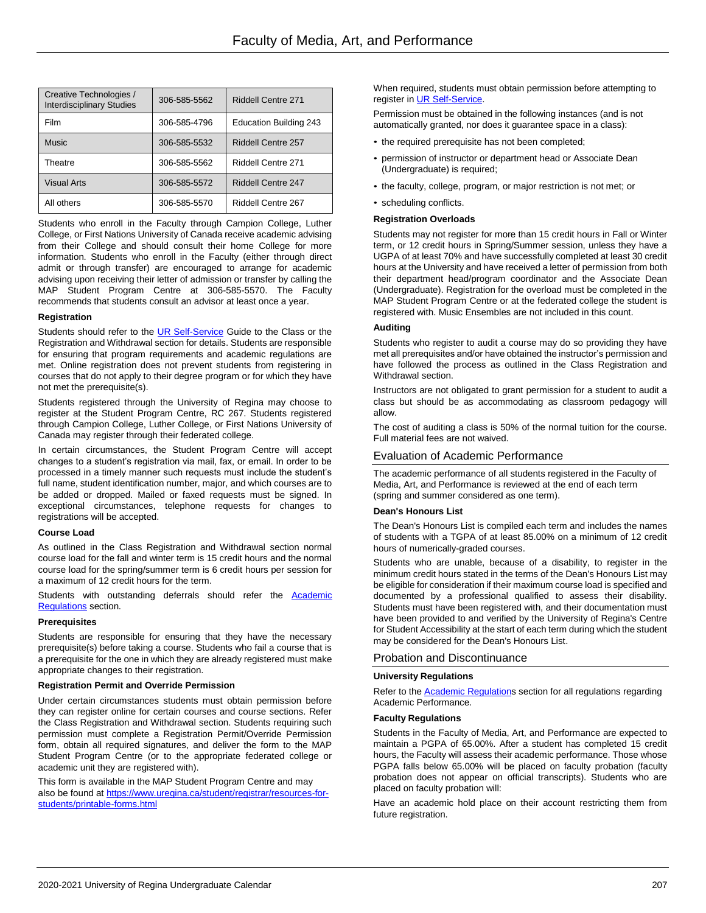| Creative Technologies / Interdisciplinary Studies | 306-585-5562 | Riddell Centre 271 |
|---|---|---|
| Film | 306-585-4796 | Education Building 243 |
| Music | 306-585-5532 | Riddell Centre 257 |
| Theatre | 306-585-5562 | Riddell Centre 271 |
| Visual Arts | 306-585-5572 | Riddell Centre 247 |
| All others | 306-585-5570 | Riddell Centre 267 |

Students who enroll in the Faculty through Campion College, Luther College, or First Nations University of Canada receive academic advising from their College and should consult their home College for more information. Students who enroll in the Faculty (either through direct admit or through transfer) are encouraged to arrange for academic advising upon receiving their letter of admission or transfer by calling the MAP Student Program Centre at 306-585-5570. The Faculty recommends that students consult an advisor at least once a year.

#### Registration

Students should refer to the UR Self-Service Guide to the Class or the Registration and Withdrawal section for details. Students are responsible for ensuring that program requirements and academic regulations are met. Online registration does not prevent students from registering in courses that do not apply to their degree program or for which they have not met the prerequisite(s).

Students registered through the University of Regina may choose to register at the Student Program Centre, RC 267. Students registered through Campion College, Luther College, or First Nations University of Canada may register through their federated college.

In certain circumstances, the Student Program Centre will accept changes to a student's registration via mail, fax, or email. In order to be processed in a timely manner such requests must include the student's full name, student identification number, major, and which courses are to be added or dropped. Mailed or faxed requests must be signed. In exceptional circumstances, telephone requests for changes to registrations will be accepted.

#### Course Load

As outlined in the Class Registration and Withdrawal section normal course load for the fall and winter term is 15 credit hours and the normal course load for the spring/summer term is 6 credit hours per session for a maximum of 12 credit hours for the term.

Students with outstanding deferrals should refer the Academic Regulations section.

#### Prerequisites

Students are responsible for ensuring that they have the necessary prerequisite(s) before taking a course. Students who fail a course that is a prerequisite for the one in which they are already registered must make appropriate changes to their registration.

#### Registration Permit and Override Permission

Under certain circumstances students must obtain permission before they can register online for certain courses and course sections. Refer the Class Registration and Withdrawal section. Students requiring such permission must complete a Registration Permit/Override Permission form, obtain all required signatures, and deliver the form to the MAP Student Program Centre (or to the appropriate federated college or academic unit they are registered with).

This form is available in the MAP Student Program Centre and may also be found at https://www.uregina.ca/student/registrar/resources-for-students/printable-forms.html

When required, students must obtain permission before attempting to register in UR Self-Service.

Permission must be obtained in the following instances (and is not automatically granted, nor does it guarantee space in a class):

- the required prerequisite has not been completed;
- permission of instructor or department head or Associate Dean (Undergraduate) is required;
- the faculty, college, program, or major restriction is not met; or
- scheduling conflicts.

#### Registration Overloads

Students may not register for more than 15 credit hours in Fall or Winter term, or 12 credit hours in Spring/Summer session, unless they have a UGPA of at least 70% and have successfully completed at least 30 credit hours at the University and have received a letter of permission from both their department head/program coordinator and the Associate Dean (Undergraduate). Registration for the overload must be completed in the MAP Student Program Centre or at the federated college the student is registered with. Music Ensembles are not included in this count.

#### Auditing

Students who register to audit a course may do so providing they have met all prerequisites and/or have obtained the instructor's permission and have followed the process as outlined in the Class Registration and Withdrawal section.

Instructors are not obligated to grant permission for a student to audit a class but should be as accommodating as classroom pedagogy will allow.

The cost of auditing a class is 50% of the normal tuition for the course. Full material fees are not waived.

### Evaluation of Academic Performance

The academic performance of all students registered in the Faculty of Media, Art, and Performance is reviewed at the end of each term (spring and summer considered as one term).

#### Dean's Honours List

The Dean's Honours List is compiled each term and includes the names of students with a TGPA of at least 85.00% on a minimum of 12 credit hours of numerically-graded courses.

Students who are unable, because of a disability, to register in the minimum credit hours stated in the terms of the Dean's Honours List may be eligible for consideration if their maximum course load is specified and documented by a professional qualified to assess their disability. Students must have been registered with, and their documentation must have been provided to and verified by the University of Regina's Centre for Student Accessibility at the start of each term during which the student may be considered for the Dean's Honours List.

### Probation and Discontinuance

#### University Regulations

Refer to the Academic Regulations section for all regulations regarding Academic Performance.

#### Faculty Regulations

Students in the Faculty of Media, Art, and Performance are expected to maintain a PGPA of 65.00%. After a student has completed 15 credit hours, the Faculty will assess their academic performance. Those whose PGPA falls below 65.00% will be placed on faculty probation (faculty probation does not appear on official transcripts). Students who are placed on faculty probation will:

Have an academic hold place on their account restricting them from future registration.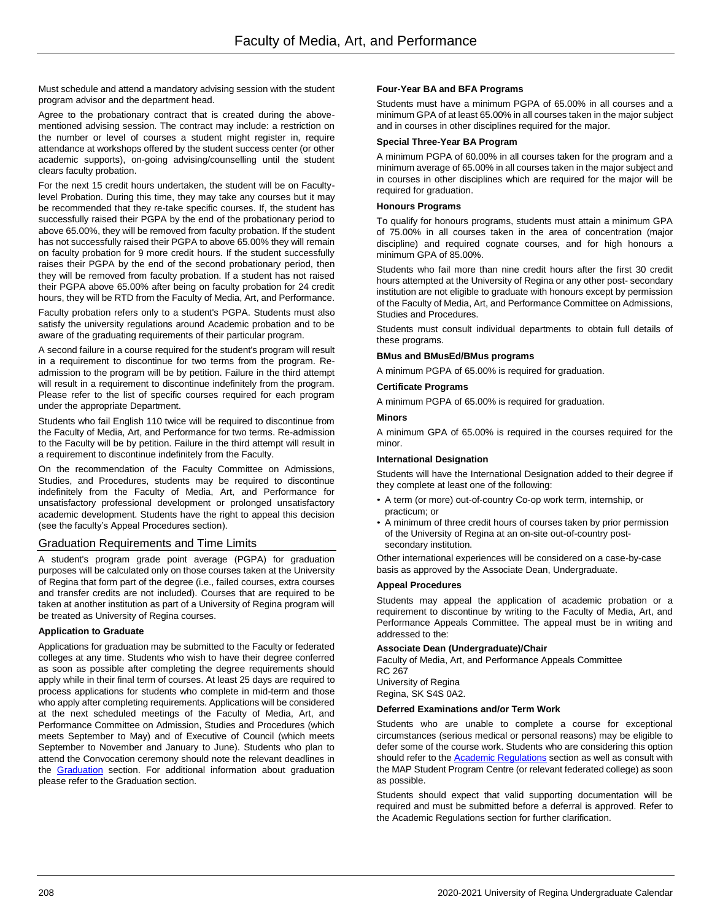Must schedule and attend a mandatory advising session with the student program advisor and the department head.

Agree to the probationary contract that is created during the above-mentioned advising session. The contract may include: a restriction on the number or level of courses a student might register in, require attendance at workshops offered by the student success center (or other academic supports), on-going advising/counselling until the student clears faculty probation.

For the next 15 credit hours undertaken, the student will be on Faculty-level Probation. During this time, they may take any courses but it may be recommended that they re-take specific courses. If, the student has successfully raised their PGPA by the end of the probationary period to above 65.00%, they will be removed from faculty probation. If the student has not successfully raised their PGPA to above 65.00% they will remain on faculty probation for 9 more credit hours. If the student successfully raises their PGPA by the end of the second probationary period, then they will be removed from faculty probation. If a student has not raised their PGPA above 65.00% after being on faculty probation for 24 credit hours, they will be RTD from the Faculty of Media, Art, and Performance.

Faculty probation refers only to a student's PGPA. Students must also satisfy the university regulations around Academic probation and to be aware of the graduating requirements of their particular program.

A second failure in a course required for the student's program will result in a requirement to discontinue for two terms from the program. Re-admission to the program will be by petition. Failure in the third attempt will result in a requirement to discontinue indefinitely from the program. Please refer to the list of specific courses required for each program under the appropriate Department.

Students who fail English 110 twice will be required to discontinue from the Faculty of Media, Art, and Performance for two terms. Re-admission to the Faculty will be by petition. Failure in the third attempt will result in a requirement to discontinue indefinitely from the Faculty.

On the recommendation of the Faculty Committee on Admissions, Studies, and Procedures, students may be required to discontinue indefinitely from the Faculty of Media, Art, and Performance for unsatisfactory professional development or prolonged unsatisfactory academic development. Students have the right to appeal this decision (see the faculty's Appeal Procedures section).

## Graduation Requirements and Time Limits

A student's program grade point average (PGPA) for graduation purposes will be calculated only on those courses taken at the University of Regina that form part of the degree (i.e., failed courses, extra courses and transfer credits are not included). Courses that are required to be taken at another institution as part of a University of Regina program will be treated as University of Regina courses.

#### Application to Graduate

Applications for graduation may be submitted to the Faculty or federated colleges at any time. Students who wish to have their degree conferred as soon as possible after completing the degree requirements should apply while in their final term of courses. At least 25 days are required to process applications for students who complete in mid-term and those who apply after completing requirements. Applications will be considered at the next scheduled meetings of the Faculty of Media, Art, and Performance Committee on Admission, Studies and Procedures (which meets September to May) and of Executive of Council (which meets September to November and January to June). Students who plan to attend the Convocation ceremony should note the relevant deadlines in the Graduation section. For additional information about graduation please refer to the Graduation section.

#### Four-Year BA and BFA Programs

Students must have a minimum PGPA of 65.00% in all courses and a minimum GPA of at least 65.00% in all courses taken in the major subject and in courses in other disciplines required for the major.

#### Special Three-Year BA Program

A minimum PGPA of 60.00% in all courses taken for the program and a minimum average of 65.00% in all courses taken in the major subject and in courses in other disciplines which are required for the major will be required for graduation.

#### Honours Programs

To qualify for honours programs, students must attain a minimum GPA of 75.00% in all courses taken in the area of concentration (major discipline) and required cognate courses, and for high honours a minimum GPA of 85.00%.

Students who fail more than nine credit hours after the first 30 credit hours attempted at the University of Regina or any other post- secondary institution are not eligible to graduate with honours except by permission of the Faculty of Media, Art, and Performance Committee on Admissions, Studies and Procedures.

Students must consult individual departments to obtain full details of these programs.

#### BMus and BMusEd/BMus programs

A minimum PGPA of 65.00% is required for graduation.

#### Certificate Programs

A minimum PGPA of 65.00% is required for graduation.

#### Minors

A minimum GPA of 65.00% is required in the courses required for the minor.

#### International Designation

Students will have the International Designation added to their degree if they complete at least one of the following:

- A term (or more) out-of-country Co-op work term, internship, or practicum; or
- A minimum of three credit hours of courses taken by prior permission of the University of Regina at an on-site out-of-country post-secondary institution.

Other international experiences will be considered on a case-by-case basis as approved by the Associate Dean, Undergraduate.

#### Appeal Procedures

Students may appeal the application of academic probation or a requirement to discontinue by writing to the Faculty of Media, Art, and Performance Appeals Committee. The appeal must be in writing and addressed to the:

**Associate Dean (Undergraduate)/Chair**
Faculty of Media, Art, and Performance Appeals Committee
RC 267
University of Regina
Regina, SK S4S 0A2.

#### Deferred Examinations and/or Term Work

Students who are unable to complete a course for exceptional circumstances (serious medical or personal reasons) may be eligible to defer some of the course work. Students who are considering this option should refer to the Academic Regulations section as well as consult with the MAP Student Program Centre (or relevant federated college) as soon as possible.

Students should expect that valid supporting documentation will be required and must be submitted before a deferral is approved. Refer to the Academic Regulations section for further clarification.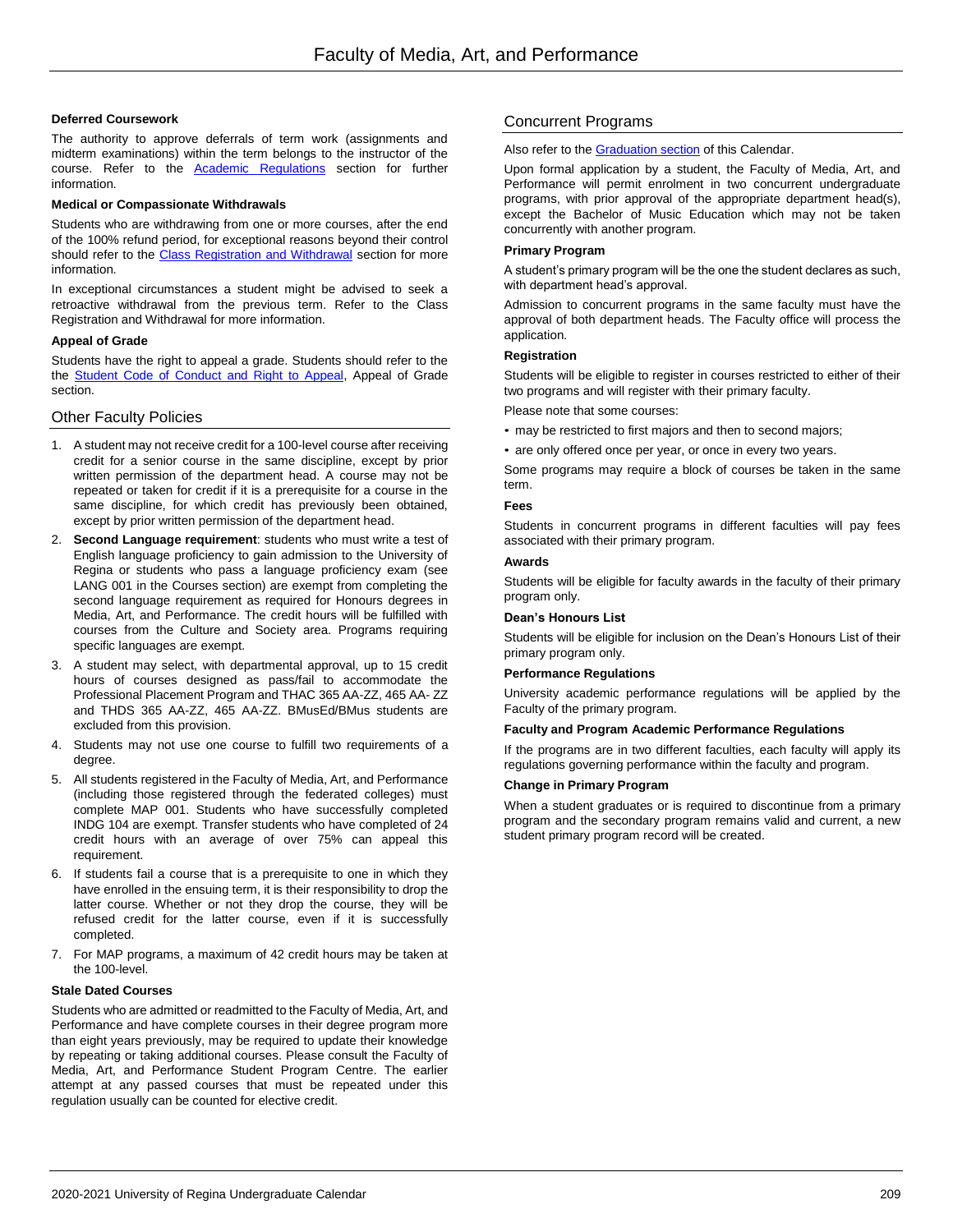#### Deferred Coursework

The authority to approve deferrals of term work (assignments and midterm examinations) within the term belongs to the instructor of the course. Refer to the Academic Regulations section for further information.

#### Medical or Compassionate Withdrawals

Students who are withdrawing from one or more courses, after the end of the 100% refund period, for exceptional reasons beyond their control should refer to the Class Registration and Withdrawal section for more information.

In exceptional circumstances a student might be advised to seek a retroactive withdrawal from the previous term. Refer to the Class Registration and Withdrawal for more information.

#### Appeal of Grade

Students have the right to appeal a grade. Students should refer to the the Student Code of Conduct and Right to Appeal, Appeal of Grade section.

## Other Faculty Policies

1. A student may not receive credit for a 100-level course after receiving credit for a senior course in the same discipline, except by prior written permission of the department head. A course may not be repeated or taken for credit if it is a prerequisite for a course in the same discipline, for which credit has previously been obtained, except by prior written permission of the department head.
2. **Second Language requirement**: students who must write a test of English language proficiency to gain admission to the University of Regina or students who pass a language proficiency exam (see LANG 001 in the Courses section) are exempt from completing the second language requirement as required for Honours degrees in Media, Art, and Performance. The credit hours will be fulfilled with courses from the Culture and Society area. Programs requiring specific languages are exempt.
3. A student may select, with departmental approval, up to 15 credit hours of courses designed as pass/fail to accommodate the Professional Placement Program and THAC 365 AA-ZZ, 465 AA- ZZ and THDS 365 AA-ZZ, 465 AA-ZZ. BMusEd/BMus students are excluded from this provision.
4. Students may not use one course to fulfill two requirements of a degree.
5. All students registered in the Faculty of Media, Art, and Performance (including those registered through the federated colleges) must complete MAP 001. Students who have successfully completed INDG 104 are exempt. Transfer students who have completed of 24 credit hours with an average of over 75% can appeal this requirement.
6. If students fail a course that is a prerequisite to one in which they have enrolled in the ensuing term, it is their responsibility to drop the latter course. Whether or not they drop the course, they will be refused credit for the latter course, even if it is successfully completed.
7. For MAP programs, a maximum of 42 credit hours may be taken at the 100-level.

#### Stale Dated Courses

Students who are admitted or readmitted to the Faculty of Media, Art, and Performance and have complete courses in their degree program more than eight years previously, may be required to update their knowledge by repeating or taking additional courses. Please consult the Faculty of Media, Art, and Performance Student Program Centre. The earlier attempt at any passed courses that must be repeated under this regulation usually can be counted for elective credit.

## Concurrent Programs

Also refer to the Graduation section of this Calendar.

Upon formal application by a student, the Faculty of Media, Art, and Performance will permit enrolment in two concurrent undergraduate programs, with prior approval of the appropriate department head(s), except the Bachelor of Music Education which may not be taken concurrently with another program.

#### Primary Program

A student's primary program will be the one the student declares as such, with department head's approval.

Admission to concurrent programs in the same faculty must have the approval of both department heads. The Faculty office will process the application.

#### Registration

Students will be eligible to register in courses restricted to either of their two programs and will register with their primary faculty.

Please note that some courses:

- may be restricted to first majors and then to second majors;
- are only offered once per year, or once in every two years.

Some programs may require a block of courses be taken in the same term.

#### Fees

Students in concurrent programs in different faculties will pay fees associated with their primary program.

#### Awards

Students will be eligible for faculty awards in the faculty of their primary program only.

#### Dean's Honours List

Students will be eligible for inclusion on the Dean's Honours List of their primary program only.

#### Performance Regulations

University academic performance regulations will be applied by the Faculty of the primary program.

#### Faculty and Program Academic Performance Regulations

If the programs are in two different faculties, each faculty will apply its regulations governing performance within the faculty and program.

#### Change in Primary Program

When a student graduates or is required to discontinue from a primary program and the secondary program remains valid and current, a new student primary program record will be created.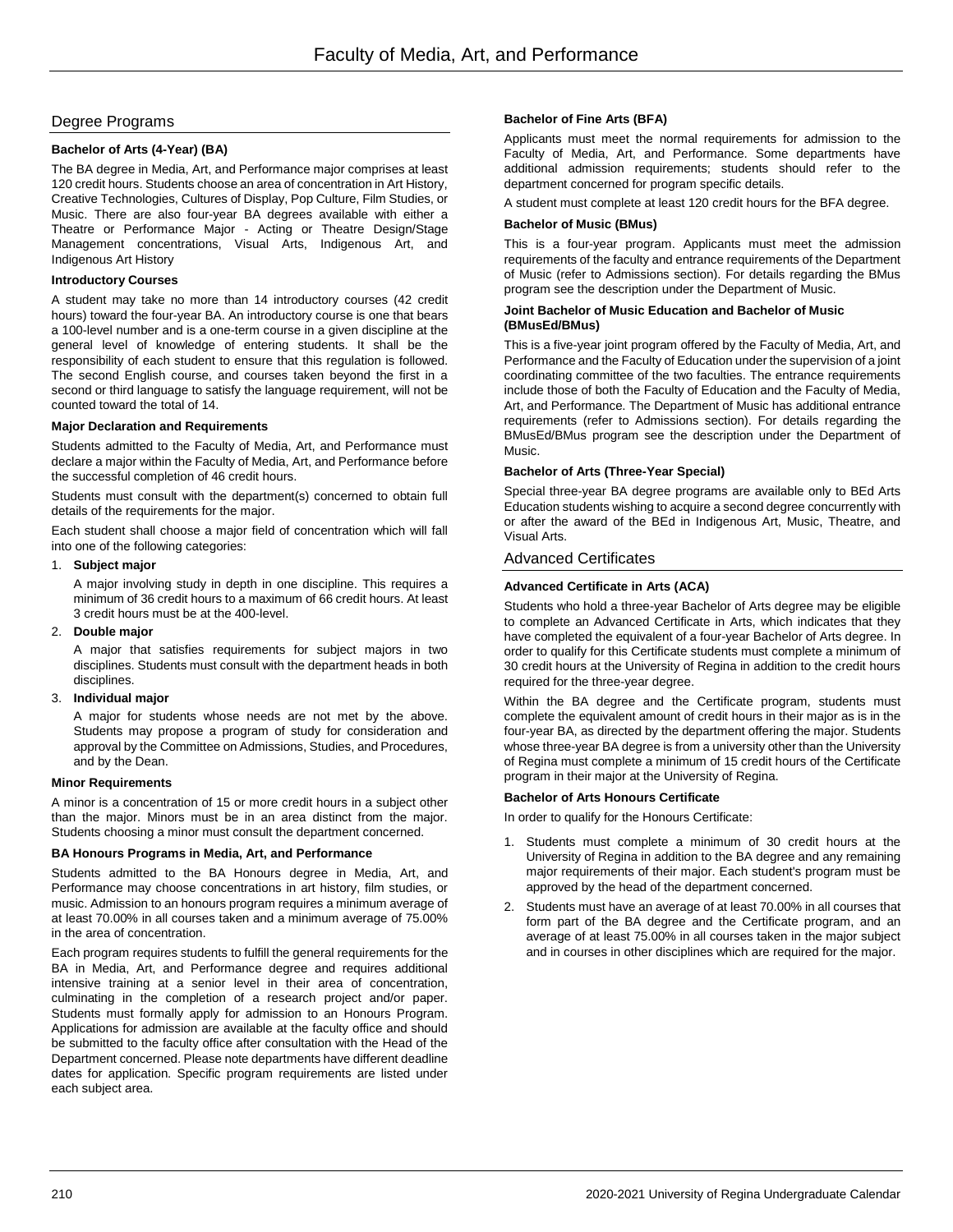# Faculty of Media, Art, and Performance

## Degree Programs

### Bachelor of Arts (4-Year) (BA)

The BA degree in Media, Art, and Performance major comprises at least 120 credit hours. Students choose an area of concentration in Art History, Creative Technologies, Cultures of Display, Pop Culture, Film Studies, or Music. There are also four-year BA degrees available with either a Theatre or Performance Major - Acting or Theatre Design/Stage Management concentrations, Visual Arts, Indigenous Art, and Indigenous Art History

#### Introductory Courses

A student may take no more than 14 introductory courses (42 credit hours) toward the four-year BA. An introductory course is one that bears a 100-level number and is a one-term course in a given discipline at the general level of knowledge of entering students. It shall be the responsibility of each student to ensure that this regulation is followed. The second English course, and courses taken beyond the first in a second or third language to satisfy the language requirement, will not be counted toward the total of 14.

#### Major Declaration and Requirements

Students admitted to the Faculty of Media, Art, and Performance must declare a major within the Faculty of Media, Art, and Performance before the successful completion of 46 credit hours.

Students must consult with the department(s) concerned to obtain full details of the requirements for the major.

Each student shall choose a major field of concentration which will fall into one of the following categories:

1. **Subject major**

   A major involving study in depth in one discipline. This requires a minimum of 36 credit hours to a maximum of 66 credit hours. At least 3 credit hours must be at the 400-level.

2. **Double major**

   A major that satisfies requirements for subject majors in two disciplines. Students must consult with the department heads in both disciplines.

3. **Individual major**

   A major for students whose needs are not met by the above. Students may propose a program of study for consideration and approval by the Committee on Admissions, Studies, and Procedures, and by the Dean.

#### Minor Requirements

A minor is a concentration of 15 or more credit hours in a subject other than the major. Minors must be in an area distinct from the major. Students choosing a minor must consult the department concerned.

#### BA Honours Programs in Media, Art, and Performance

Students admitted to the BA Honours degree in Media, Art, and Performance may choose concentrations in art history, film studies, or music. Admission to an honours program requires a minimum average of at least 70.00% in all courses taken and a minimum average of 75.00% in the area of concentration.

Each program requires students to fulfill the general requirements for the BA in Media, Art, and Performance degree and requires additional intensive training at a senior level in their area of concentration, culminating in the completion of a research project and/or paper. Students must formally apply for admission to an Honours Program. Applications for admission are available at the faculty office and should be submitted to the faculty office after consultation with the Head of the Department concerned. Please note departments have different deadline dates for application. Specific program requirements are listed under each subject area.

### Bachelor of Fine Arts (BFA)

Applicants must meet the normal requirements for admission to the Faculty of Media, Art, and Performance. Some departments have additional admission requirements; students should refer to the department concerned for program specific details.

A student must complete at least 120 credit hours for the BFA degree.

### Bachelor of Music (BMus)

This is a four-year program. Applicants must meet the admission requirements of the faculty and entrance requirements of the Department of Music (refer to Admissions section). For details regarding the BMus program see the description under the Department of Music.

### Joint Bachelor of Music Education and Bachelor of Music (BMusEd/BMus)

This is a five-year joint program offered by the Faculty of Media, Art, and Performance and the Faculty of Education under the supervision of a joint coordinating committee of the two faculties. The entrance requirements include those of both the Faculty of Education and the Faculty of Media, Art, and Performance. The Department of Music has additional entrance requirements (refer to Admissions section). For details regarding the BMusEd/BMus program see the description under the Department of Music.

### Bachelor of Arts (Three-Year Special)

Special three-year BA degree programs are available only to BEd Arts Education students wishing to acquire a second degree concurrently with or after the award of the BEd in Indigenous Art, Music, Theatre, and Visual Arts.

## Advanced Certificates

### Advanced Certificate in Arts (ACA)

Students who hold a three-year Bachelor of Arts degree may be eligible to complete an Advanced Certificate in Arts, which indicates that they have completed the equivalent of a four-year Bachelor of Arts degree. In order to qualify for this Certificate students must complete a minimum of 30 credit hours at the University of Regina in addition to the credit hours required for the three-year degree.

Within the BA degree and the Certificate program, students must complete the equivalent amount of credit hours in their major as is in the four-year BA, as directed by the department offering the major. Students whose three-year BA degree is from a university other than the University of Regina must complete a minimum of 15 credit hours of the Certificate program in their major at the University of Regina.

### Bachelor of Arts Honours Certificate

In order to qualify for the Honours Certificate:

1. Students must complete a minimum of 30 credit hours at the University of Regina in addition to the BA degree and any remaining major requirements of their major. Each student's program must be approved by the head of the department concerned.
2. Students must have an average of at least 70.00% in all courses that form part of the BA degree and the Certificate program, and an average of at least 75.00% in all courses taken in the major subject and in courses in other disciplines which are required for the major.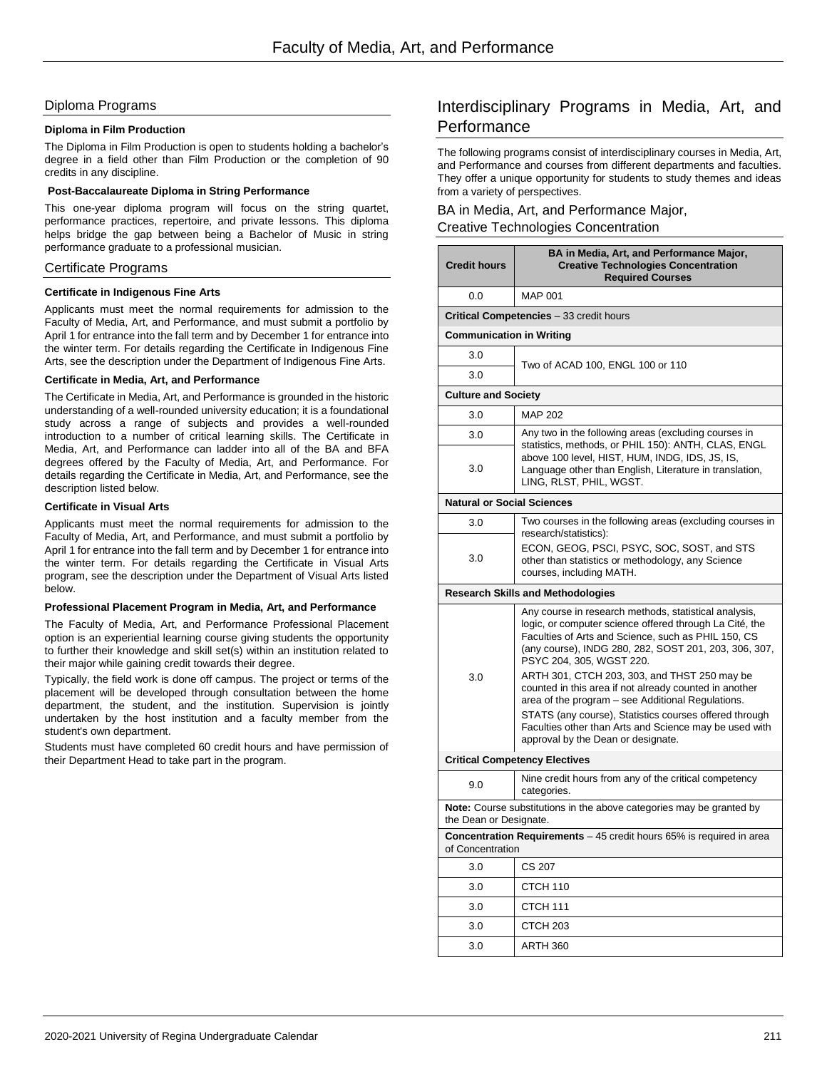## Diploma Programs

**Diploma in Film Production**

The Diploma in Film Production is open to students holding a bachelor's degree in a field other than Film Production or the completion of 90 credits in any discipline.

**Post-Baccalaureate Diploma in String Performance**

This one-year diploma program will focus on the string quartet, performance practices, repertoire, and private lessons. This diploma helps bridge the gap between being a Bachelor of Music in string performance graduate to a professional musician.

## Certificate Programs

**Certificate in Indigenous Fine Arts**

Applicants must meet the normal requirements for admission to the Faculty of Media, Art, and Performance, and must submit a portfolio by April 1 for entrance into the fall term and by December 1 for entrance into the winter term. For details regarding the Certificate in Indigenous Fine Arts, see the description under the Department of Indigenous Fine Arts.

**Certificate in Media, Art, and Performance**

The Certificate in Media, Art, and Performance is grounded in the historic understanding of a well-rounded university education; it is a foundational study across a range of subjects and provides a well-rounded introduction to a number of critical learning skills. The Certificate in Media, Art, and Performance can ladder into all of the BA and BFA degrees offered by the Faculty of Media, Art, and Performance. For details regarding the Certificate in Media, Art, and Performance, see the description listed below.

**Certificate in Visual Arts**

Applicants must meet the normal requirements for admission to the Faculty of Media, Art, and Performance, and must submit a portfolio by April 1 for entrance into the fall term and by December 1 for entrance into the winter term. For details regarding the Certificate in Visual Arts program, see the description under the Department of Visual Arts listed below.

**Professional Placement Program in Media, Art, and Performance**

The Faculty of Media, Art, and Performance Professional Placement option is an experiential learning course giving students the opportunity to further their knowledge and skill set(s) within an institution related to their major while gaining credit towards their degree.

Typically, the field work is done off campus. The project or terms of the placement will be developed through consultation between the home department, the student, and the institution. Supervision is jointly undertaken by the host institution and a faculty member from the student's own department.

Students must have completed 60 credit hours and have permission of their Department Head to take part in the program.

## Interdisciplinary Programs in Media, Art, and Performance

The following programs consist of interdisciplinary courses in Media, Art, and Performance and courses from different departments and faculties. They offer a unique opportunity for students to study themes and ideas from a variety of perspectives.

### BA in Media, Art, and Performance Major, Creative Technologies Concentration

| Credit hours | BA in Media, Art, and Performance Major, Creative Technologies Concentration Required Courses |
|---|---|
| 0.0 | MAP 001 |
| **Critical Competencies** – 33 credit hours | |
| **Communication in Writing** | |
| 3.0 | Two of ACAD 100, ENGL 100 or 110 |
| 3.0 | |
| **Culture and Society** | |
| 3.0 | MAP 202 |
| 3.0 | Any two in the following areas (excluding courses in statistics, methods, or PHIL 150): ANTH, CLAS, ENGL above 100 level, HIST, HUM, INDG, IDS, JS, IS, Language other than English, Literature in translation, LING, RLST, PHIL, WGST. |
| 3.0 | |
| **Natural or Social Sciences** | |
| 3.0 | Two courses in the following areas (excluding courses in research/statistics): ECON, GEOG, PSCI, PSYC, SOC, SOST, and STS other than statistics or methodology, any Science courses, including MATH. |
| 3.0 | |
| **Research Skills and Methodologies** | |
| 3.0 | Any course in research methods, statistical analysis, logic, or computer science offered through La Cité, the Faculties of Arts and Science, such as PHIL 150, CS (any course), INDG 280, 282, SOST 201, 203, 306, 307, PSYC 204, 305, WGST 220. ARTH 301, CTCH 203, 303, and THST 250 may be counted in this area if not already counted in another area of the program – see Additional Regulations. STATS (any course), Statistics courses offered through Faculties other than Arts and Science may be used with approval by the Dean or designate. |
| **Critical Competency Electives** | |
| 9.0 | Nine credit hours from any of the critical competency categories. |
| **Note:** Course substitutions in the above categories may be granted by the Dean or Designate. | |
| **Concentration Requirements** – 45 credit hours 65% is required in area of Concentration | |
| 3.0 | CS 207 |
| 3.0 | CTCH 110 |
| 3.0 | CTCH 111 |
| 3.0 | CTCH 203 |
| 3.0 | ARTH 360 |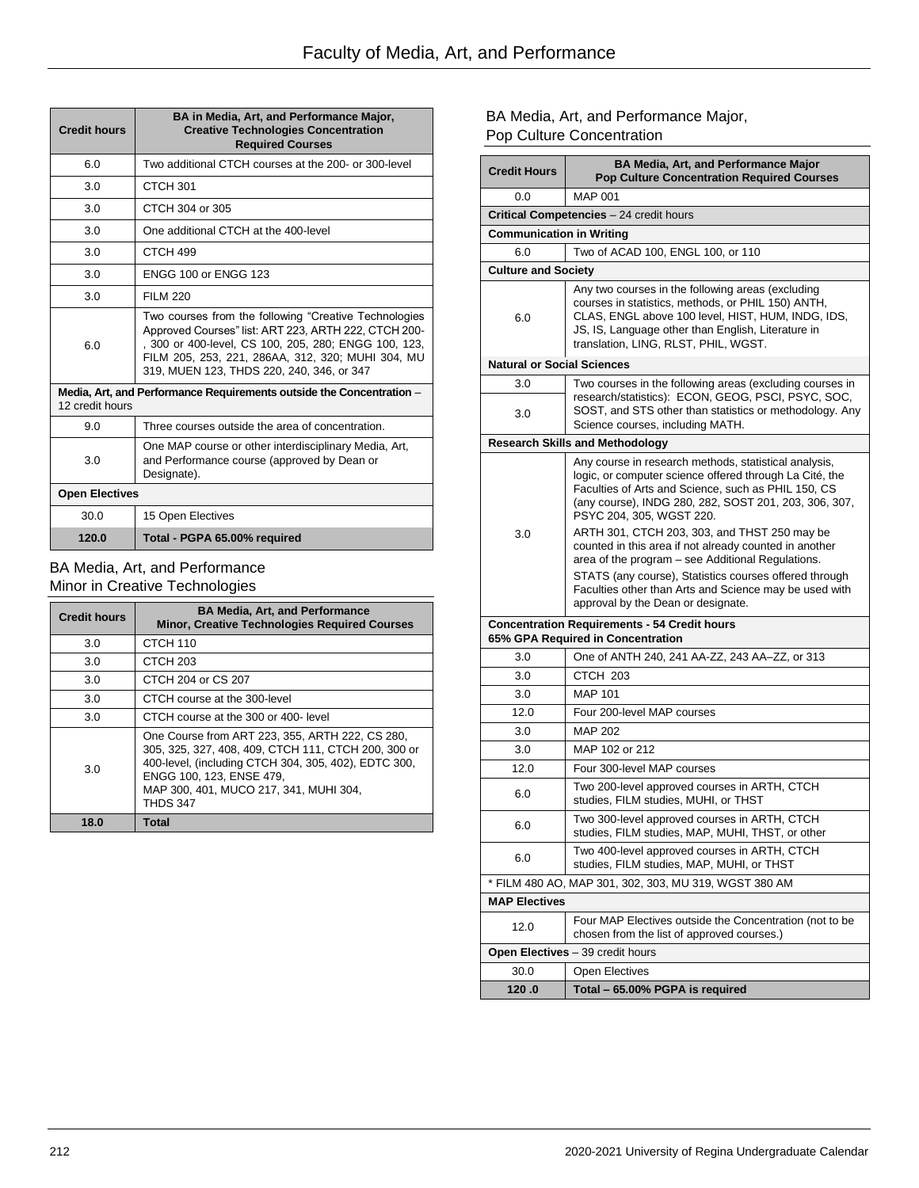| Credit hours | BA in Media, Art, and Performance Major, Creative Technologies Concentration Required Courses |
|---|---|
| 6.0 | Two additional CTCH courses at the 200- or 300-level |
| 3.0 | CTCH 301 |
| 3.0 | CTCH 304 or 305 |
| 3.0 | One additional CTCH at the 400-level |
| 3.0 | CTCH 499 |
| 3.0 | ENGG 100 or ENGG 123 |
| 3.0 | FILM 220 |
| 6.0 | Two courses from the following "Creative Technologies Approved Courses" list: ART 223, ARTH 222, CTCH 200-, 300 or 400-level, CS 100, 205, 280; ENGG 100, 123, FILM 205, 253, 221, 286AA, 312, 320; MUHI 304, MU 319, MUEN 123, THDS 220, 240, 346, or 347 |
| **Media, Art, and Performance Requirements outside the Concentration** – 12 credit hours | |
| 9.0 | Three courses outside the area of concentration. |
| 3.0 | One MAP course or other interdisciplinary Media, Art, and Performance course (approved by Dean or Designate). |
| **Open Electives** | |
| 30.0 | 15 Open Electives |
| **120.0** | **Total - PGPA 65.00% required** |

## BA Media, Art, and Performance Minor in Creative Technologies

| Credit hours | BA Media, Art, and Performance Minor, Creative Technologies Required Courses |
|---|---|
| 3.0 | CTCH 110 |
| 3.0 | CTCH 203 |
| 3.0 | CTCH 204 or CS 207 |
| 3.0 | CTCH course at the 300-level |
| 3.0 | CTCH course at the 300 or 400- level |
| 3.0 | One Course from ART 223, 355, ARTH 222, CS 280, 305, 325, 327, 408, 409, CTCH 111, CTCH 200, 300 or 400-level, (including CTCH 304, 305, 402), EDTC 300, ENGG 100, 123, ENSE 479, MAP 300, 401, MUCO 217, 341, MUHI 304, THDS 347 |
| **18.0** | **Total** |

## BA Media, Art, and Performance Major, Pop Culture Concentration

| Credit Hours | BA Media, Art, and Performance Major Pop Culture Concentration Required Courses |
|---|---|
| 0.0 | MAP 001 |
| **Critical Competencies** – 24 credit hours | |
| **Communication in Writing** | |
| 6.0 | Two of ACAD 100, ENGL 100, or 110 |
| **Culture and Society** | |
| 6.0 | Any two courses in the following areas (excluding courses in statistics, methods, or PHIL 150) ANTH, CLAS, ENGL above 100 level, HIST, HUM, INDG, IDS, JS, IS, Language other than English, Literature in translation, LING, RLST, PHIL, WGST. |
| **Natural or Social Sciences** | |
| 3.0 | Two courses in the following areas (excluding courses in research/statistics): ECON, GEOG, PSCI, PSYC, SOC, SOST, and STS other than statistics or methodology. Any Science courses, including MATH. |
| 3.0 | |
| **Research Skills and Methodology** | |
| 3.0 | Any course in research methods, statistical analysis, logic, or computer science offered through La Cité, the Faculties of Arts and Science, such as PHIL 150, CS (any course), INDG 280, 282, SOST 201, 203, 306, 307, PSYC 204, 305, WGST 220. ARTH 301, CTCH 203, 303, and THST 250 may be counted in this area if not already counted in another area of the program – see Additional Regulations. STATS (any course), Statistics courses offered through Faculties other than Arts and Science may be used with approval by the Dean or designate. |
| **Concentration Requirements - 54 Credit hours 65% GPA Required in Concentration** | |
| 3.0 | One of ANTH 240, 241 AA-ZZ, 243 AA–ZZ, or 313 |
| 3.0 | CTCH 203 |
| 3.0 | MAP 101 |
| 12.0 | Four 200-level MAP courses |
| 3.0 | MAP 202 |
| 3.0 | MAP 102 or 212 |
| 12.0 | Four 300-level MAP courses |
| 6.0 | Two 200-level approved courses in ARTH, CTCH studies, FILM studies, MUHI, or THST |
| 6.0 | Two 300-level approved courses in ARTH, CTCH studies, FILM studies, MAP, MUHI, THST, or other |
| 6.0 | Two 400-level approved courses in ARTH, CTCH studies, FILM studies, MAP, MUHI, or THST |
| * FILM 480 AO, MAP 301, 302, 303, MU 319, WGST 380 AM | |
| **MAP Electives** | |
| 12.0 | Four MAP Electives outside the Concentration (not to be chosen from the list of approved courses.) |
| **Open Electives** – 39 credit hours | |
| 30.0 | Open Electives |
| **120 .0** | **Total – 65.00% PGPA is required** |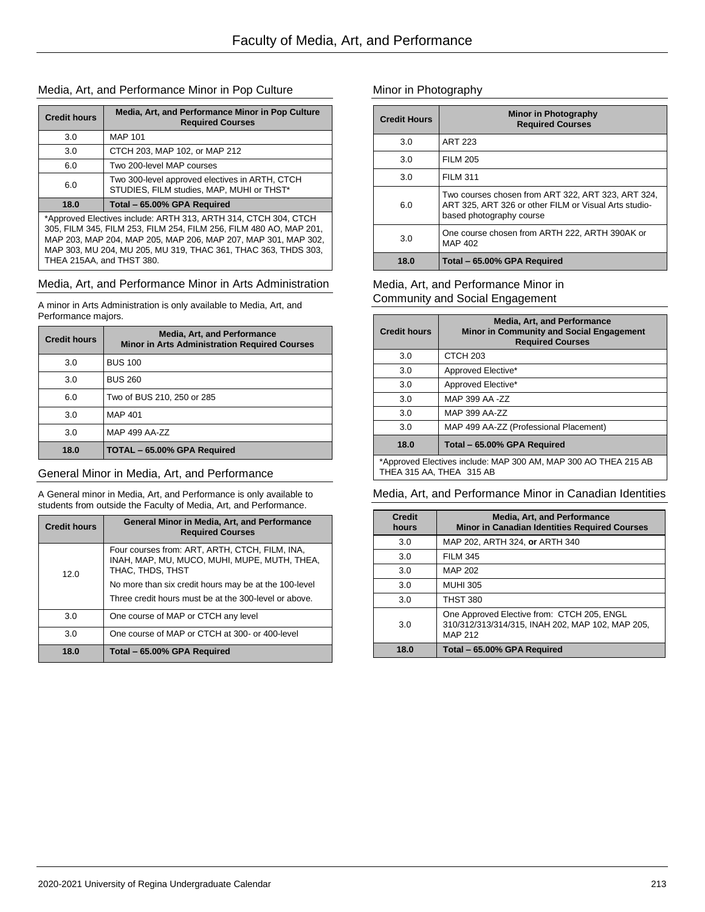## Media, Art, and Performance Minor in Pop Culture

| Credit hours | Media, Art, and Performance Minor in Pop Culture Required Courses |
|---|---|
| 3.0 | MAP 101 |
| 3.0 | CTCH 203, MAP 102, or MAP 212 |
| 6.0 | Two 200-level MAP courses |
| 6.0 | Two 300-level approved electives in ARTH, CTCH STUDIES, FILM studies, MAP, MUHI or THST* |
| **18.0** | **Total – 65.00% GPA Required** |

*Approved Electives include: ARTH 313, ARTH 314, CTCH 304, CTCH 305, FILM 345, FILM 253, FILM 254, FILM 256, FILM 480 AO, MAP 201, MAP 203, MAP 204, MAP 205, MAP 206, MAP 207, MAP 301, MAP 302, MAP 303, MU 204, MU 205, MU 319, THAC 361, THAC 363, THDS 303, THEA 215AA, and THST 380.

## Media, Art, and Performance Minor in Arts Administration

A minor in Arts Administration is only available to Media, Art, and Performance majors.

| Credit hours | Media, Art, and Performance Minor in Arts Administration Required Courses |
|---|---|
| 3.0 | BUS 100 |
| 3.0 | BUS 260 |
| 6.0 | Two of BUS 210, 250 or 285 |
| 3.0 | MAP 401 |
| 3.0 | MAP 499 AA-ZZ |
| **18.0** | **TOTAL – 65.00% GPA Required** |

## General Minor in Media, Art, and Performance

A General minor in Media, Art, and Performance is only available to students from outside the Faculty of Media, Art, and Performance.

| Credit hours | General Minor in Media, Art, and Performance Required Courses |
|---|---|
| 12.0 | Four courses from: ART, ARTH, CTCH, FILM, INA, INAH, MAP, MU, MUCO, MUHI, MUPE, MUTH, THEA, THAC, THDS, THST<br>No more than six credit hours may be at the 100-level<br>Three credit hours must be at the 300-level or above. |
| 3.0 | One course of MAP or CTCH any level |
| 3.0 | One course of MAP or CTCH at 300- or 400-level |
| **18.0** | **Total – 65.00% GPA Required** |

## Minor in Photography

| Credit Hours | Minor in Photography Required Courses |
|---|---|
| 3.0 | ART 223 |
| 3.0 | FILM 205 |
| 3.0 | FILM 311 |
| 6.0 | Two courses chosen from ART 322, ART 323, ART 324, ART 325, ART 326 or other FILM or Visual Arts studio-based photography course |
| 3.0 | One course chosen from ARTH 222, ARTH 390AK or MAP 402 |
| **18.0** | **Total – 65.00% GPA Required** |

## Media, Art, and Performance Minor in Community and Social Engagement

| Credit hours | Media, Art, and Performance Minor in Community and Social Engagement Required Courses |
|---|---|
| 3.0 | CTCH 203 |
| 3.0 | Approved Elective* |
| 3.0 | Approved Elective* |
| 3.0 | MAP 399 AA -ZZ |
| 3.0 | MAP 399 AA-ZZ |
| 3.0 | MAP 499 AA-ZZ (Professional Placement) |
| **18.0** | **Total – 65.00% GPA Required** |

*Approved Electives include: MAP 300 AM, MAP 300 AO THEA 215 AB THEA 315 AA, THEA 315 AB

## Media, Art, and Performance Minor in Canadian Identities

| Credit hours | Media, Art, and Performance Minor in Canadian Identities Required Courses |
|---|---|
| 3.0 | MAP 202, ARTH 324, **or** ARTH 340 |
| 3.0 | FILM 345 |
| 3.0 | MAP 202 |
| 3.0 | MUHI 305 |
| 3.0 | THST 380 |
| 3.0 | One Approved Elective from: CTCH 205, ENGL 310/312/313/314/315, INAH 202, MAP 102, MAP 205, MAP 212 |
| **18.0** | **Total – 65.00% GPA Required** |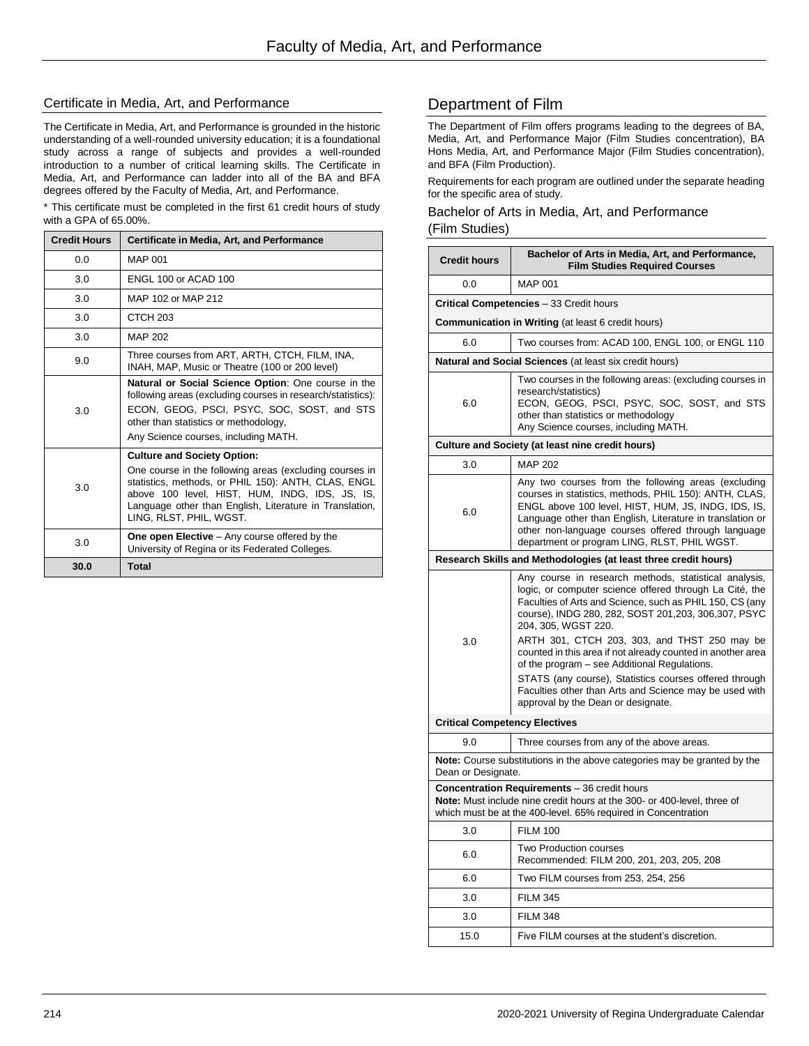## Certificate in Media, Art, and Performance

The Certificate in Media, Art, and Performance is grounded in the historic understanding of a well-rounded university education; it is a foundational study across a range of subjects and provides a well-rounded introduction to a number of critical learning skills. The Certificate in Media, Art, and Performance can ladder into all of the BA and BFA degrees offered by the Faculty of Media, Art, and Performance.

* This certificate must be completed in the first 61 credit hours of study with a GPA of 65.00%.

| Credit Hours | Certificate in Media, Art, and Performance |
|---|---|
| 0.0 | MAP 001 |
| 3.0 | ENGL 100 or ACAD 100 |
| 3.0 | MAP 102 or MAP 212 |
| 3.0 | CTCH 203 |
| 3.0 | MAP 202 |
| 9.0 | Three courses from ART, ARTH, CTCH, FILM, INA, INAH, MAP, Music or Theatre (100 or 200 level) |
| 3.0 | **Natural or Social Science Option**: One course in the following areas (excluding courses in research/statistics): ECON, GEOG, PSCI, PSYC, SOC, SOST, and STS other than statistics or methodology, Any Science courses, including MATH. |
| 3.0 | **Culture and Society Option:** One course in the following areas (excluding courses in statistics, methods, or PHIL 150): ANTH, CLAS, ENGL above 100 level, HIST, HUM, INDG, IDS, JS, IS, Language other than English, Literature in Translation, LING, RLST, PHIL, WGST. |
| 3.0 | **One open Elective** – Any course offered by the University of Regina or its Federated Colleges. |
| **30.0** | **Total** |

# Department of Film

The Department of Film offers programs leading to the degrees of BA, Media, Art, and Performance Major (Film Studies concentration), BA Hons Media, Art, and Performance Major (Film Studies concentration), and BFA (Film Production).

Requirements for each program are outlined under the separate heading for the specific area of study.

## Bachelor of Arts in Media, Art, and Performance (Film Studies)

| Credit hours | Bachelor of Arts in Media, Art, and Performance, Film Studies Required Courses |
|---|---|
| 0.0 | MAP 001 |
| **Critical Competencies** – 33 Credit hours | |
| **Communication in Writing** (at least 6 credit hours) | |
| 6.0 | Two courses from: ACAD 100, ENGL 100, or ENGL 110 |
| **Natural and Social Sciences** (at least six credit hours) | |
| 6.0 | Two courses in the following areas: (excluding courses in research/statistics) ECON, GEOG, PSCI, PSYC, SOC, SOST, and STS other than statistics or methodology Any Science courses, including MATH. |
| **Culture and Society (at least nine credit hours)** | |
| 3.0 | MAP 202 |
| 6.0 | Any two courses from the following areas (excluding courses in statistics, methods, PHIL 150): ANTH, CLAS, ENGL above 100 level, HIST, HUM, JS, INDG, IDS, IS, Language other than English, Literature in translation or other non-language courses offered through language department or program LING, RLST, PHIL WGST. |
| **Research Skills and Methodologies (at least three credit hours)** | |
| 3.0 | Any course in research methods, statistical analysis, logic, or computer science offered through La Cité, the Faculties of Arts and Science, such as PHIL 150, CS (any course), INDG 280, 282, SOST 201,203, 306,307, PSYC 204, 305, WGST 220. ARTH 301, CTCH 203, 303, and THST 250 may be counted in this area if not already counted in another area of the program – see Additional Regulations. STATS (any course), Statistics courses offered through Faculties other than Arts and Science may be used with approval by the Dean or designate. |
| **Critical Competency Electives** | |
| 9.0 | Three courses from any of the above areas. |
| **Note:** Course substitutions in the above categories may be granted by the Dean or Designate. | |
| **Concentration Requirements** – 36 credit hours **Note:** Must include nine credit hours at the 300- or 400-level, three of which must be at the 400-level. 65% required in Concentration | |
| 3.0 | FILM 100 |
| 6.0 | Two Production courses Recommended: FILM 200, 201, 203, 205, 208 |
| 6.0 | Two FILM courses from 253, 254, 256 |
| 3.0 | FILM 345 |
| 3.0 | FILM 348 |
| 15.0 | Five FILM courses at the student's discretion. |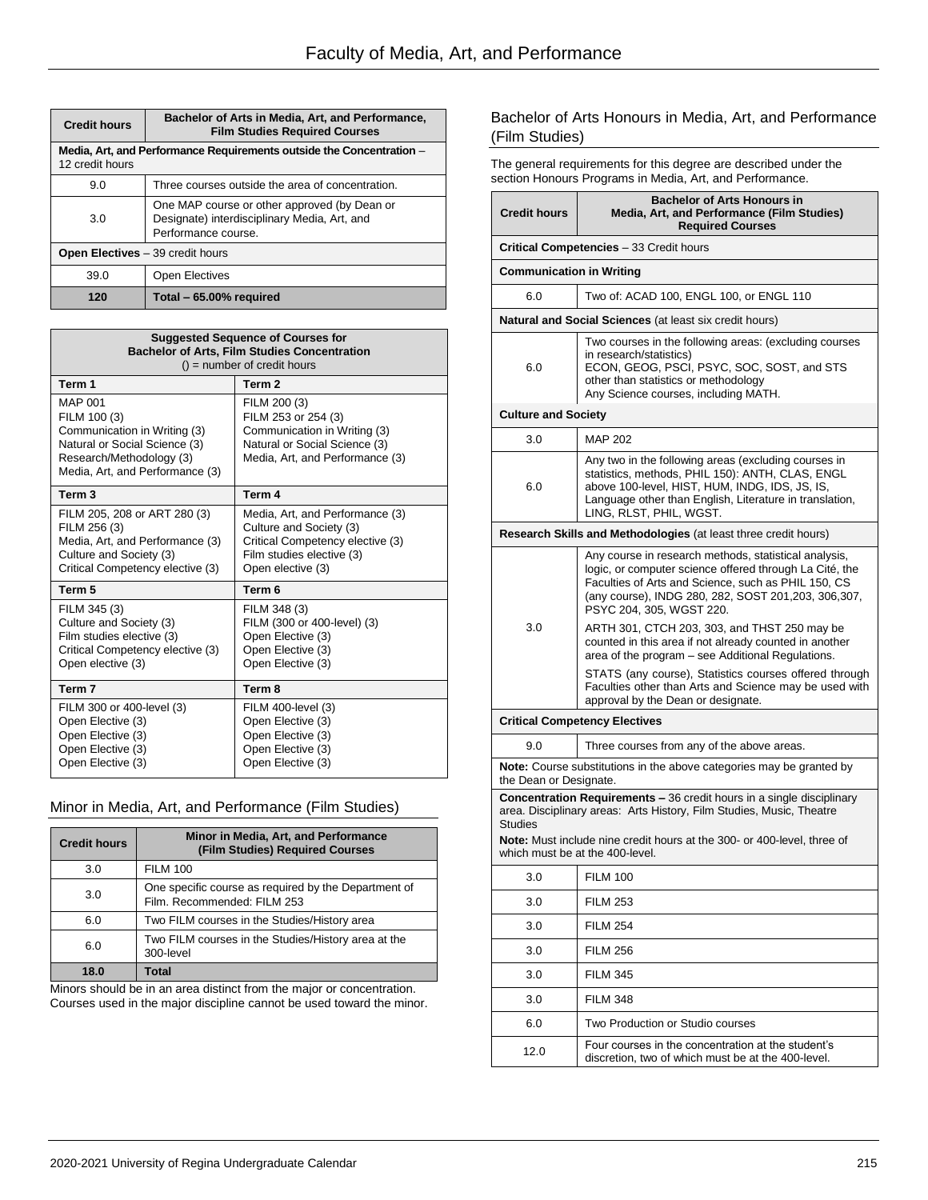| Credit hours | Bachelor of Arts in Media, Art, and Performance, Film Studies Required Courses |
|---|---|
| **Media, Art, and Performance Requirements outside the Concentration** – 12 credit hours | |
| 9.0 | Three courses outside the area of concentration. |
| 3.0 | One MAP course or other approved (by Dean or Designate) interdisciplinary Media, Art, and Performance course. |
| **Open Electives** – 39 credit hours | |
| 39.0 | Open Electives |
| **120** | **Total – 65.00% required** |

| Suggested Sequence of Courses for Bachelor of Arts, Film Studies Concentration () = number of credit hours | |
|---|---|
| **Term 1** | **Term 2** |
| MAP 001<br>FILM 100 (3)<br>Communication in Writing (3)<br>Natural or Social Science (3)<br>Research/Methodology (3)<br>Media, Art, and Performance (3) | FILM 200 (3)<br>FILM 253 or 254 (3)<br>Communication in Writing (3)<br>Natural or Social Science (3)<br>Media, Art, and Performance (3) |
| **Term 3** | **Term 4** |
| FILM 205, 208 or ART 280 (3)<br>FILM 256 (3)<br>Media, Art, and Performance (3)<br>Culture and Society (3)<br>Critical Competency elective (3) | Media, Art, and Performance (3)<br>Culture and Society (3)<br>Critical Competency elective (3)<br>Film studies elective (3)<br>Open elective (3) |
| **Term 5** | **Term 6** |
| FILM 345 (3)<br>Culture and Society (3)<br>Film studies elective (3)<br>Critical Competency elective (3)<br>Open elective (3) | FILM 348 (3)<br>FILM (300 or 400-level) (3)<br>Open Elective (3)<br>Open Elective (3)<br>Open Elective (3) |
| **Term 7** | **Term 8** |
| FILM 300 or 400-level (3)<br>Open Elective (3)<br>Open Elective (3)<br>Open Elective (3)<br>Open Elective (3) | FILM 400-level (3)<br>Open Elective (3)<br>Open Elective (3)<br>Open Elective (3)<br>Open Elective (3) |

## Minor in Media, Art, and Performance (Film Studies)

| Credit hours | Minor in Media, Art, and Performance (Film Studies) Required Courses |
|---|---|
| 3.0 | FILM 100 |
| 3.0 | One specific course as required by the Department of Film. Recommended: FILM 253 |
| 6.0 | Two FILM courses in the Studies/History area |
| 6.0 | Two FILM courses in the Studies/History area at the 300-level |
| **18.0** | **Total** |

Minors should be in an area distinct from the major or concentration. Courses used in the major discipline cannot be used toward the minor.

## Bachelor of Arts Honours in Media, Art, and Performance (Film Studies)

The general requirements for this degree are described under the section Honours Programs in Media, Art, and Performance.

| Credit hours | Bachelor of Arts Honours in Media, Art, and Performance (Film Studies) Required Courses |
|---|---|
| **Critical Competencies** – 33 Credit hours | |
| **Communication in Writing** | |
| 6.0 | Two of: ACAD 100, ENGL 100, or ENGL 110 |
| **Natural and Social Sciences** (at least six credit hours) | |
| 6.0 | Two courses in the following areas: (excluding courses in research/statistics)<br>ECON, GEOG, PSCI, PSYC, SOC, SOST, and STS other than statistics or methodology<br>Any Science courses, including MATH. |
| **Culture and Society** | |
| 3.0 | MAP 202 |
| 6.0 | Any two in the following areas (excluding courses in statistics, methods, PHIL 150): ANTH, CLAS, ENGL above 100-level, HIST, HUM, INDG, IDS, JS, IS, Language other than English, Literature in translation, LING, RLST, PHIL, WGST. |
| **Research Skills and Methodologies** (at least three credit hours) | |
| 3.0 | Any course in research methods, statistical analysis, logic, or computer science offered through La Cité, the Faculties of Arts and Science, such as PHIL 150, CS (any course), INDG 280, 282, SOST 201,203, 306,307, PSYC 204, 305, WGST 220.<br>ARTH 301, CTCH 203, 303, and THST 250 may be counted in this area if not already counted in another area of the program – see Additional Regulations.<br>STATS (any course), Statistics courses offered through Faculties other than Arts and Science may be used with approval by the Dean or designate. |
| **Critical Competency Electives** | |
| 9.0 | Three courses from any of the above areas. |
| **Note:** Course substitutions in the above categories may be granted by the Dean or Designate. | |
| **Concentration Requirements –** 36 credit hours in a single disciplinary area. Disciplinary areas: Arts History, Film Studies, Music, Theatre Studies<br>**Note:** Must include nine credit hours at the 300- or 400-level, three of which must be at the 400-level. | |
| 3.0 | FILM 100 |
| 3.0 | FILM 253 |
| 3.0 | FILM 254 |
| 3.0 | FILM 256 |
| 3.0 | FILM 345 |
| 3.0 | FILM 348 |
| 6.0 | Two Production or Studio courses |
| 12.0 | Four courses in the concentration at the student's discretion, two of which must be at the 400-level. |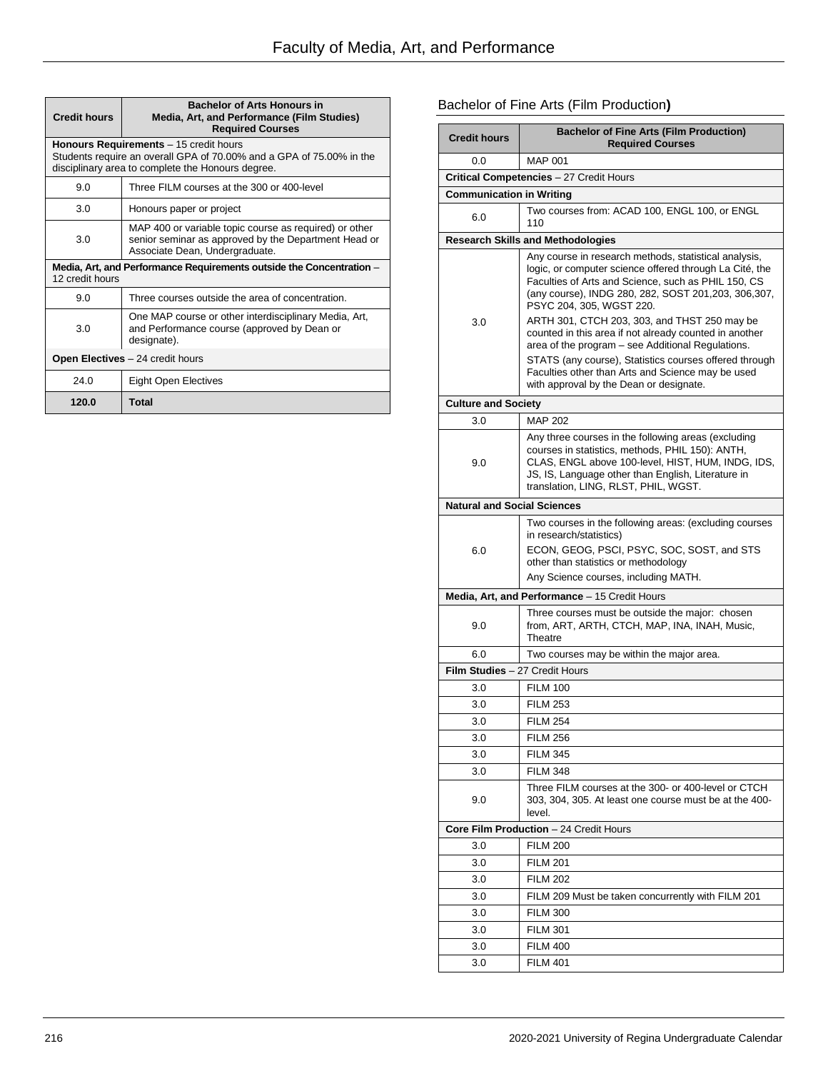| Credit hours | Bachelor of Arts Honours in Media, Art, and Performance (Film Studies) Required Courses |
|---|---|
| **Honours Requirements** – 15 credit hours<br>Students require an overall GPA of 70.00% and a GPA of 75.00% in the disciplinary area to complete the Honours degree. | |
| 9.0 | Three FILM courses at the 300 or 400-level |
| 3.0 | Honours paper or project |
| 3.0 | MAP 400 or variable topic course as required) or other senior seminar as approved by the Department Head or Associate Dean, Undergraduate. |
| **Media, Art, and Performance Requirements outside the Concentration** – 12 credit hours | |
| 9.0 | Three courses outside the area of concentration. |
| 3.0 | One MAP course or other interdisciplinary Media, Art, and Performance course (approved by Dean or designate). |
| **Open Electives** – 24 credit hours | |
| 24.0 | Eight Open Electives |
| **120.0** | **Total** |

## Bachelor of Fine Arts (Film Production)

| Credit hours | Bachelor of Fine Arts (Film Production) Required Courses |
|---|---|
| 0.0 | MAP 001 |
| **Critical Competencies** – 27 Credit Hours | |
| **Communication in Writing** | |
| 6.0 | Two courses from: ACAD 100, ENGL 100, or ENGL 110 |
| **Research Skills and Methodologies** | |
| 3.0 | Any course in research methods, statistical analysis, logic, or computer science offered through La Cité, the Faculties of Arts and Science, such as PHIL 150, CS (any course), INDG 280, 282, SOST 201,203, 306,307, PSYC 204, 305, WGST 220.<br>ARTH 301, CTCH 203, 303, and THST 250 may be counted in this area if not already counted in another area of the program – see Additional Regulations.<br>STATS (any course), Statistics courses offered through Faculties other than Arts and Science may be used with approval by the Dean or designate. |
| **Culture and Society** | |
| 3.0 | MAP 202 |
| 9.0 | Any three courses in the following areas (excluding courses in statistics, methods, PHIL 150): ANTH, CLAS, ENGL above 100-level, HIST, HUM, INDG, IDS, JS, IS, Language other than English, Literature in translation, LING, RLST, PHIL, WGST. |
| **Natural and Social Sciences** | |
| 6.0 | Two courses in the following areas: (excluding courses in research/statistics)<br>ECON, GEOG, PSCI, PSYC, SOC, SOST, and STS other than statistics or methodology<br>Any Science courses, including MATH. |
| **Media, Art, and Performance** – 15 Credit Hours | |
| 9.0 | Three courses must be outside the major: chosen from, ART, ARTH, CTCH, MAP, INA, INAH, Music, Theatre |
| 6.0 | Two courses may be within the major area. |
| **Film Studies** – 27 Credit Hours | |
| 3.0 | FILM 100 |
| 3.0 | FILM 253 |
| 3.0 | FILM 254 |
| 3.0 | FILM 256 |
| 3.0 | FILM 345 |
| 3.0 | FILM 348 |
| 9.0 | Three FILM courses at the 300- or 400-level or CTCH 303, 304, 305. At least one course must be at the 400-level. |
| **Core Film Production** – 24 Credit Hours | |
| 3.0 | FILM 200 |
| 3.0 | FILM 201 |
| 3.0 | FILM 202 |
| 3.0 | FILM 209 Must be taken concurrently with FILM 201 |
| 3.0 | FILM 300 |
| 3.0 | FILM 301 |
| 3.0 | FILM 400 |
| 3.0 | FILM 401 |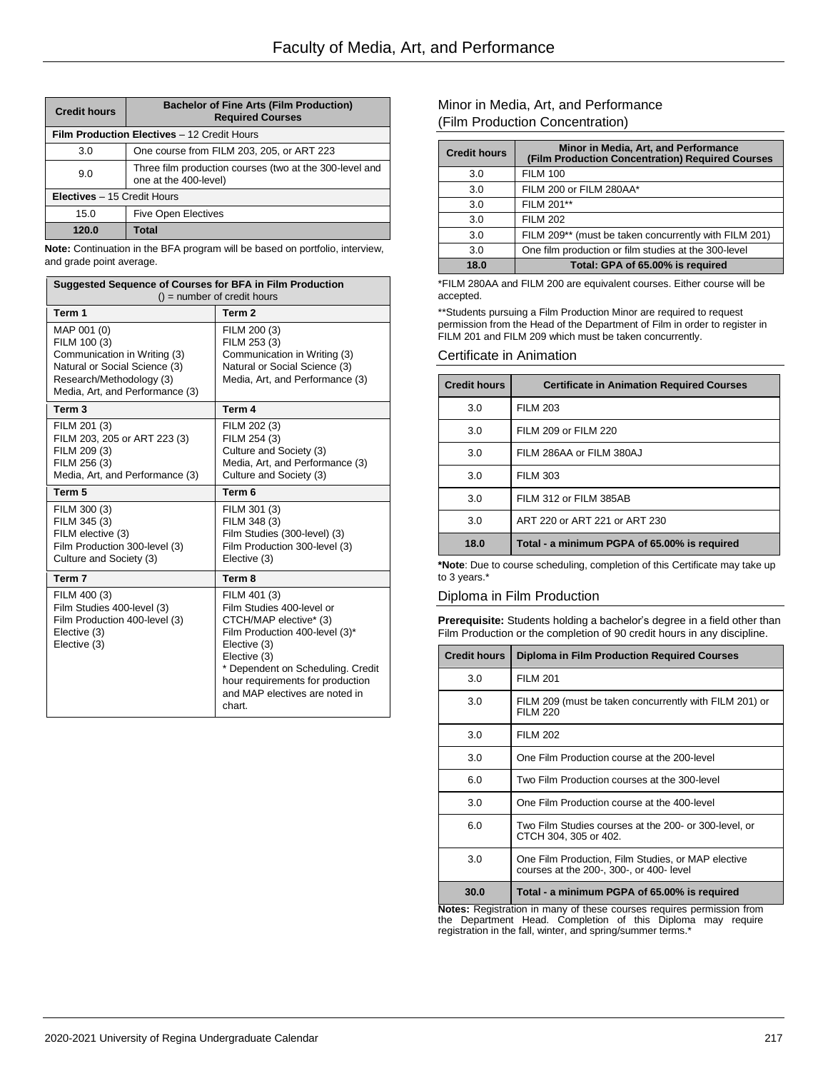| Credit hours | Bachelor of Fine Arts (Film Production) Required Courses |
|---|---|
| **Film Production Electives** – 12 Credit Hours | |
| 3.0 | One course from FILM 203, 205, or ART 223 |
| 9.0 | Three film production courses (two at the 300-level and one at the 400-level) |
| **Electives** – 15 Credit Hours | |
| 15.0 | Five Open Electives |
| **120.0** | **Total** |

**Note:** Continuation in the BFA program will be based on portfolio, interview, and grade point average.

| Suggested Sequence of Courses for BFA in Film Production () = number of credit hours | |
|---|---|
| **Term 1** | **Term 2** |
| MAP 001 (0)<br>FILM 100 (3)<br>Communication in Writing (3)<br>Natural or Social Science (3)<br>Research/Methodology (3)<br>Media, Art, and Performance (3) | FILM 200 (3)<br>FILM 253 (3)<br>Communication in Writing (3)<br>Natural or Social Science (3)<br>Media, Art, and Performance (3) |
| **Term 3** | **Term 4** |
| FILM 201 (3)<br>FILM 203, 205 or ART 223 (3)<br>FILM 209 (3)<br>FILM 256 (3)<br>Media, Art, and Performance (3) | FILM 202 (3)<br>FILM 254 (3)<br>Culture and Society (3)<br>Media, Art, and Performance (3)<br>Culture and Society (3) |
| **Term 5** | **Term 6** |
| FILM 300 (3)<br>FILM 345 (3)<br>FILM elective (3)<br>Film Production 300-level (3)<br>Culture and Society (3) | FILM 301 (3)<br>FILM 348 (3)<br>Film Studies (300-level) (3)<br>Film Production 300-level (3)<br>Elective (3) |
| **Term 7** | **Term 8** |
| FILM 400 (3)<br>Film Studies 400-level (3)<br>Film Production 400-level (3)<br>Elective (3)<br>Elective (3) | FILM 401 (3)<br>Film Studies 400-level or CTCH/MAP elective* (3)<br>Film Production 400-level (3)*<br>Elective (3)<br>Elective (3)<br>* Dependent on Scheduling. Credit hour requirements for production and MAP electives are noted in chart. |

## Minor in Media, Art, and Performance (Film Production Concentration)

| Credit hours | Minor in Media, Art, and Performance (Film Production Concentration) Required Courses |
|---|---|
| 3.0 | FILM 100 |
| 3.0 | FILM 200 or FILM 280AA* |
| 3.0 | FILM 201** |
| 3.0 | FILM 202 |
| 3.0 | FILM 209** (must be taken concurrently with FILM 201) |
| 3.0 | One film production or film studies at the 300-level |
| **18.0** | **Total: GPA of 65.00% is required** |

*FILM 280AA and FILM 200 are equivalent courses. Either course will be accepted.

**Students pursuing a Film Production Minor are required to request permission from the Head of the Department of Film in order to register in FILM 201 and FILM 209 which must be taken concurrently.

## Certificate in Animation

| Credit hours | Certificate in Animation Required Courses |
|---|---|
| 3.0 | FILM 203 |
| 3.0 | FILM 209 or FILM 220 |
| 3.0 | FILM 286AA or FILM 380AJ |
| 3.0 | FILM 303 |
| 3.0 | FILM 312 or FILM 385AB |
| 3.0 | ART 220 or ART 221 or ART 230 |
| **18.0** | **Total - a minimum PGPA of 65.00% is required** |

***Note**: Due to course scheduling, completion of this Certificate may take up to 3 years.*

## Diploma in Film Production

**Prerequisite:** Students holding a bachelor's degree in a field other than Film Production or the completion of 90 credit hours in any discipline.

| Credit hours | Diploma in Film Production Required Courses |
|---|---|
| 3.0 | FILM 201 |
| 3.0 | FILM 209 (must be taken concurrently with FILM 201) or FILM 220 |
| 3.0 | FILM 202 |
| 3.0 | One Film Production course at the 200-level |
| 6.0 | Two Film Production courses at the 300-level |
| 3.0 | One Film Production course at the 400-level |
| 6.0 | Two Film Studies courses at the 200- or 300-level, or CTCH 304, 305 or 402. |
| 3.0 | One Film Production, Film Studies, or MAP elective courses at the 200-, 300-, or 400- level |
| **30.0** | **Total - a minimum PGPA of 65.00% is required** |

**Notes:** Registration in many of these courses requires permission from the Department Head. Completion of this Diploma may require registration in the fall, winter, and spring/summer terms.*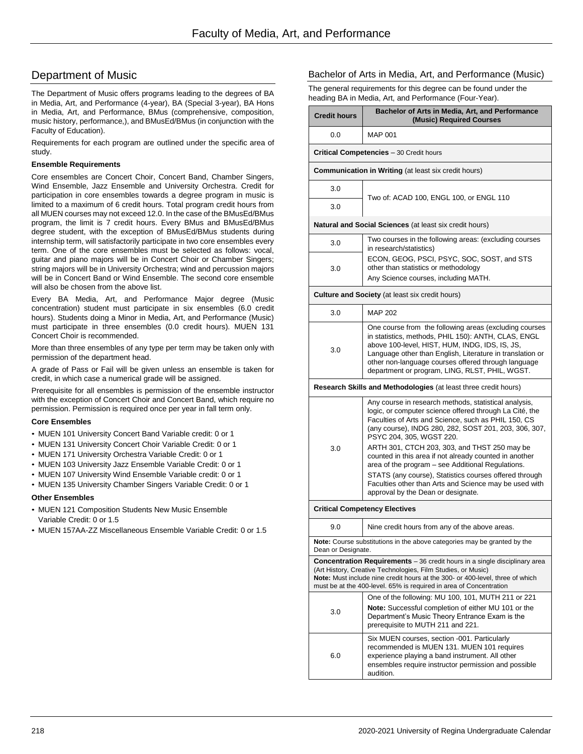## Department of Music

The Department of Music offers programs leading to the degrees of BA in Media, Art, and Performance (4-year), BA (Special 3-year), BA Hons in Media, Art, and Performance, BMus (comprehensive, composition, music history, performance,), and BMusEd/BMus (in conjunction with the Faculty of Education).

Requirements for each program are outlined under the specific area of study.

**Ensemble Requirements**

Core ensembles are Concert Choir, Concert Band, Chamber Singers, Wind Ensemble, Jazz Ensemble and University Orchestra. Credit for participation in core ensembles towards a degree program in music is limited to a maximum of 6 credit hours. Total program credit hours from all MUEN courses may not exceed 12.0. In the case of the BMusEd/BMus program, the limit is 7 credit hours. Every BMus and BMusEd/BMus degree student, with the exception of BMusEd/BMus students during internship term, will satisfactorily participate in two core ensembles every term. One of the core ensembles must be selected as follows: vocal, guitar and piano majors will be in Concert Choir or Chamber Singers; string majors will be in University Orchestra; wind and percussion majors will be in Concert Band or Wind Ensemble. The second core ensemble will also be chosen from the above list.

Every BA Media, Art, and Performance Major degree (Music concentration) student must participate in six ensembles (6.0 credit hours). Students doing a Minor in Media, Art, and Performance (Music) must participate in three ensembles (0.0 credit hours). MUEN 131 Concert Choir is recommended.

More than three ensembles of any type per term may be taken only with permission of the department head.

A grade of Pass or Fail will be given unless an ensemble is taken for credit, in which case a numerical grade will be assigned.

Prerequisite for all ensembles is permission of the ensemble instructor with the exception of Concert Choir and Concert Band, which require no permission. Permission is required once per year in fall term only.

**Core Ensembles**

- MUEN 101 University Concert Band Variable credit: 0 or 1
- MUEN 131 University Concert Choir Variable Credit: 0 or 1
- MUEN 171 University Orchestra Variable Credit: 0 or 1
- MUEN 103 University Jazz Ensemble Variable Credit: 0 or 1
- MUEN 107 University Wind Ensemble Variable credit: 0 or 1
- MUEN 135 University Chamber Singers Variable Credit: 0 or 1

**Other Ensembles**

- MUEN 121 Composition Students New Music Ensemble Variable Credit: 0 or 1.5
- MUEN 157AA-ZZ Miscellaneous Ensemble Variable Credit: 0 or 1.5

### Bachelor of Arts in Media, Art, and Performance (Music)

The general requirements for this degree can be found under the heading BA in Media, Art, and Performance (Four-Year).

| Credit hours | Bachelor of Arts in Media, Art, and Performance (Music) Required Courses |
|---|---|
| 0.0 | MAP 001 |
| **Critical Competencies** – 30 Credit hours | |
| **Communication in Writing** (at least six credit hours) | |
| 3.0 | Two of: ACAD 100, ENGL 100, or ENGL 110 |
| 3.0 | |
| **Natural and Social Sciences** (at least six credit hours) | |
| 3.0 | Two courses in the following areas: (excluding courses in research/statistics) |
| 3.0 | ECON, GEOG, PSCI, PSYC, SOC, SOST, and STS other than statistics or methodology<br>Any Science courses, including MATH. |
| **Culture and Society** (at least six credit hours) | |
| 3.0 | MAP 202 |
| 3.0 | One course from the following areas (excluding courses in statistics, methods, PHIL 150): ANTH, CLAS, ENGL above 100-level, HIST, HUM, INDG, IDS, IS, JS, Language other than English, Literature in translation or other non-language courses offered through language department or program, LING, RLST, PHIL, WGST. |
| **Research Skills and Methodologies** (at least three credit hours) | |
| 3.0 | Any course in research methods, statistical analysis, logic, or computer science offered through La Cité, the Faculties of Arts and Science, such as PHIL 150, CS (any course), INDG 280, 282, SOST 201, 203, 306, 307, PSYC 204, 305, WGST 220.<br>ARTH 301, CTCH 203, 303, and THST 250 may be counted in this area if not already counted in another area of the program – see Additional Regulations.<br>STATS (any course), Statistics courses offered through Faculties other than Arts and Science may be used with approval by the Dean or designate. |
| **Critical Competency Electives** | |
| 9.0 | Nine credit hours from any of the above areas. |
| **Note:** Course substitutions in the above categories may be granted by the Dean or Designate. | |
| **Concentration Requirements** – 36 credit hours in a single disciplinary area (Art History, Creative Technologies, Film Studies, or Music)<br>**Note:** Must include nine credit hours at the 300- or 400-level, three of which must be at the 400-level. 65% is required in area of Concentration | |
| 3.0 | One of the following: MU 100, 101, MUTH 211 or 221<br>**Note:** Successful completion of either MU 101 or the Department's Music Theory Entrance Exam is the prerequisite to MUTH 211 and 221. |
| 6.0 | Six MUEN courses, section -001. Particularly recommended is MUEN 131. MUEN 101 requires experience playing a band instrument. All other ensembles require instructor permission and possible audition. |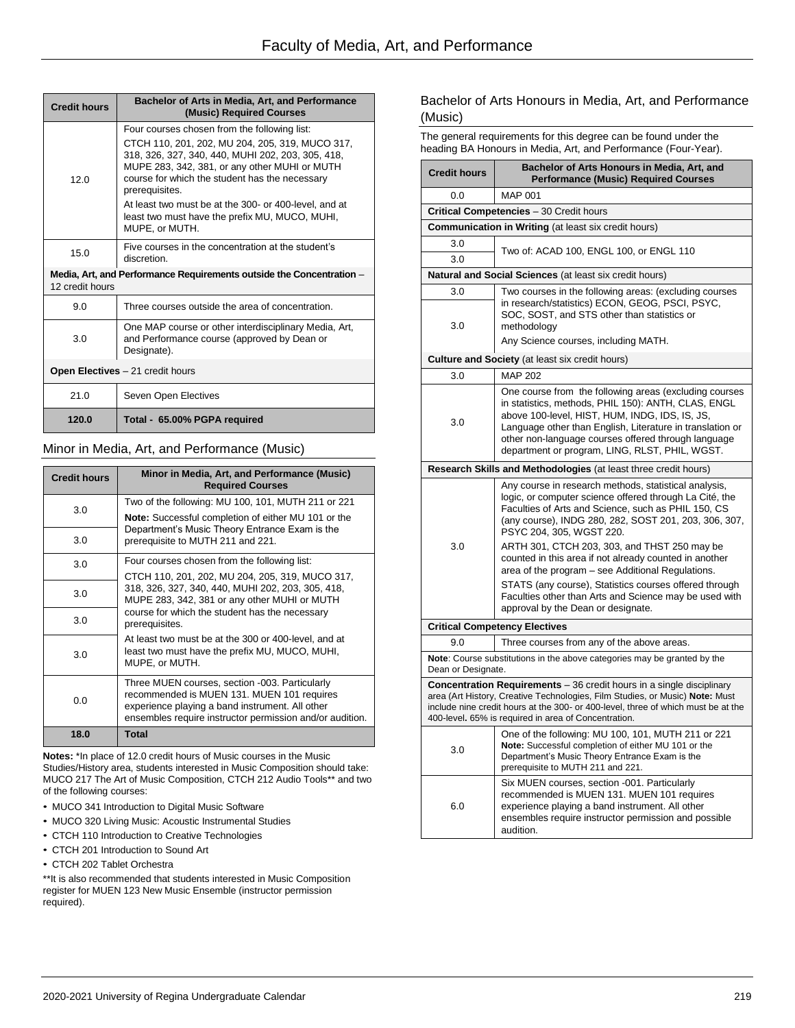| Credit hours | Bachelor of Arts in Media, Art, and Performance (Music) Required Courses |
|---|---|
| 12.0 | Four courses chosen from the following list: CTCH 110, 201, 202, MU 204, 205, 319, MUCO 317, 318, 326, 327, 340, 440, MUHI 202, 203, 305, 418, MUPE 283, 342, 381, or any other MUHI or MUTH course for which the student has the necessary prerequisites. At least two must be at the 300- or 400-level, and at least two must have the prefix MU, MUCO, MUHI, MUPE, or MUTH. |
| 15.0 | Five courses in the concentration at the student's discretion. |
| **Media, Art, and Performance Requirements outside the Concentration** – 12 credit hours | |
| 9.0 | Three courses outside the area of concentration. |
| 3.0 | One MAP course or other interdisciplinary Media, Art, and Performance course (approved by Dean or Designate). |
| **Open Electives** – 21 credit hours | |
| 21.0 | Seven Open Electives |
| **120.0** | **Total - 65.00% PGPA required** |

## Minor in Media, Art, and Performance (Music)

| Credit hours | Minor in Media, Art, and Performance (Music) Required Courses |
|---|---|
| 3.0 | Two of the following: MU 100, 101, MUTH 211 or 221 **Note:** Successful completion of either MU 101 or the Department's Music Theory Entrance Exam is the prerequisite to MUTH 211 and 221. |
| 3.0 | |
| 3.0 | Four courses chosen from the following list: CTCH 110, 201, 202, MU 204, 205, 319, MUCO 317, 318, 326, 327, 340, 440, MUHI 202, 203, 305, 418, MUPE 283, 342, 381 or any other MUHI or MUTH course for which the student has the necessary prerequisites. At least two must be at the 300 or 400-level, and at least two must have the prefix MU, MUCO, MUHI, MUPE, or MUTH. |
| 3.0 | |
| 3.0 | |
| 3.0 | |
| 0.0 | Three MUEN courses, section -003. Particularly recommended is MUEN 131. MUEN 101 requires experience playing a band instrument. All other ensembles require instructor permission and/or audition. |
| **18.0** | **Total** |

**Notes:** *In place of 12.0 credit hours of Music courses in the Music Studies/History area, students interested in Music Composition should take: MUCO 217 The Art of Music Composition, CTCH 212 Audio Tools** and two of the following courses:

- MUCO 341 Introduction to Digital Music Software
- MUCO 320 Living Music: Acoustic Instrumental Studies
- CTCH 110 Introduction to Creative Technologies
- CTCH 201 Introduction to Sound Art
- CTCH 202 Tablet Orchestra

**It is also recommended that students interested in Music Composition register for MUEN 123 New Music Ensemble (instructor permission required).

## Bachelor of Arts Honours in Media, Art, and Performance (Music)

The general requirements for this degree can be found under the heading BA Honours in Media, Art, and Performance (Four-Year).

| Credit hours | Bachelor of Arts Honours in Media, Art, and Performance (Music) Required Courses |
|---|---|
| 0.0 | MAP 001 |
| **Critical Competencies** – 30 Credit hours | |
| **Communication in Writing** (at least six credit hours) | |
| 3.0 | Two of: ACAD 100, ENGL 100, or ENGL 110 |
| 3.0 | |
| **Natural and Social Sciences** (at least six credit hours) | |
| 3.0 | Two courses in the following areas: (excluding courses in research/statistics) ECON, GEOG, PSCI, PSYC, SOC, SOST, and STS other than statistics or methodology Any Science courses, including MATH. |
| 3.0 | |
| **Culture and Society** (at least six credit hours) | |
| 3.0 | MAP 202 |
| 3.0 | One course from the following areas (excluding courses in statistics, methods, PHIL 150): ANTH, CLAS, ENGL above 100-level, HIST, HUM, INDG, IDS, IS, JS, Language other than English, Literature in translation or other non-language courses offered through language department or program, LING, RLST, PHIL, WGST. |
| **Research Skills and Methodologies** (at least three credit hours) | |
| 3.0 | Any course in research methods, statistical analysis, logic, or computer science offered through La Cité, the Faculties of Arts and Science, such as PHIL 150, CS (any course), INDG 280, 282, SOST 201, 203, 306, 307, PSYC 204, 305, WGST 220. ARTH 301, CTCH 203, 303, and THST 250 may be counted in this area if not already counted in another area of the program – see Additional Regulations. STATS (any course), Statistics courses offered through Faculties other than Arts and Science may be used with approval by the Dean or designate. |
| **Critical Competency Electives** | |
| 9.0 | Three courses from any of the above areas. |
| **Note**: Course substitutions in the above categories may be granted by the Dean or Designate. | |
| **Concentration Requirements** – 36 credit hours in a single disciplinary area (Art History, Creative Technologies, Film Studies, or Music) **Note:** Must include nine credit hours at the 300- or 400-level, three of which must be at the 400-level**.** 65% is required in area of Concentration. | |
| 3.0 | One of the following: MU 100, 101, MUTH 211 or 221 **Note:** Successful completion of either MU 101 or the Department's Music Theory Entrance Exam is the prerequisite to MUTH 211 and 221. |
| 6.0 | Six MUEN courses, section -001. Particularly recommended is MUEN 131. MUEN 101 requires experience playing a band instrument. All other ensembles require instructor permission and possible audition. |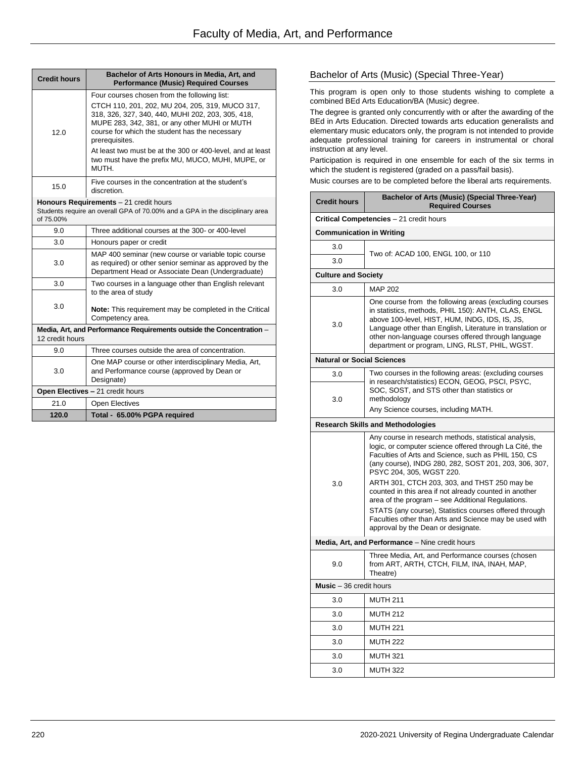| Credit hours | Bachelor of Arts Honours in Media, Art, and Performance (Music) Required Courses |
|---|---|
| 12.0 | Four courses chosen from the following list: CTCH 110, 201, 202, MU 204, 205, 319, MUCO 317, 318, 326, 327, 340, 440, MUHI 202, 203, 305, 418, MUPE 283, 342, 381, or any other MUHI or MUTH course for which the student has the necessary prerequisites. At least two must be at the 300 or 400-level, and at least two must have the prefix MU, MUCO, MUHI, MUPE, or MUTH. |
| 15.0 | Five courses in the concentration at the student's discretion. |
| **Honours Requirements** – 21 credit hours<br>Students require an overall GPA of 70.00% and a GPA in the disciplinary area of 75.00% | |
| 9.0 | Three additional courses at the 300- or 400-level |
| 3.0 | Honours paper or credit |
| 3.0 | MAP 400 seminar (new course or variable topic course as required) or other senior seminar as approved by the Department Head or Associate Dean (Undergraduate) |
| 3.0 | Two courses in a language other than English relevant to the area of study<br>**Note:** This requirement may be completed in the Critical Competency area. |
| 3.0 | |
| **Media, Art, and Performance Requirements outside the Concentration** – 12 credit hours | |
| 9.0 | Three courses outside the area of concentration. |
| 3.0 | One MAP course or other interdisciplinary Media, Art, and Performance course (approved by Dean or Designate) |
| **Open Electives –** 21 credit hours | |
| 21.0 | Open Electives |
| **120.0** | **Total - 65.00% PGPA required** |

## Bachelor of Arts (Music) (Special Three-Year)

This program is open only to those students wishing to complete a combined BEd Arts Education/BA (Music) degree.

The degree is granted only concurrently with or after the awarding of the BEd in Arts Education. Directed towards arts education generalists and elementary music educators only, the program is not intended to provide adequate professional training for careers in instrumental or choral instruction at any level.

Participation is required in one ensemble for each of the six terms in which the student is registered (graded on a pass/fail basis).

Music courses are to be completed before the liberal arts requirements.

| Credit hours | Bachelor of Arts (Music) (Special Three-Year) Required Courses |
|---|---|
| **Critical Competencies** – 21 credit hours | |
| **Communication in Writing** | |
| 3.0 | Two of: ACAD 100, ENGL 100, or 110 |
| 3.0 | |
| **Culture and Society** | |
| 3.0 | MAP 202 |
| 3.0 | One course from the following areas (excluding courses in statistics, methods, PHIL 150): ANTH, CLAS, ENGL above 100-level, HIST, HUM, INDG, IDS, IS, JS, Language other than English, Literature in translation or other non-language courses offered through language department or program, LING, RLST, PHIL, WGST. |
| **Natural or Social Sciences** | |
| 3.0 | Two courses in the following areas: (excluding courses in research/statistics) ECON, GEOG, PSCI, PSYC, SOC, SOST, and STS other than statistics or methodology<br>Any Science courses, including MATH. |
| 3.0 | |
| **Research Skills and Methodologies** | |
| 3.0 | Any course in research methods, statistical analysis, logic, or computer science offered through La Cité, the Faculties of Arts and Science, such as PHIL 150, CS (any course), INDG 280, 282, SOST 201, 203, 306, 307, PSYC 204, 305, WGST 220.<br>ARTH 301, CTCH 203, 303, and THST 250 may be counted in this area if not already counted in another area of the program – see Additional Regulations.<br>STATS (any course), Statistics courses offered through Faculties other than Arts and Science may be used with approval by the Dean or designate. |
| **Media, Art, and Performance** – Nine credit hours | |
| 9.0 | Three Media, Art, and Performance courses (chosen from ART, ARTH, CTCH, FILM, INA, INAH, MAP, Theatre) |
| **Music** – 36 credit hours | |
| 3.0 | MUTH 211 |
| 3.0 | MUTH 212 |
| 3.0 | MUTH 221 |
| 3.0 | MUTH 222 |
| 3.0 | MUTH 321 |
| 3.0 | MUTH 322 |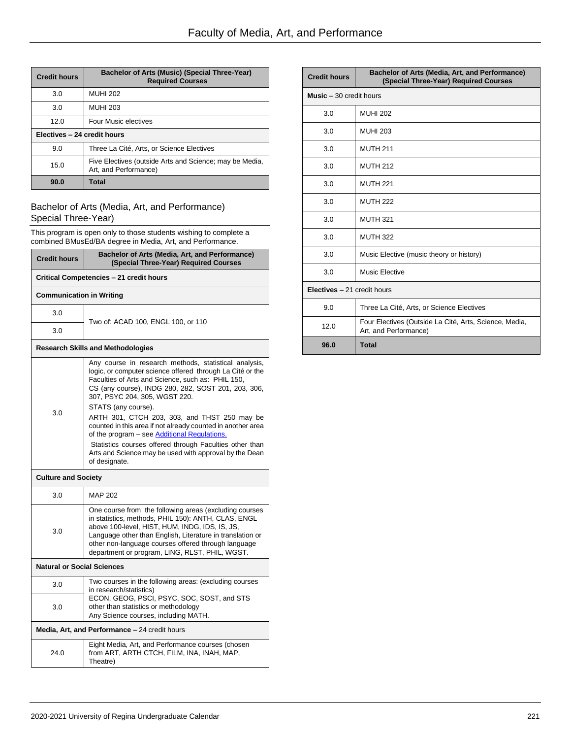| Credit hours | Bachelor of Arts (Music) (Special Three-Year) Required Courses |
|---|---|
| 3.0 | MUHI 202 |
| 3.0 | MUHI 203 |
| 12.0 | Four Music electives |
| **Electives – 24 credit hours** | |
| 9.0 | Three La Cité, Arts, or Science Electives |
| 15.0 | Five Electives (outside Arts and Science; may be Media, Art, and Performance) |
| **90.0** | **Total** |

## Bachelor of Arts (Media, Art, and Performance) Special Three-Year)

This program is open only to those students wishing to complete a combined BMusEd/BA degree in Media, Art, and Performance.

| Credit hours | Bachelor of Arts (Media, Art, and Performance) (Special Three-Year) Required Courses |
|---|---|
| **Critical Competencies – 21 credit hours** | |
| **Communication in Writing** | |
| 3.0 | Two of: ACAD 100, ENGL 100, or 110 |
| 3.0 | |
| **Research Skills and Methodologies** | |
| 3.0 | Any course in research methods, statistical analysis, logic, or computer science offered through La Cité or the Faculties of Arts and Science, such as: PHIL 150, CS (any course), INDG 280, 282, SOST 201, 203, 306, 307, PSYC 204, 305, WGST 220. STATS (any course). ARTH 301, CTCH 203, 303, and THST 250 may be counted in this area if not already counted in another area of the program – see Additional Regulations. Statistics courses offered through Faculties other than Arts and Science may be used with approval by the Dean of designate. |
| **Culture and Society** | |
| 3.0 | MAP 202 |
| 3.0 | One course from the following areas (excluding courses in statistics, methods, PHIL 150): ANTH, CLAS, ENGL above 100-level, HIST, HUM, INDG, IDS, IS, JS, Language other than English, Literature in translation or other non-language courses offered through language department or program, LING, RLST, PHIL, WGST. |
| **Natural or Social Sciences** | |
| 3.0 | Two courses in the following areas: (excluding courses in research/statistics) ECON, GEOG, PSCI, PSYC, SOC, SOST, and STS other than statistics or methodology Any Science courses, including MATH. |
| 3.0 | |
| **Media, Art, and Performance** – 24 credit hours | |
| 24.0 | Eight Media, Art, and Performance courses (chosen from ART, ARTH CTCH, FILM, INA, INAH, MAP, Theatre) |

| Credit hours | Bachelor of Arts (Media, Art, and Performance) (Special Three-Year) Required Courses |
|---|---|
| **Music** – 30 credit hours | |
| 3.0 | MUHI 202 |
| 3.0 | MUHI 203 |
| 3.0 | MUTH 211 |
| 3.0 | MUTH 212 |
| 3.0 | MUTH 221 |
| 3.0 | MUTH 222 |
| 3.0 | MUTH 321 |
| 3.0 | MUTH 322 |
| 3.0 | Music Elective (music theory or history) |
| 3.0 | Music Elective |
| **Electives** – 21 credit hours | |
| 9.0 | Three La Cité, Arts, or Science Electives |
| 12.0 | Four Electives (Outside La Cité, Arts, Science, Media, Art, and Performance) |
| **96.0** | **Total** |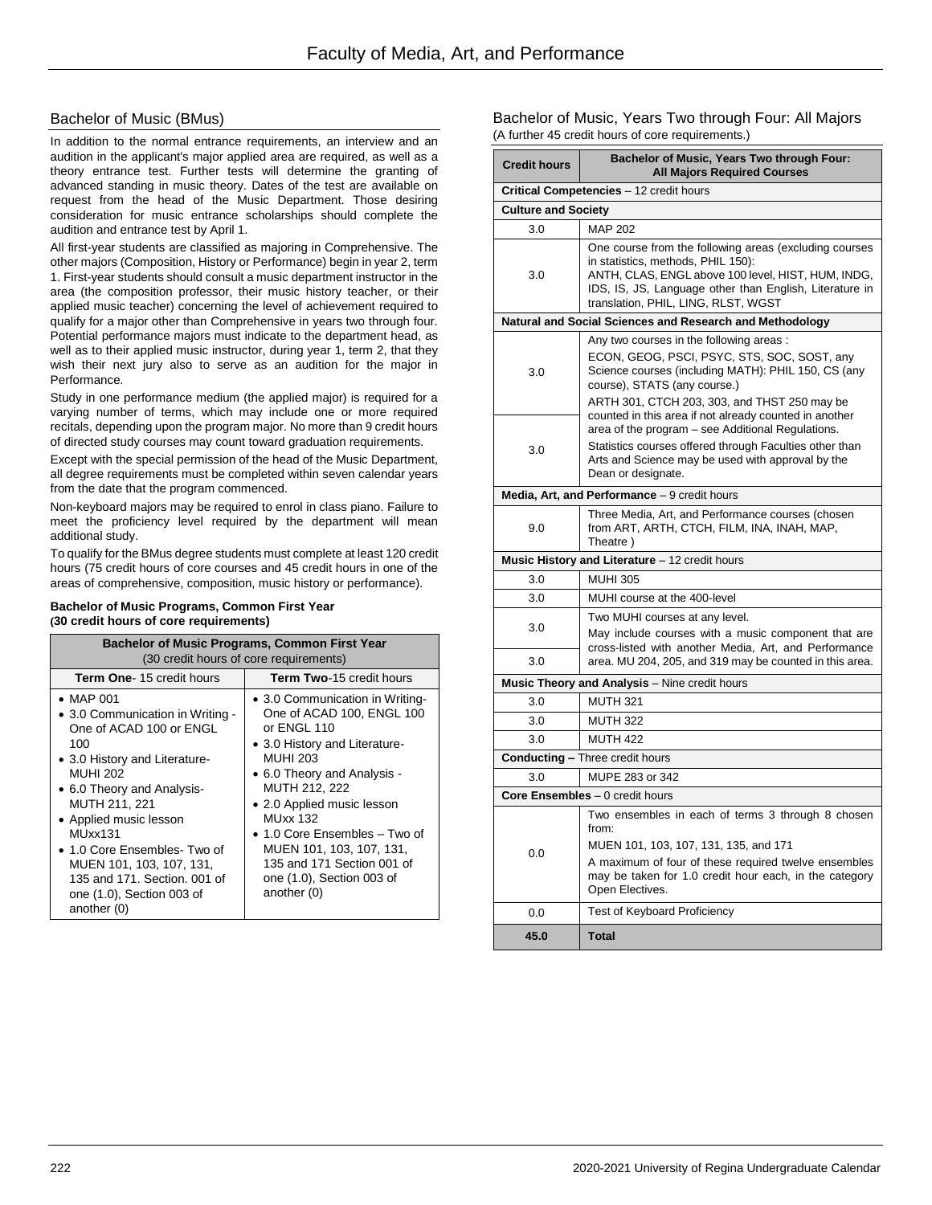# Faculty of Media, Art, and Performance

## Bachelor of Music (BMus)

In addition to the normal entrance requirements, an interview and an audition in the applicant's major applied area are required, as well as a theory entrance test. Further tests will determine the granting of advanced standing in music theory. Dates of the test are available on request from the head of the Music Department. Those desiring consideration for music entrance scholarships should complete the audition and entrance test by April 1.

All first-year students are classified as majoring in Comprehensive. The other majors (Composition, History or Performance) begin in year 2, term 1. First-year students should consult a music department instructor in the area (the composition professor, their music history teacher, or their applied music teacher) concerning the level of achievement required to qualify for a major other than Comprehensive in years two through four. Potential performance majors must indicate to the department head, as well as to their applied music instructor, during year 1, term 2, that they wish their next jury also to serve as an audition for the major in Performance.

Study in one performance medium (the applied major) is required for a varying number of terms, which may include one or more required recitals, depending upon the program major. No more than 9 credit hours of directed study courses may count toward graduation requirements.

Except with the special permission of the head of the Music Department, all degree requirements must be completed within seven calendar years from the date that the program commenced.

Non-keyboard majors may be required to enrol in class piano. Failure to meet the proficiency level required by the department will mean additional study.

To qualify for the BMus degree students must complete at least 120 credit hours (75 credit hours of core courses and 45 credit hours in one of the areas of comprehensive, composition, music history or performance).

**Bachelor of Music Programs, Common First Year (30 credit hours of core requirements)**

| **Bachelor of Music Programs, Common First Year** (30 credit hours of core requirements) | |
|---|---|
| **Term One**- 15 credit hours | **Term Two**-15 credit hours |
| • MAP 001<br>• 3.0 Communication in Writing - One of ACAD 100 or ENGL 100<br>• 3.0 History and Literature- MUHI 202<br>• 6.0 Theory and Analysis- MUTH 211, 221<br>• Applied music lesson MUxx131<br>• 1.0 Core Ensembles- Two of MUEN 101, 103, 107, 131, 135 and 171. Section. 001 of one (1.0), Section 003 of another (0) | • 3.0 Communication in Writing- One of ACAD 100, ENGL 100 or ENGL 110<br>• 3.0 History and Literature- MUHI 203<br>• 6.0 Theory and Analysis - MUTH 212, 222<br>• 2.0 Applied music lesson MUxx 132<br>• 1.0 Core Ensembles – Two of MUEN 101, 103, 107, 131, 135 and 171 Section 001 of one (1.0), Section 003 of another (0) |

## Bachelor of Music, Years Two through Four: All Majors

(A further 45 credit hours of core requirements.)

| Credit hours | Bachelor of Music, Years Two through Four: All Majors Required Courses |
|---|---|
| **Critical Competencies** – 12 credit hours | |
| **Culture and Society** | |
| 3.0 | MAP 202 |
| 3.0 | One course from the following areas (excluding courses in statistics, methods, PHIL 150): ANTH, CLAS, ENGL above 100 level, HIST, HUM, INDG, IDS, IS, JS, Language other than English, Literature in translation, PHIL, LING, RLST, WGST |
| **Natural and Social Sciences and Research and Methodology** | |
| 3.0 | Any two courses in the following areas : ECON, GEOG, PSCI, PSYC, STS, SOC, SOST, any Science courses (including MATH): PHIL 150, CS (any course), STATS (any course.) ARTH 301, CTCH 203, 303, and THST 250 may be counted in this area if not already counted in another area of the program – see Additional Regulations. Statistics courses offered through Faculties other than Arts and Science may be used with approval by the Dean or designate. |
| 3.0 | |
| **Media, Art, and Performance** – 9 credit hours | |
| 9.0 | Three Media, Art, and Performance courses (chosen from ART, ARTH, CTCH, FILM, INA, INAH, MAP, Theatre ) |
| **Music History and Literature** – 12 credit hours | |
| 3.0 | MUHI 305 |
| 3.0 | MUHI course at the 400-level |
| 3.0 | Two MUHI courses at any level. May include courses with a music component that are cross-listed with another Media, Art, and Performance area. MU 204, 205, and 319 may be counted in this area. |
| 3.0 | |
| **Music Theory and Analysis** – Nine credit hours | |
| 3.0 | MUTH 321 |
| 3.0 | MUTH 322 |
| 3.0 | MUTH 422 |
| **Conducting –** Three credit hours | |
| 3.0 | MUPE 283 or 342 |
| **Core Ensembles** – 0 credit hours | |
| 0.0 | Two ensembles in each of terms 3 through 8 chosen from: MUEN 101, 103, 107, 131, 135, and 171 A maximum of four of these required twelve ensembles may be taken for 1.0 credit hour each, in the category Open Electives. |
| 0.0 | Test of Keyboard Proficiency |
| **45.0** | **Total** |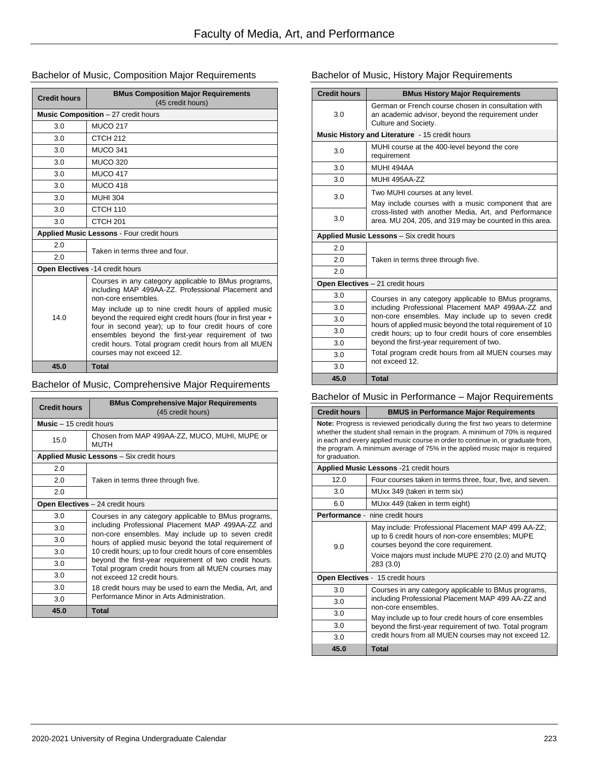# Faculty of Media, Art, and Performance

## Bachelor of Music, Composition Major Requirements

| Credit hours | BMus Composition Major Requirements (45 credit hours) |
|---|---|
| **Music Composition** – 27 credit hours | |
| 3.0 | MUCO 217 |
| 3.0 | CTCH 212 |
| 3.0 | MUCO 341 |
| 3.0 | MUCO 320 |
| 3.0 | MUCO 417 |
| 3.0 | MUCO 418 |
| 3.0 | MUHI 304 |
| 3.0 | CTCH 110 |
| 3.0 | CTCH 201 |
| **Applied Music Lessons** - Four credit hours | |
| 2.0 | Taken in terms three and four. |
| 2.0 | |
| **Open Electives** -14 credit hours | |
| 14.0 | Courses in any category applicable to BMus programs, including MAP 499AA-ZZ. Professional Placement and non-core ensembles. May include up to nine credit hours of applied music beyond the required eight credit hours (four in first year + four in second year); up to four credit hours of core ensembles beyond the first-year requirement of two credit hours. Total program credit hours from all MUEN courses may not exceed 12. |
| **45.0** | **Total** |

## Bachelor of Music, Comprehensive Major Requirements

| Credit hours | BMus Comprehensive Major Requirements (45 credit hours) |
|---|---|
| **Music** – 15 credit hours | |
| 15.0 | Chosen from MAP 499AA-ZZ, MUCO, MUHI, MUPE or MUTH |
| **Applied Music Lessons** – Six credit hours | |
| 2.0 | Taken in terms three through five. |
| 2.0 | |
| 2.0 | |
| **Open Electives** – 24 credit hours | |
| 3.0 | Courses in any category applicable to BMus programs, including Professional Placement MAP 499AA-ZZ and non-core ensembles. May include up to seven credit hours of applied music beyond the total requirement of 10 credit hours; up to four credit hours of core ensembles beyond the first-year requirement of two credit hours. Total program credit hours from all MUEN courses may not exceed 12 credit hours. 18 credit hours may be used to earn the Media, Art, and Performance Minor in Arts Administration. |
| 3.0 | |
| 3.0 | |
| 3.0 | |
| 3.0 | |
| 3.0 | |
| 3.0 | |
| 3.0 | |
| **45.0** | **Total** |

## Bachelor of Music, History Major Requirements

| Credit hours | BMus History Major Requirements |
|---|---|
| 3.0 | German or French course chosen in consultation with an academic advisor, beyond the requirement under Culture and Society. |
| **Music History and Literature** - 15 credit hours | |
| 3.0 | MUHI course at the 400-level beyond the core requirement |
| 3.0 | MUHI 494AA |
| 3.0 | MUHI 495AA-ZZ |
| 3.0 | Two MUHI courses at any level. May include courses with a music component that are cross-listed with another Media, Art, and Performance area. MU 204, 205, and 319 may be counted in this area. |
| 3.0 | |
| **Applied Music Lessons** – Six credit hours | |
| 2.0 | Taken in terms three through five. |
| 2.0 | |
| 2.0 | |
| **Open Electives** – 21 credit hours | |
| 3.0 | Courses in any category applicable to BMus programs, including Professional Placement MAP 499AA-ZZ and non-core ensembles. May include up to seven credit hours of applied music beyond the total requirement of 10 credit hours; up to four credit hours of core ensembles beyond the first-year requirement of two. Total program credit hours from all MUEN courses may not exceed 12. |
| 3.0 | |
| 3.0 | |
| 3.0 | |
| 3.0 | |
| 3.0 | |
| 3.0 | |
| **45.0** | **Total** |

## Bachelor of Music in Performance – Major Requirements

| Credit hours | BMUS in Performance Major Requirements |
|---|---|
| **Note:** Progress is reviewed periodically during the first two years to determine whether the student shall remain in the program. A minimum of 70% is required in each and every applied music course in order to continue in, or graduate from, the program. A minimum average of 75% in the applied music major is required for graduation. | |
| **Applied Music Lessons** -21 credit hours | |
| 12.0 | Four courses taken in terms three, four, five, and seven. |
| 3.0 | MUxx 349 (taken in term six) |
| 6.0 | MUxx 449 (taken in term eight) |
| **Performance** - nine credit hours | |
| 9.0 | May include: Professional Placement MAP 499 AA-ZZ; up to 6 credit hours of non-core ensembles; MUPE courses beyond the core requirement. Voice majors must include MUPE 270 (2.0) and MUTQ 283 (3.0) |
| **Open Electives** - 15 credit hours | |
| 3.0 | Courses in any category applicable to BMus programs, including Professional Placement MAP 499 AA-ZZ and non-core ensembles. May include up to four credit hours of core ensembles beyond the first-year requirement of two. Total program credit hours from all MUEN courses may not exceed 12. |
| 3.0 | |
| 3.0 | |
| 3.0 | |
| 3.0 | |
| **45.0** | **Total** |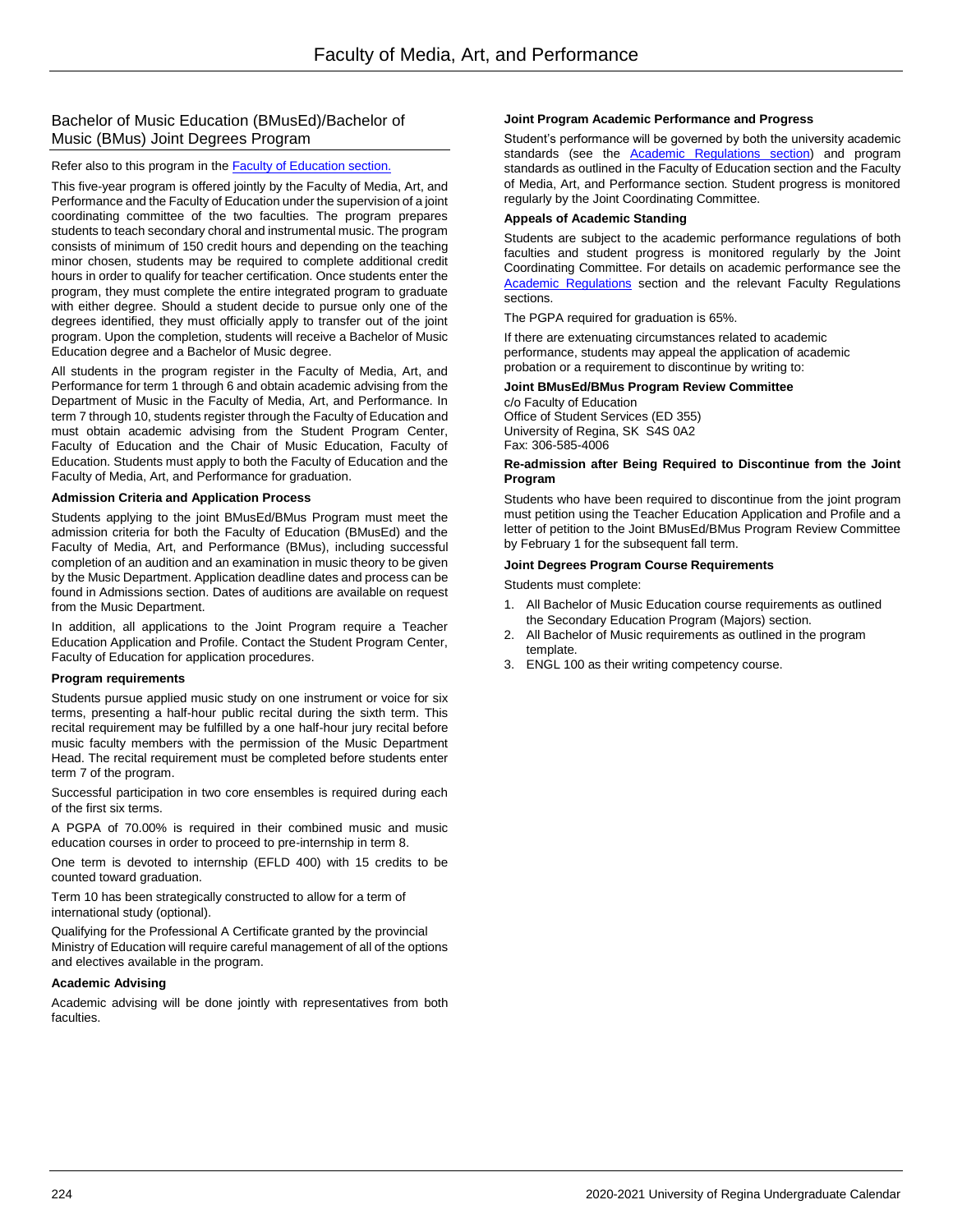## Bachelor of Music Education (BMusEd)/Bachelor of Music (BMus) Joint Degrees Program

Refer also to this program in the Faculty of Education section.

This five-year program is offered jointly by the Faculty of Media, Art, and Performance and the Faculty of Education under the supervision of a joint coordinating committee of the two faculties. The program prepares students to teach secondary choral and instrumental music. The program consists of minimum of 150 credit hours and depending on the teaching minor chosen, students may be required to complete additional credit hours in order to qualify for teacher certification. Once students enter the program, they must complete the entire integrated program to graduate with either degree. Should a student decide to pursue only one of the degrees identified, they must officially apply to transfer out of the joint program. Upon the completion, students will receive a Bachelor of Music Education degree and a Bachelor of Music degree.

All students in the program register in the Faculty of Media, Art, and Performance for term 1 through 6 and obtain academic advising from the Department of Music in the Faculty of Media, Art, and Performance. In term 7 through 10, students register through the Faculty of Education and must obtain academic advising from the Student Program Center, Faculty of Education and the Chair of Music Education, Faculty of Education. Students must apply to both the Faculty of Education and the Faculty of Media, Art, and Performance for graduation.

**Admission Criteria and Application Process**

Students applying to the joint BMusEd/BMus Program must meet the admission criteria for both the Faculty of Education (BMusEd) and the Faculty of Media, Art, and Performance (BMus), including successful completion of an audition and an examination in music theory to be given by the Music Department. Application deadline dates and process can be found in Admissions section. Dates of auditions are available on request from the Music Department.

In addition, all applications to the Joint Program require a Teacher Education Application and Profile. Contact the Student Program Center, Faculty of Education for application procedures.

**Program requirements**

Students pursue applied music study on one instrument or voice for six terms, presenting a half-hour public recital during the sixth term. This recital requirement may be fulfilled by a one half-hour jury recital before music faculty members with the permission of the Music Department Head. The recital requirement must be completed before students enter term 7 of the program.

Successful participation in two core ensembles is required during each of the first six terms.

A PGPA of 70.00% is required in their combined music and music education courses in order to proceed to pre-internship in term 8.

One term is devoted to internship (EFLD 400) with 15 credits to be counted toward graduation.

Term 10 has been strategically constructed to allow for a term of international study (optional).

Qualifying for the Professional A Certificate granted by the provincial Ministry of Education will require careful management of all of the options and electives available in the program.

**Academic Advising**

Academic advising will be done jointly with representatives from both faculties.

**Joint Program Academic Performance and Progress**

Student's performance will be governed by both the university academic standards (see the Academic Regulations section) and program standards as outlined in the Faculty of Education section and the Faculty of Media, Art, and Performance section. Student progress is monitored regularly by the Joint Coordinating Committee.

**Appeals of Academic Standing**

Students are subject to the academic performance regulations of both faculties and student progress is monitored regularly by the Joint Coordinating Committee. For details on academic performance see the Academic Regulations section and the relevant Faculty Regulations sections.

The PGPA required for graduation is 65%.

If there are extenuating circumstances related to academic performance, students may appeal the application of academic probation or a requirement to discontinue by writing to:

**Joint BMusEd/BMus Program Review Committee**
c/o Faculty of Education
Office of Student Services (ED 355)
University of Regina, SK S4S 0A2
Fax: 306-585-4006

**Re-admission after Being Required to Discontinue from the Joint Program**

Students who have been required to discontinue from the joint program must petition using the Teacher Education Application and Profile and a letter of petition to the Joint BMusEd/BMus Program Review Committee by February 1 for the subsequent fall term.

**Joint Degrees Program Course Requirements**

Students must complete:

1. All Bachelor of Music Education course requirements as outlined the Secondary Education Program (Majors) section.
2. All Bachelor of Music requirements as outlined in the program template.
3. ENGL 100 as their writing competency course.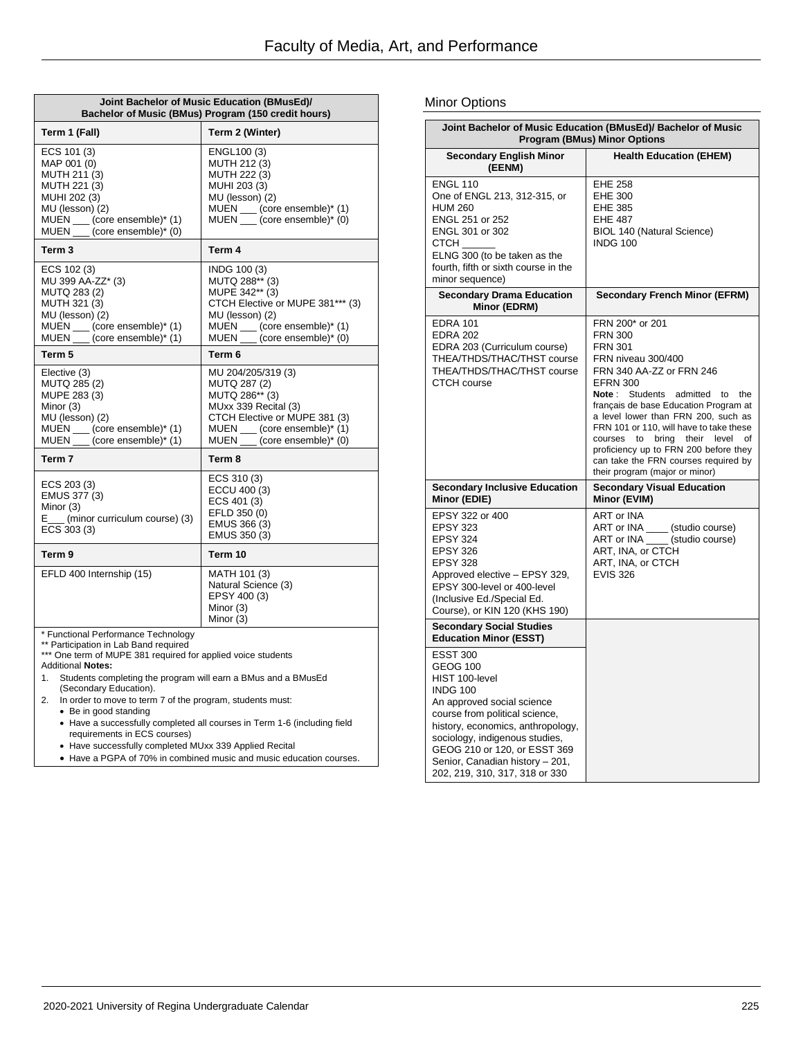| Joint Bachelor of Music Education (BMusEd)/ Bachelor of Music (BMus) Program (150 credit hours) | |
|---|---|
| **Term 1 (Fall)** | **Term 2 (Winter)** |
| ECS 101 (3)<br>MAP 001 (0)<br>MUTH 211 (3)<br>MUTH 221 (3)<br>MUHI 202 (3)<br>MU (lesson) (2)<br>MUEN ___ (core ensemble)* (1)<br>MUEN ___ (core ensemble)* (0) | ENGL100 (3)<br>MUTH 212 (3)<br>MUTH 222 (3)<br>MUHI 203 (3)<br>MU (lesson) (2)<br>MUEN ___ (core ensemble)* (1)<br>MUEN ___ (core ensemble)* (0) |
| **Term 3** | **Term 4** |
| ECS 102 (3)<br>MU 399 AA-ZZ* (3)<br>MUTQ 283 (2)<br>MUTH 321 (3)<br>MU (lesson) (2)<br>MUEN ___ (core ensemble)* (1)<br>MUEN ___ (core ensemble)* (1) | INDG 100 (3)<br>MUTQ 288** (3)<br>MUPE 342** (3)<br>CTCH Elective or MUPE 381*** (3)<br>MU (lesson) (2)<br>MUEN ___ (core ensemble)* (1)<br>MUEN ___ (core ensemble)* (0) |
| **Term 5** | **Term 6** |
| Elective (3)<br>MUTQ 285 (2)<br>MUPE 283 (3)<br>Minor (3)<br>MU (lesson) (2)<br>MUEN ___ (core ensemble)* (1)<br>MUEN ___ (core ensemble)* (1) | MU 204/205/319 (3)<br>MUTQ 287 (2)<br>MUTQ 286** (3)<br>MUxx 339 Recital (3)<br>CTCH Elective or MUPE 381 (3)<br>MUEN ___ (core ensemble)* (1)<br>MUEN ___ (core ensemble)* (0) |
| **Term 7** | **Term 8** |
| ECS 203 (3)<br>EMUS 377 (3)<br>Minor (3)<br>E___ (minor curriculum course) (3)<br>ECS 303 (3) | ECS 310 (3)<br>ECCU 400 (3)<br>ECS 401 (3)<br>EFLD 350 (0)<br>EMUS 366 (3)<br>EMUS 350 (3) |
| **Term 9** | **Term 10** |
| EFLD 400 Internship (15) | MATH 101 (3)<br>Natural Science (3)<br>EPSY 400 (3)<br>Minor (3)<br>Minor (3) |

\* Functional Performance Technology
** Participation in Lab Band required
*** One term of MUPE 381 required for applied voice students

Additional **Notes:**

1. Students completing the program will earn a BMus and a BMusEd (Secondary Education).
2. In order to move to term 7 of the program, students must:
   - Be in good standing
   - Have a successfully completed all courses in Term 1-6 (including field requirements in ECS courses)
   - Have successfully completed MUxx 339 Applied Recital
   - Have a PGPA of 70% in combined music and music education courses.

## Minor Options

| Joint Bachelor of Music Education (BMusEd)/ Bachelor of Music Program (BMus) Minor Options | |
|---|---|
| **Secondary English Minor (EENM)** | **Health Education (EHEM)** |
| ENGL 110<br>One of ENGL 213, 312-315, or HUM 260<br>ENGL 251 or 252<br>ENGL 301 or 302<br>CTCH ______<br>ELNG 300 (to be taken as the fourth, fifth or sixth course in the minor sequence) | EHE 258<br>EHE 300<br>EHE 385<br>EHE 487<br>BIOL 140 (Natural Science)<br>INDG 100 |
| **Secondary Drama Education Minor (EDRM)** | **Secondary French Minor (EFRM)** |
| EDRA 101<br>EDRA 202<br>EDRA 203 (Curriculum course)<br>THEA/THDS/THAC/THST course<br>THEA/THDS/THAC/THST course<br>CTCH course | FRN 200* or 201<br>FRN 300<br>FRN 301<br>FRN niveau 300/400<br>FRN 340 AA-ZZ or FRN 246<br>EFRN 300<br>**Note**: Students admitted to the français de base Education Program at a level lower than FRN 200, such as FRN 101 or 110, will have to take these courses to bring their level of proficiency up to FRN 200 before they can take the FRN courses required by their program (major or minor) |
| **Secondary Inclusive Education Minor (EDIE)** | **Secondary Visual Education Minor (EVIM)** |
| EPSY 322 or 400<br>EPSY 323<br>EPSY 324<br>EPSY 326<br>EPSY 328<br>Approved elective – EPSY 329, EPSY 300-level or 400-level (Inclusive Ed./Special Ed. Course), or KIN 120 (KHS 190) | ART or INA<br>ART or INA ____ (studio course)<br>ART or INA ____ (studio course)<br>ART, INA, or CTCH<br>ART, INA, or CTCH<br>EVIS 326 |
| **Secondary Social Studies Education Minor (ESST)** | |
| ESST 300<br>GEOG 100<br>HIST 100-level<br>INDG 100<br>An approved social science course from political science, history, economics, anthropology, sociology, indigenous studies, GEOG 210 or 120, or ESST 369 Senior, Canadian history – 201, 202, 219, 310, 317, 318 or 330 | |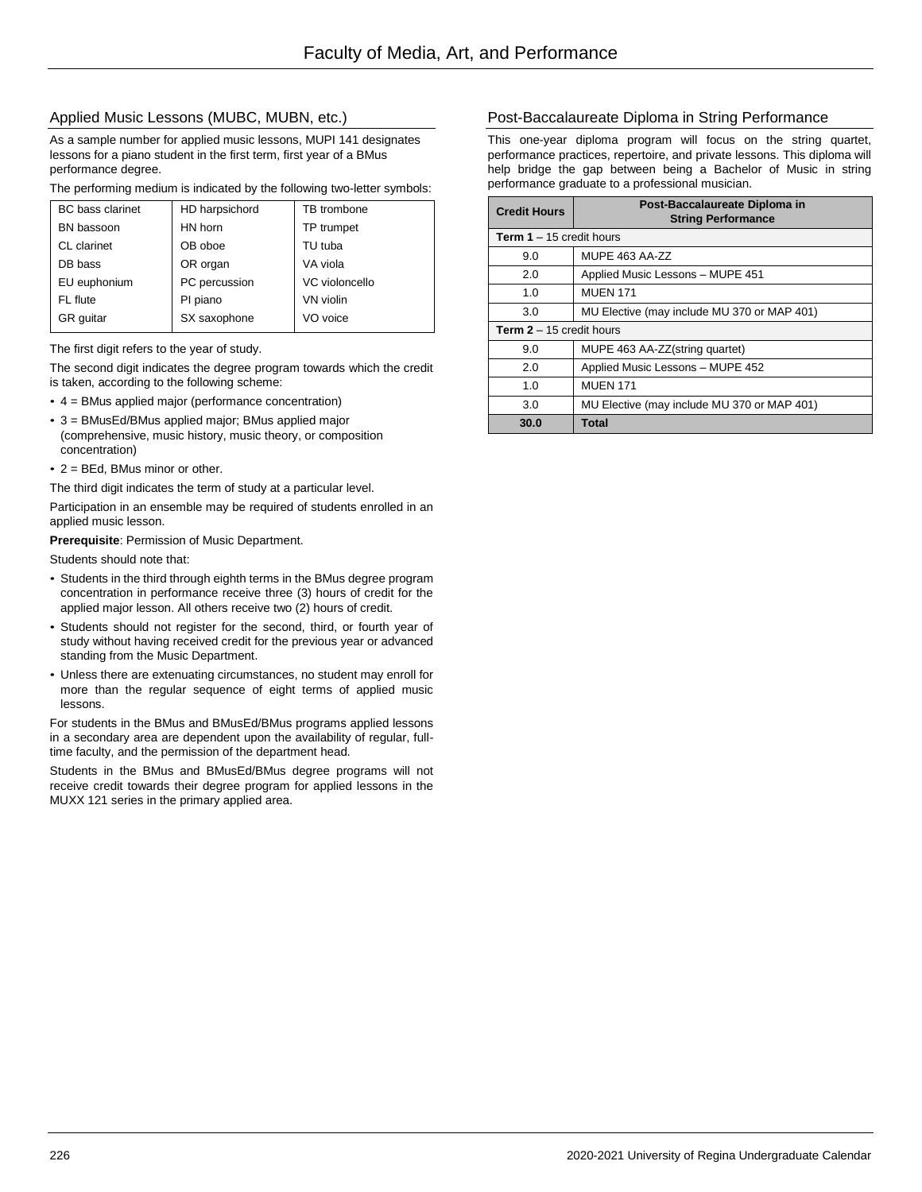## Applied Music Lessons (MUBC, MUBN, etc.)

As a sample number for applied music lessons, MUPI 141 designates lessons for a piano student in the first term, first year of a BMus performance degree.

The performing medium is indicated by the following two-letter symbols:

| | | |
|---|---|---|
| BC bass clarinet | HD harpsichord | TB trombone |
| BN bassoon | HN horn | TP trumpet |
| CL clarinet | OB oboe | TU tuba |
| DB bass | OR organ | VA viola |
| EU euphonium | PC percussion | VC violoncello |
| FL flute | PI piano | VN violin |
| GR guitar | SX saxophone | VO voice |

The first digit refers to the year of study.

The second digit indicates the degree program towards which the credit is taken, according to the following scheme:

- 4 = BMus applied major (performance concentration)
- 3 = BMusEd/BMus applied major; BMus applied major (comprehensive, music history, music theory, or composition concentration)
- 2 = BEd, BMus minor or other.

The third digit indicates the term of study at a particular level.

Participation in an ensemble may be required of students enrolled in an applied music lesson.

**Prerequisite**: Permission of Music Department.

Students should note that:

- Students in the third through eighth terms in the BMus degree program concentration in performance receive three (3) hours of credit for the applied major lesson. All others receive two (2) hours of credit.
- Students should not register for the second, third, or fourth year of study without having received credit for the previous year or advanced standing from the Music Department.
- Unless there are extenuating circumstances, no student may enroll for more than the regular sequence of eight terms of applied music lessons.

For students in the BMus and BMusEd/BMus programs applied lessons in a secondary area are dependent upon the availability of regular, full-time faculty, and the permission of the department head.

Students in the BMus and BMusEd/BMus degree programs will not receive credit towards their degree program for applied lessons in the MUXX 121 series in the primary applied area.

## Post-Baccalaureate Diploma in String Performance

This one-year diploma program will focus on the string quartet, performance practices, repertoire, and private lessons. This diploma will help bridge the gap between being a Bachelor of Music in string performance graduate to a professional musician.

| Credit Hours | Post-Baccalaureate Diploma in String Performance |
|---|---|
| **Term 1** – 15 credit hours | |
| 9.0 | MUPE 463 AA-ZZ |
| 2.0 | Applied Music Lessons – MUPE 451 |
| 1.0 | MUEN 171 |
| 3.0 | MU Elective (may include MU 370 or MAP 401) |
| **Term 2** – 15 credit hours | |
| 9.0 | MUPE 463 AA-ZZ(string quartet) |
| 2.0 | Applied Music Lessons – MUPE 452 |
| 1.0 | MUEN 171 |
| 3.0 | MU Elective (may include MU 370 or MAP 401) |
| **30.0** | **Total** |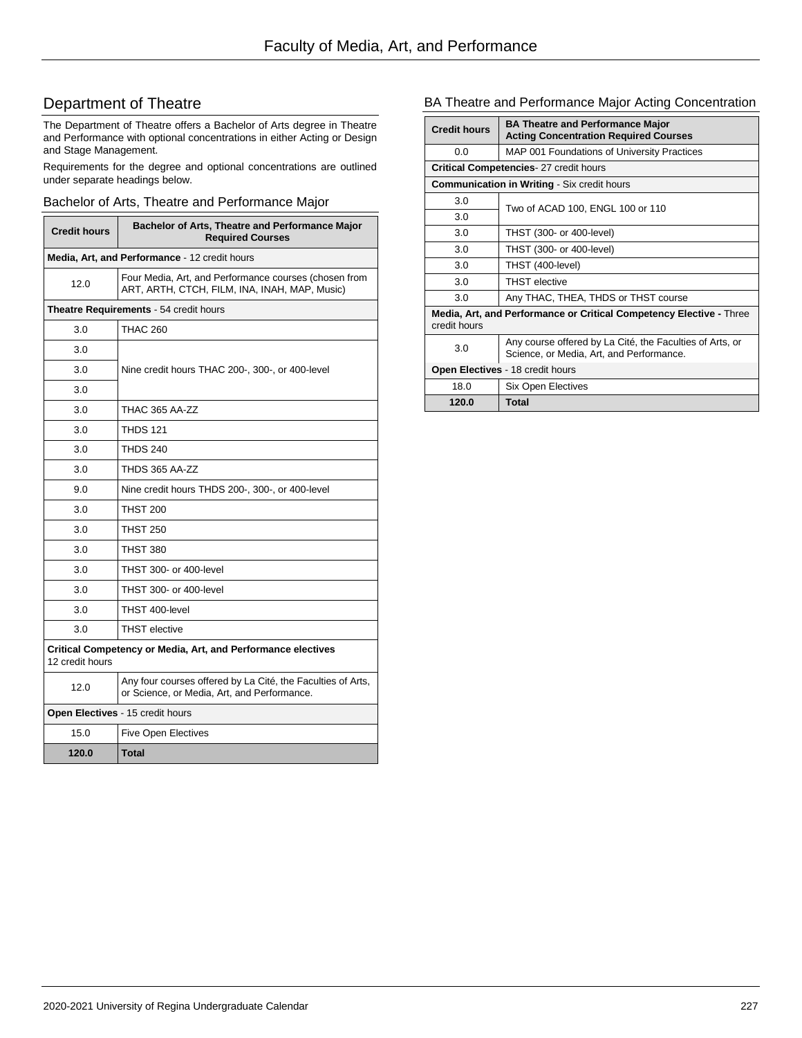# Department of Theatre

The Department of Theatre offers a Bachelor of Arts degree in Theatre and Performance with optional concentrations in either Acting or Design and Stage Management.

Requirements for the degree and optional concentrations are outlined under separate headings below.

## Bachelor of Arts, Theatre and Performance Major

| Credit hours | Bachelor of Arts, Theatre and Performance Major Required Courses |
|---|---|
| **Media, Art, and Performance** - 12 credit hours | |
| 12.0 | Four Media, Art, and Performance courses (chosen from ART, ARTH, CTCH, FILM, INA, INAH, MAP, Music) |
| **Theatre Requirements** - 54 credit hours | |
| 3.0 | THAC 260 |
| 3.0 | Nine credit hours THAC 200-, 300-, or 400-level |
| 3.0 | |
| 3.0 | |
| 3.0 | THAC 365 AA-ZZ |
| 3.0 | THDS 121 |
| 3.0 | THDS 240 |
| 3.0 | THDS 365 AA-ZZ |
| 9.0 | Nine credit hours THDS 200-, 300-, or 400-level |
| 3.0 | THST 200 |
| 3.0 | THST 250 |
| 3.0 | THST 380 |
| 3.0 | THST 300- or 400-level |
| 3.0 | THST 300- or 400-level |
| 3.0 | THST 400-level |
| 3.0 | THST elective |
| **Critical Competency or Media, Art, and Performance electives** 12 credit hours | |
| 12.0 | Any four courses offered by La Cité, the Faculties of Arts, or Science, or Media, Art, and Performance. |
| **Open Electives** - 15 credit hours | |
| 15.0 | Five Open Electives |
| **120.0** | **Total** |

## BA Theatre and Performance Major Acting Concentration

| Credit hours | BA Theatre and Performance Major Acting Concentration Required Courses |
|---|---|
| 0.0 | MAP 001 Foundations of University Practices |
| **Critical Competencies**- 27 credit hours | |
| **Communication in Writing** - Six credit hours | |
| 3.0 | Two of ACAD 100, ENGL 100 or 110 |
| 3.0 | |
| 3.0 | THST (300- or 400-level) |
| 3.0 | THST (300- or 400-level) |
| 3.0 | THST (400-level) |
| 3.0 | THST elective |
| 3.0 | Any THAC, THEA, THDS or THST course |
| **Media, Art, and Performance or Critical Competency Elective -** Three credit hours | |
| 3.0 | Any course offered by La Cité, the Faculties of Arts, or Science, or Media, Art, and Performance. |
| **Open Electives** - 18 credit hours | |
| 18.0 | Six Open Electives |
| **120.0** | **Total** |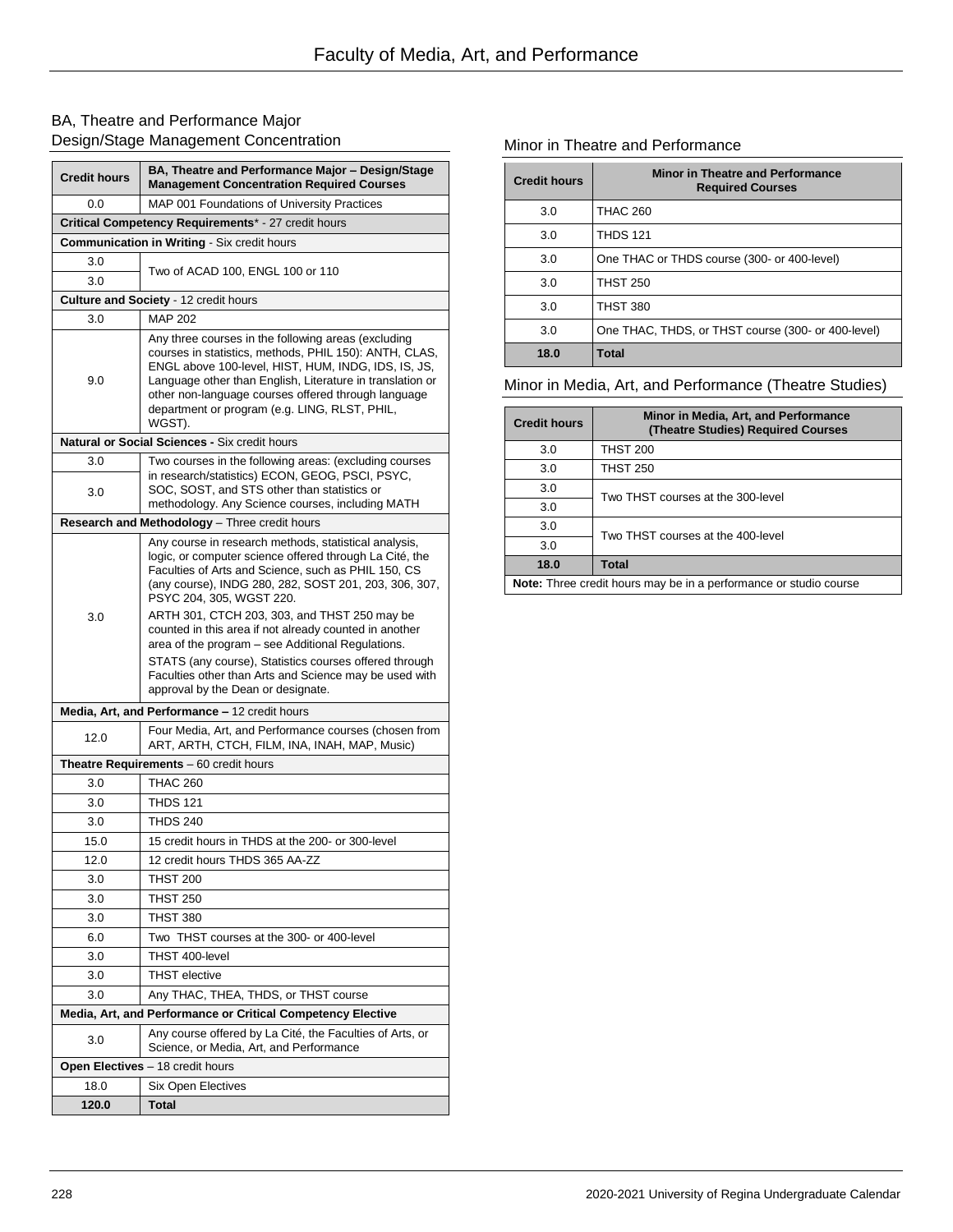## BA, Theatre and Performance Major
## Design/Stage Management Concentration

| Credit hours | BA, Theatre and Performance Major – Design/Stage Management Concentration Required Courses |
|---|---|
| 0.0 | MAP 001 Foundations of University Practices |
| **Critical Competency Requirements*** - 27 credit hours | |
| **Communication in Writing** - Six credit hours | |
| 3.0 | Two of ACAD 100, ENGL 100 or 110 |
| 3.0 | |
| **Culture and Society** - 12 credit hours | |
| 3.0 | MAP 202 |
| 9.0 | Any three courses in the following areas (excluding courses in statistics, methods, PHIL 150): ANTH, CLAS, ENGL above 100-level, HIST, HUM, INDG, IDS, IS, JS, Language other than English, Literature in translation or other non-language courses offered through language department or program (e.g. LING, RLST, PHIL, WGST). |
| **Natural or Social Sciences -** Six credit hours | |
| 3.0 | Two courses in the following areas: (excluding courses in research/statistics) ECON, GEOG, PSCI, PSYC, SOC, SOST, and STS other than statistics or methodology. Any Science courses, including MATH |
| 3.0 | |
| **Research and Methodology** – Three credit hours | |
| 3.0 | Any course in research methods, statistical analysis, logic, or computer science offered through La Cité, the Faculties of Arts and Science, such as PHIL 150, CS (any course), INDG 280, 282, SOST 201, 203, 306, 307, PSYC 204, 305, WGST 220. ARTH 301, CTCH 203, 303, and THST 250 may be counted in this area if not already counted in another area of the program – see Additional Regulations. STATS (any course), Statistics courses offered through Faculties other than Arts and Science may be used with approval by the Dean or designate. |
| **Media, Art, and Performance –** 12 credit hours | |
| 12.0 | Four Media, Art, and Performance courses (chosen from ART, ARTH, CTCH, FILM, INA, INAH, MAP, Music) |
| **Theatre Requirements** – 60 credit hours | |
| 3.0 | THAC 260 |
| 3.0 | THDS 121 |
| 3.0 | THDS 240 |
| 15.0 | 15 credit hours in THDS at the 200- or 300-level |
| 12.0 | 12 credit hours THDS 365 AA-ZZ |
| 3.0 | THST 200 |
| 3.0 | THST 250 |
| 3.0 | THST 380 |
| 6.0 | Two THST courses at the 300- or 400-level |
| 3.0 | THST 400-level |
| 3.0 | THST elective |
| 3.0 | Any THAC, THEA, THDS, or THST course |
| **Media, Art, and Performance or Critical Competency Elective** | |
| 3.0 | Any course offered by La Cité, the Faculties of Arts, or Science, or Media, Art, and Performance |
| **Open Electives** – 18 credit hours | |
| 18.0 | Six Open Electives |
| **120.0** | **Total** |

## Minor in Theatre and Performance

| Credit hours | Minor in Theatre and Performance Required Courses |
|---|---|
| 3.0 | THAC 260 |
| 3.0 | THDS 121 |
| 3.0 | One THAC or THDS course (300- or 400-level) |
| 3.0 | THST 250 |
| 3.0 | THST 380 |
| 3.0 | One THAC, THDS, or THST course (300- or 400-level) |
| **18.0** | **Total** |

## Minor in Media, Art, and Performance (Theatre Studies)

| Credit hours | Minor in Media, Art, and Performance (Theatre Studies) Required Courses |
|---|---|
| 3.0 | THST 200 |
| 3.0 | THST 250 |
| 3.0 | Two THST courses at the 300-level |
| 3.0 | |
| 3.0 | Two THST courses at the 400-level |
| 3.0 | |
| **18.0** | **Total** |
| **Note:** Three credit hours may be in a performance or studio course | |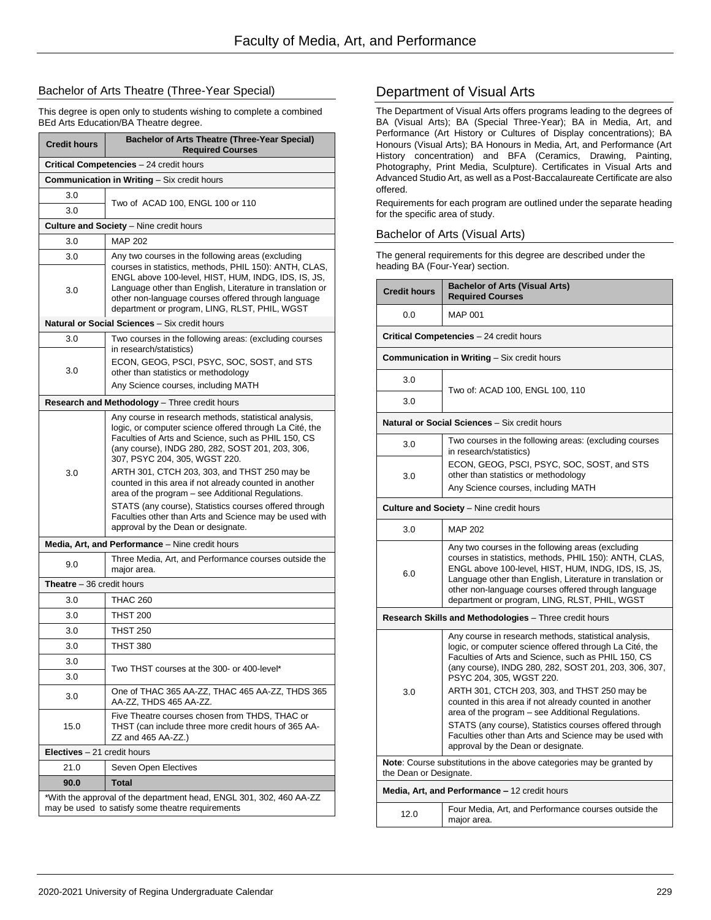## Bachelor of Arts Theatre (Three-Year Special)

This degree is open only to students wishing to complete a combined BEd Arts Education/BA Theatre degree.

| Credit hours | Bachelor of Arts Theatre (Three-Year Special) Required Courses |
|---|---|
| **Critical Competencies** – 24 credit hours | |
| **Communication in Writing** – Six credit hours | |
| 3.0 | Two of ACAD 100, ENGL 100 or 110 |
| 3.0 | |
| **Culture and Society** – Nine credit hours | |
| 3.0 | MAP 202 |
| 3.0 | Any two courses in the following areas (excluding courses in statistics, methods, PHIL 150): ANTH, CLAS, ENGL above 100-level, HIST, HUM, INDG, IDS, IS, JS, Language other than English, Literature in translation or other non-language courses offered through language department or program, LING, RLST, PHIL, WGST |
| 3.0 | |
| **Natural or Social Sciences** – Six credit hours | |
| 3.0 | Two courses in the following areas: (excluding courses in research/statistics) ECON, GEOG, PSCI, PSYC, SOC, SOST, and STS other than statistics or methodology Any Science courses, including MATH |
| 3.0 | |
| **Research and Methodology** – Three credit hours | |
| 3.0 | Any course in research methods, statistical analysis, logic, or computer science offered through La Cité, the Faculties of Arts and Science, such as PHIL 150, CS (any course), INDG 280, 282, SOST 201, 203, 306, 307, PSYC 204, 305, WGST 220. ARTH 301, CTCH 203, 303, and THST 250 may be counted in this area if not already counted in another area of the program – see Additional Regulations. STATS (any course), Statistics courses offered through Faculties other than Arts and Science may be used with approval by the Dean or designate. |
| **Media, Art, and Performance** – Nine credit hours | |
| 9.0 | Three Media, Art, and Performance courses outside the major area. |
| **Theatre** – 36 credit hours | |
| 3.0 | THAC 260 |
| 3.0 | THST 200 |
| 3.0 | THST 250 |
| 3.0 | THST 380 |
| 3.0 | Two THST courses at the 300- or 400-level* |
| 3.0 | |
| 3.0 | One of THAC 365 AA-ZZ, THAC 465 AA-ZZ, THDS 365 AA-ZZ, THDS 465 AA-ZZ. |
| 15.0 | Five Theatre courses chosen from THDS, THAC or THST (can include three more credit hours of 365 AA-ZZ and 465 AA-ZZ.) |
| **Electives** – 21 credit hours | |
| 21.0 | Seven Open Electives |
| **90.0** | **Total** |
| *With the approval of the department head, ENGL 301, 302, 460 AA-ZZ may be used to satisfy some theatre requirements | |

## Department of Visual Arts

The Department of Visual Arts offers programs leading to the degrees of BA (Visual Arts); BA (Special Three-Year); BA in Media, Art, and Performance (Art History or Cultures of Display concentrations); BA Honours (Visual Arts); BA Honours in Media, Art, and Performance (Art History concentration) and BFA (Ceramics, Drawing, Painting, Photography, Print Media, Sculpture). Certificates in Visual Arts and Advanced Studio Art, as well as a Post-Baccalaureate Certificate are also offered.

Requirements for each program are outlined under the separate heading for the specific area of study.

### Bachelor of Arts (Visual Arts)

The general requirements for this degree are described under the heading BA (Four-Year) section.

| Credit hours | Bachelor of Arts (Visual Arts) Required Courses |
|---|---|
| 0.0 | MAP 001 |
| **Critical Competencies** – 24 credit hours | |
| **Communication in Writing** – Six credit hours | |
| 3.0 | Two of: ACAD 100, ENGL 100, 110 |
| 3.0 | |
| **Natural or Social Sciences** – Six credit hours | |
| 3.0 | Two courses in the following areas: (excluding courses in research/statistics) ECON, GEOG, PSCI, PSYC, SOC, SOST, and STS other than statistics or methodology Any Science courses, including MATH |
| 3.0 | |
| **Culture and Society** – Nine credit hours | |
| 3.0 | MAP 202 |
| 6.0 | Any two courses in the following areas (excluding courses in statistics, methods, PHIL 150): ANTH, CLAS, ENGL above 100-level, HIST, HUM, INDG, IDS, IS, JS, Language other than English, Literature in translation or other non-language courses offered through language department or program, LING, RLST, PHIL, WGST |
| **Research Skills and Methodologies** – Three credit hours | |
| 3.0 | Any course in research methods, statistical analysis, logic, or computer science offered through La Cité, the Faculties of Arts and Science, such as PHIL 150, CS (any course), INDG 280, 282, SOST 201, 203, 306, 307, PSYC 204, 305, WGST 220. ARTH 301, CTCH 203, 303, and THST 250 may be counted in this area if not already counted in another area of the program – see Additional Regulations. STATS (any course), Statistics courses offered through Faculties other than Arts and Science may be used with approval by the Dean or designate. |
| **Note**: Course substitutions in the above categories may be granted by the Dean or Designate. | |
| **Media, Art, and Performance –** 12 credit hours | |
| 12.0 | Four Media, Art, and Performance courses outside the major area. |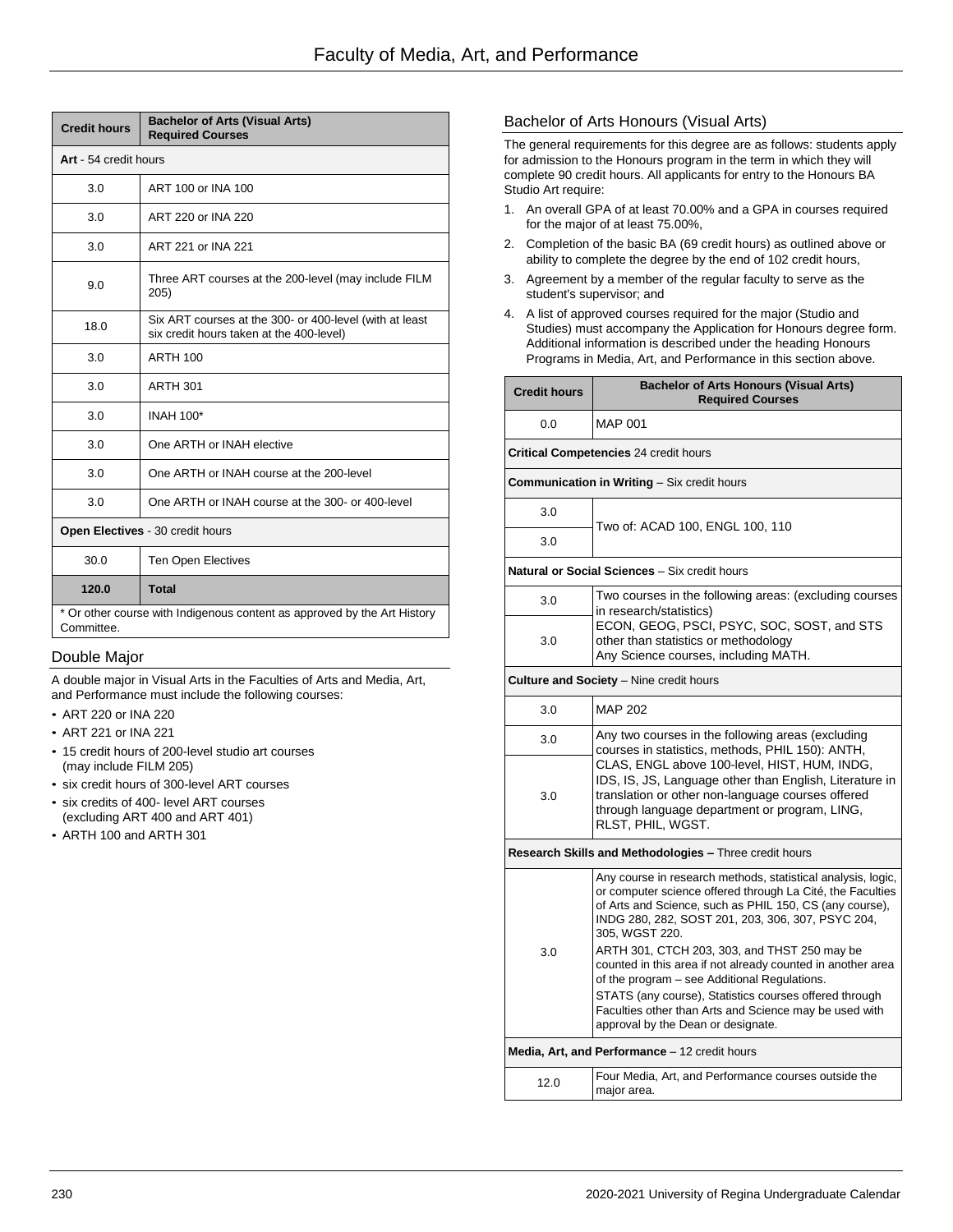| Credit hours | Bachelor of Arts (Visual Arts) Required Courses |
|---|---|
| **Art** - 54 credit hours | |
| 3.0 | ART 100 or INA 100 |
| 3.0 | ART 220 or INA 220 |
| 3.0 | ART 221 or INA 221 |
| 9.0 | Three ART courses at the 200-level (may include FILM 205) |
| 18.0 | Six ART courses at the 300- or 400-level (with at least six credit hours taken at the 400-level) |
| 3.0 | ARTH 100 |
| 3.0 | ARTH 301 |
| 3.0 | INAH 100* |
| 3.0 | One ARTH or INAH elective |
| 3.0 | One ARTH or INAH course at the 200-level |
| 3.0 | One ARTH or INAH course at the 300- or 400-level |
| **Open Electives** - 30 credit hours | |
| 30.0 | Ten Open Electives |
| **120.0** | **Total** |

* Or other course with Indigenous content as approved by the Art History Committee.

## Double Major

A double major in Visual Arts in the Faculties of Arts and Media, Art, and Performance must include the following courses:

- ART 220 or INA 220
- ART 221 or INA 221
- 15 credit hours of 200-level studio art courses (may include FILM 205)
- six credit hours of 300-level ART courses
- six credits of 400- level ART courses (excluding ART 400 and ART 401)
- ARTH 100 and ARTH 301

## Bachelor of Arts Honours (Visual Arts)

The general requirements for this degree are as follows: students apply for admission to the Honours program in the term in which they will complete 90 credit hours. All applicants for entry to the Honours BA Studio Art require:

1. An overall GPA of at least 70.00% and a GPA in courses required for the major of at least 75.00%,
2. Completion of the basic BA (69 credit hours) as outlined above or ability to complete the degree by the end of 102 credit hours,
3. Agreement by a member of the regular faculty to serve as the student's supervisor; and
4. A list of approved courses required for the major (Studio and Studies) must accompany the Application for Honours degree form. Additional information is described under the heading Honours Programs in Media, Art, and Performance in this section above.

| Credit hours | Bachelor of Arts Honours (Visual Arts) Required Courses |
|---|---|
| 0.0 | MAP 001 |
| **Critical Competencies** 24 credit hours | |
| **Communication in Writing** – Six credit hours | |
| 3.0 | Two of: ACAD 100, ENGL 100, 110 |
| 3.0 | |
| **Natural or Social Sciences** – Six credit hours | |
| 3.0 | Two courses in the following areas: (excluding courses in research/statistics) ECON, GEOG, PSCI, PSYC, SOC, SOST, and STS other than statistics or methodology Any Science courses, including MATH. |
| 3.0 | |
| **Culture and Society** – Nine credit hours | |
| 3.0 | MAP 202 |
| 3.0 | Any two courses in the following areas (excluding courses in statistics, methods, PHIL 150): ANTH, CLAS, ENGL above 100-level, HIST, HUM, INDG, IDS, IS, JS, Language other than English, Literature in translation or other non-language courses offered through language department or program, LING, RLST, PHIL, WGST. |
| 3.0 | |
| **Research Skills and Methodologies –** Three credit hours | |
| 3.0 | Any course in research methods, statistical analysis, logic, or computer science offered through La Cité, the Faculties of Arts and Science, such as PHIL 150, CS (any course), INDG 280, 282, SOST 201, 203, 306, 307, PSYC 204, 305, WGST 220. ARTH 301, CTCH 203, 303, and THST 250 may be counted in this area if not already counted in another area of the program – see Additional Regulations. STATS (any course), Statistics courses offered through Faculties other than Arts and Science may be used with approval by the Dean or designate. |
| **Media, Art, and Performance** – 12 credit hours | |
| 12.0 | Four Media, Art, and Performance courses outside the major area. |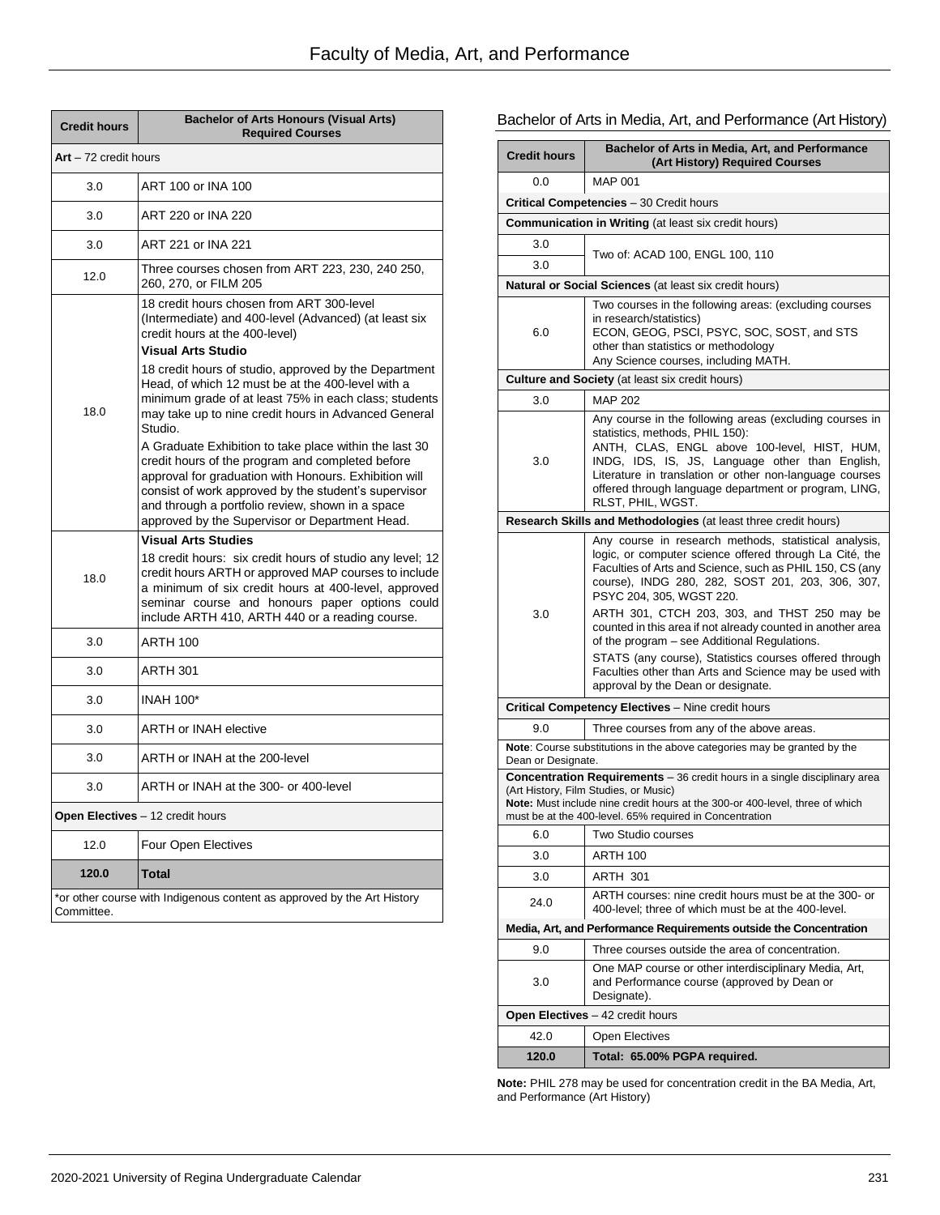| Credit hours | Bachelor of Arts Honours (Visual Arts) Required Courses |
|---|---|
| **Art** – 72 credit hours | |
| 3.0 | ART 100 or INA 100 |
| 3.0 | ART 220 or INA 220 |
| 3.0 | ART 221 or INA 221 |
| 12.0 | Three courses chosen from ART 223, 230, 240 250, 260, 270, or FILM 205 |
| 18.0 | 18 credit hours chosen from ART 300-level (Intermediate) and 400-level (Advanced) (at least six credit hours at the 400-level)<br>**Visual Arts Studio**<br>18 credit hours of studio, approved by the Department Head, of which 12 must be at the 400-level with a minimum grade of at least 75% in each class; students may take up to nine credit hours in Advanced General Studio.<br>A Graduate Exhibition to take place within the last 30 credit hours of the program and completed before approval for graduation with Honours. Exhibition will consist of work approved by the student's supervisor and through a portfolio review, shown in a space approved by the Supervisor or Department Head. |
| 18.0 | **Visual Arts Studies**<br>18 credit hours: six credit hours of studio any level; 12 credit hours ARTH or approved MAP courses to include a minimum of six credit hours at 400-level, approved seminar course and honours paper options could include ARTH 410, ARTH 440 or a reading course. |
| 3.0 | ARTH 100 |
| 3.0 | ARTH 301 |
| 3.0 | INAH 100* |
| 3.0 | ARTH or INAH elective |
| 3.0 | ARTH or INAH at the 200-level |
| 3.0 | ARTH or INAH at the 300- or 400-level |
| **Open Electives** – 12 credit hours | |
| 12.0 | Four Open Electives |
| **120.0** | **Total** |

*or other course with Indigenous content as approved by the Art History Committee.

## Bachelor of Arts in Media, Art, and Performance (Art History)

| Credit hours | Bachelor of Arts in Media, Art, and Performance (Art History) Required Courses |
|---|---|
| 0.0 | MAP 001 |
| **Critical Competencies** – 30 Credit hours | |
| **Communication in Writing** (at least six credit hours) | |
| 3.0<br>3.0 | Two of: ACAD 100, ENGL 100, 110 |
| **Natural or Social Sciences** (at least six credit hours) | |
| 6.0 | Two courses in the following areas: (excluding courses in research/statistics)<br>ECON, GEOG, PSCI, PSYC, SOC, SOST, and STS other than statistics or methodology<br>Any Science courses, including MATH. |
| **Culture and Society** (at least six credit hours) | |
| 3.0 | MAP 202 |
| 3.0 | Any course in the following areas (excluding courses in statistics, methods, PHIL 150):<br>ANTH, CLAS, ENGL above 100-level, HIST, HUM, INDG, IDS, IS, JS, Language other than English, Literature in translation or other non-language courses offered through language department or program, LING, RLST, PHIL, WGST. |
| **Research Skills and Methodologies** (at least three credit hours) | |
| 3.0 | Any course in research methods, statistical analysis, logic, or computer science offered through La Cité, the Faculties of Arts and Science, such as PHIL 150, CS (any course), INDG 280, 282, SOST 201, 203, 306, 307, PSYC 204, 305, WGST 220.<br>ARTH 301, CTCH 203, 303, and THST 250 may be counted in this area if not already counted in another area of the program – see Additional Regulations.<br>STATS (any course), Statistics courses offered through Faculties other than Arts and Science may be used with approval by the Dean or designate. |
| **Critical Competency Electives** – Nine credit hours | |
| 9.0 | Three courses from any of the above areas. |
| **Note**: Course substitutions in the above categories may be granted by the Dean or Designate. | |
| **Concentration Requirements** – 36 credit hours in a single disciplinary area (Art History, Film Studies, or Music)<br>**Note:** Must include nine credit hours at the 300-or 400-level, three of which must be at the 400-level. 65% required in Concentration | |
| 6.0 | Two Studio courses |
| 3.0 | ARTH 100 |
| 3.0 | ARTH 301 |
| 24.0 | ARTH courses: nine credit hours must be at the 300- or 400-level; three of which must be at the 400-level. |
| **Media, Art, and Performance Requirements outside the Concentration** | |
| 9.0 | Three courses outside the area of concentration. |
| 3.0 | One MAP course or other interdisciplinary Media, Art, and Performance course (approved by Dean or Designate). |
| **Open Electives** – 42 credit hours | |
| 42.0 | Open Electives |
| **120.0** | **Total: 65.00% PGPA required.** |

**Note:** PHIL 278 may be used for concentration credit in the BA Media, Art, and Performance (Art History)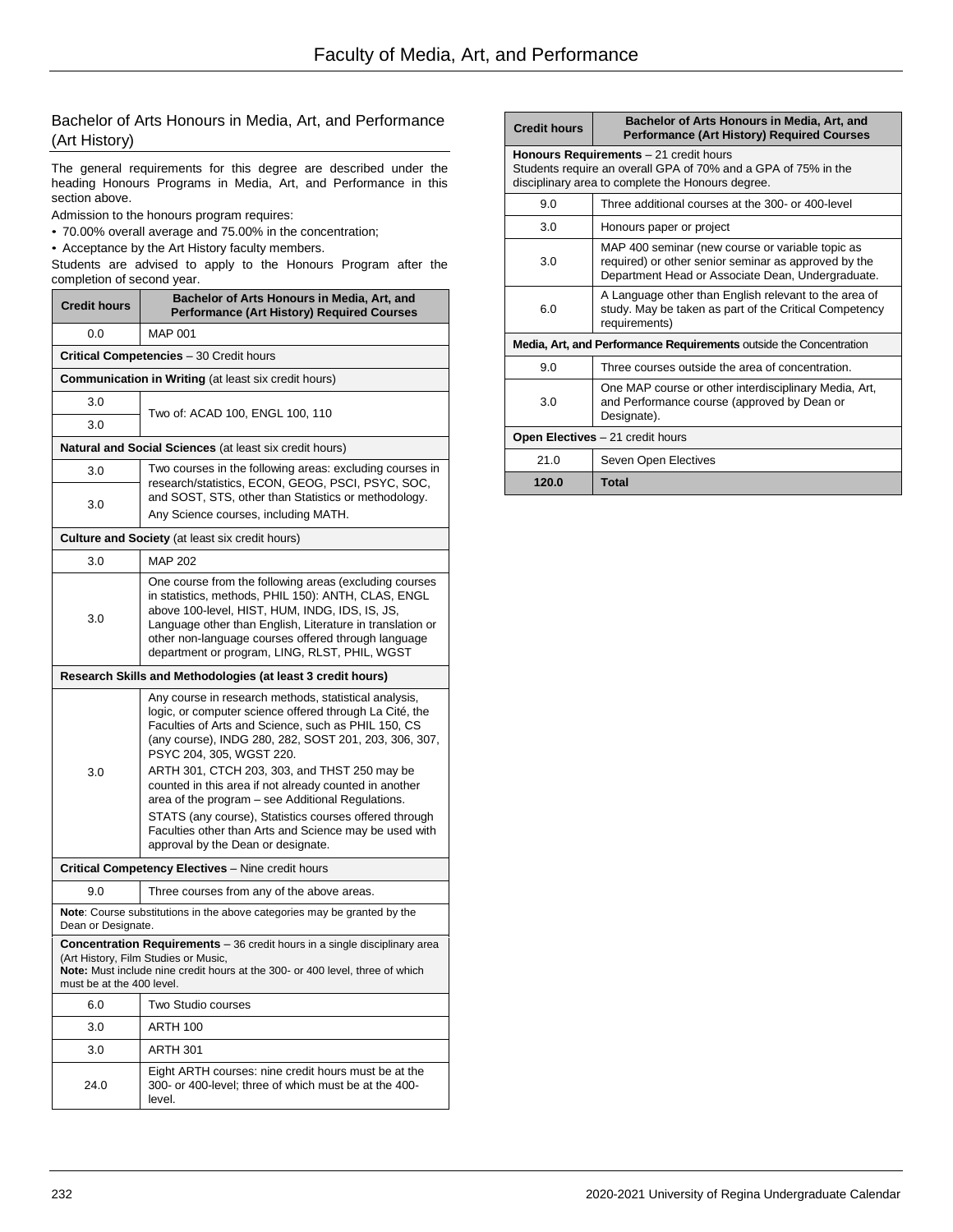## Bachelor of Arts Honours in Media, Art, and Performance (Art History)

The general requirements for this degree are described under the heading Honours Programs in Media, Art, and Performance in this section above.

Admission to the honours program requires:

- 70.00% overall average and 75.00% in the concentration;
- Acceptance by the Art History faculty members.

Students are advised to apply to the Honours Program after the completion of second year.

| Credit hours | Bachelor of Arts Honours in Media, Art, and Performance (Art History) Required Courses |
|---|---|
| 0.0 | MAP 001 |
| **Critical Competencies** – 30 Credit hours | |
| **Communication in Writing** (at least six credit hours) | |
| 3.0 | Two of: ACAD 100, ENGL 100, 110 |
| 3.0 | |
| **Natural and Social Sciences** (at least six credit hours) | |
| 3.0 | Two courses in the following areas: excluding courses in research/statistics, ECON, GEOG, PSCI, PSYC, SOC, and SOST, STS, other than Statistics or methodology. |
| 3.0 | Any Science courses, including MATH. |
| **Culture and Society** (at least six credit hours) | |
| 3.0 | MAP 202 |
| 3.0 | One course from the following areas (excluding courses in statistics, methods, PHIL 150): ANTH, CLAS, ENGL above 100-level, HIST, HUM, INDG, IDS, IS, JS, Language other than English, Literature in translation or other non-language courses offered through language department or program, LING, RLST, PHIL, WGST |
| **Research Skills and Methodologies (at least 3 credit hours)** | |
| 3.0 | Any course in research methods, statistical analysis, logic, or computer science offered through La Cité, the Faculties of Arts and Science, such as PHIL 150, CS (any course), INDG 280, 282, SOST 201, 203, 306, 307, PSYC 204, 305, WGST 220. ARTH 301, CTCH 203, 303, and THST 250 may be counted in this area if not already counted in another area of the program – see Additional Regulations. STATS (any course), Statistics courses offered through Faculties other than Arts and Science may be used with approval by the Dean or designate. |
| **Critical Competency Electives** – Nine credit hours | |
| 9.0 | Three courses from any of the above areas. |
| **Note**: Course substitutions in the above categories may be granted by the Dean or Designate. | |
| **Concentration Requirements** – 36 credit hours in a single disciplinary area (Art History, Film Studies or Music, **Note:** Must include nine credit hours at the 300- or 400 level, three of which must be at the 400 level. | |
| 6.0 | Two Studio courses |
| 3.0 | ARTH 100 |
| 3.0 | ARTH 301 |
| 24.0 | Eight ARTH courses: nine credit hours must be at the 300- or 400-level; three of which must be at the 400-level. |
| **Honours Requirements** – 21 credit hours Students require an overall GPA of 70% and a GPA of 75% in the disciplinary area to complete the Honours degree. | |
| 9.0 | Three additional courses at the 300- or 400-level |
| 3.0 | Honours paper or project |
| 3.0 | MAP 400 seminar (new course or variable topic as required) or other senior seminar as approved by the Department Head or Associate Dean, Undergraduate. |
| 6.0 | A Language other than English relevant to the area of study. May be taken as part of the Critical Competency requirements) |
| **Media, Art, and Performance Requirements** outside the Concentration | |
| 9.0 | Three courses outside the area of concentration. |
| 3.0 | One MAP course or other interdisciplinary Media, Art, and Performance course (approved by Dean or Designate). |
| **Open Electives** – 21 credit hours | |
| 21.0 | Seven Open Electives |
| **120.0** | **Total** |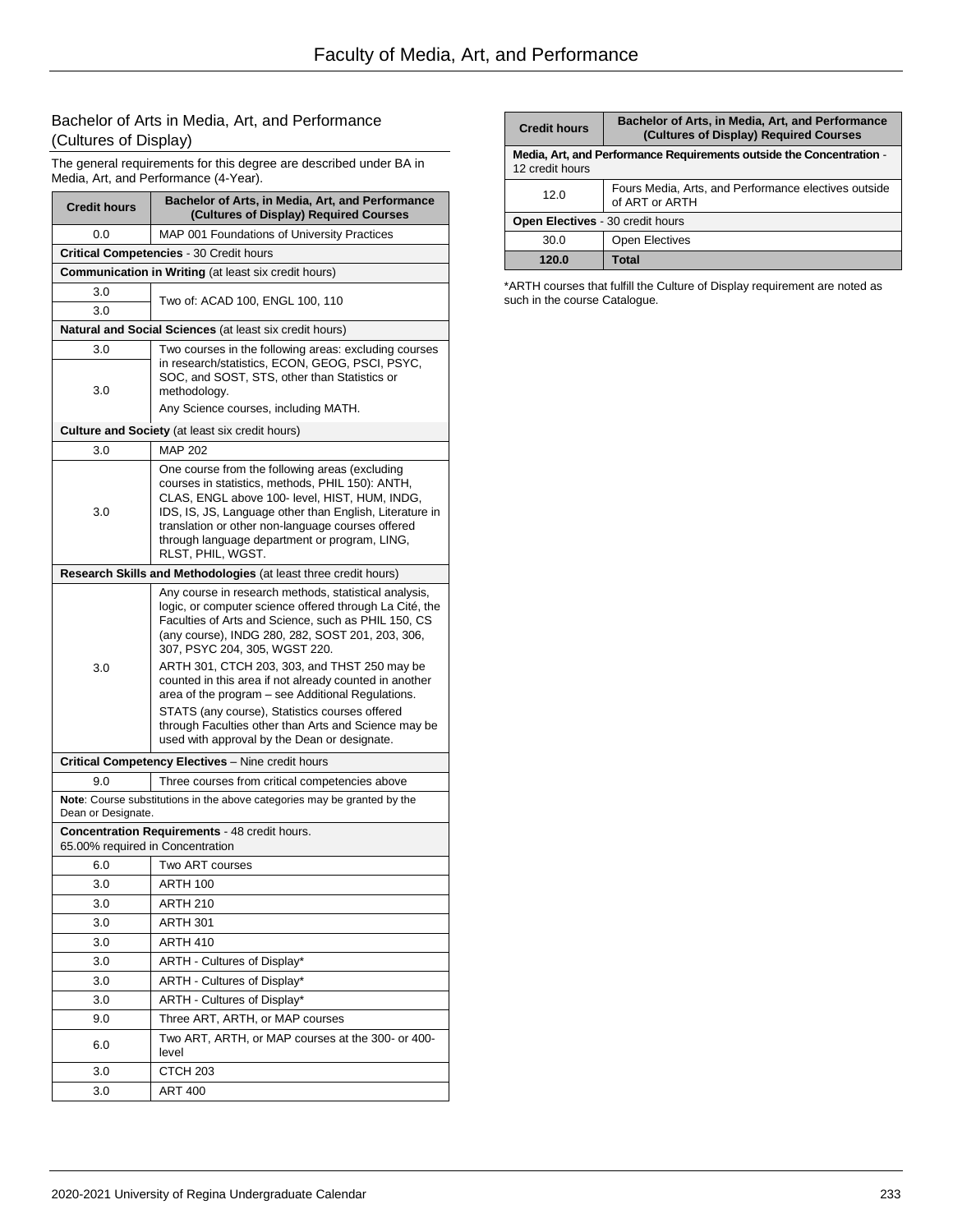## Bachelor of Arts in Media, Art, and Performance (Cultures of Display)

The general requirements for this degree are described under BA in Media, Art, and Performance (4-Year).

| Credit hours | Bachelor of Arts, in Media, Art, and Performance (Cultures of Display) Required Courses |
|---|---|
| 0.0 | MAP 001 Foundations of University Practices |
| **Critical Competencies** - 30 Credit hours | |
| **Communication in Writing** (at least six credit hours) | |
| 3.0 | Two of: ACAD 100, ENGL 100, 110 |
| 3.0 | |
| **Natural and Social Sciences** (at least six credit hours) | |
| 3.0 | Two courses in the following areas: excluding courses in research/statistics, ECON, GEOG, PSCI, PSYC, SOC, and SOST, STS, other than Statistics or methodology. Any Science courses, including MATH. |
| 3.0 | |
| **Culture and Society** (at least six credit hours) | |
| 3.0 | MAP 202 |
| 3.0 | One course from the following areas (excluding courses in statistics, methods, PHIL 150): ANTH, CLAS, ENGL above 100- level, HIST, HUM, INDG, IDS, IS, JS, Language other than English, Literature in translation or other non-language courses offered through language department or program, LING, RLST, PHIL, WGST. |
| **Research Skills and Methodologies** (at least three credit hours) | |
| 3.0 | Any course in research methods, statistical analysis, logic, or computer science offered through La Cité, the Faculties of Arts and Science, such as PHIL 150, CS (any course), INDG 280, 282, SOST 201, 203, 306, 307, PSYC 204, 305, WGST 220. ARTH 301, CTCH 203, 303, and THST 250 may be counted in this area if not already counted in another area of the program – see Additional Regulations. STATS (any course), Statistics courses offered through Faculties other than Arts and Science may be used with approval by the Dean or designate. |
| **Critical Competency Electives** – Nine credit hours | |
| 9.0 | Three courses from critical competencies above |
| **Note**: Course substitutions in the above categories may be granted by the Dean or Designate. | |
| **Concentration Requirements** - 48 credit hours. 65.00% required in Concentration | |
| 6.0 | Two ART courses |
| 3.0 | ARTH 100 |
| 3.0 | ARTH 210 |
| 3.0 | ARTH 301 |
| 3.0 | ARTH 410 |
| 3.0 | ARTH - Cultures of Display* |
| 3.0 | ARTH - Cultures of Display* |
| 3.0 | ARTH - Cultures of Display* |
| 9.0 | Three ART, ARTH, or MAP courses |
| 6.0 | Two ART, ARTH, or MAP courses at the 300- or 400-level |
| 3.0 | CTCH 203 |
| 3.0 | ART 400 |
| **Media, Art, and Performance Requirements outside the Concentration** - 12 credit hours | |
| 12.0 | Fours Media, Arts, and Performance electives outside of ART or ARTH |
| **Open Electives** - 30 credit hours | |
| 30.0 | Open Electives |
| **120.0** | **Total** |

*ARTH courses that fulfill the Culture of Display requirement are noted as such in the course Catalogue.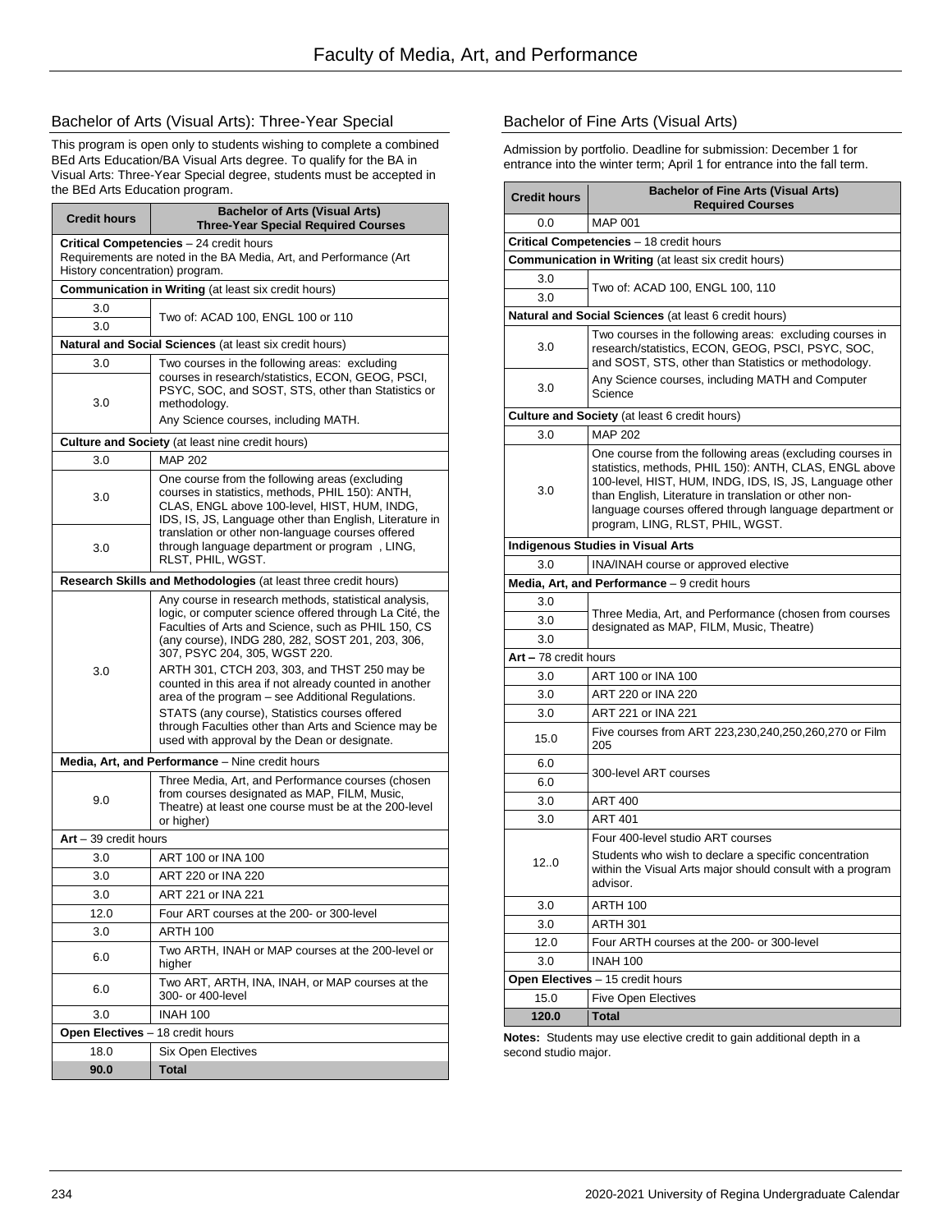# Faculty of Media, Art, and Performance

## Bachelor of Arts (Visual Arts): Three-Year Special

This program is open only to students wishing to complete a combined BEd Arts Education/BA Visual Arts degree. To qualify for the BA in Visual Arts: Three-Year Special degree, students must be accepted in the BEd Arts Education program.

| Credit hours | Bachelor of Arts (Visual Arts) Three-Year Special Required Courses |
|---|---|
| **Critical Competencies** – 24 credit hours<br>Requirements are noted in the BA Media, Art, and Performance (Art History concentration) program. | |
| **Communication in Writing** (at least six credit hours) | |
| 3.0 | Two of: ACAD 100, ENGL 100 or 110 |
| 3.0 | |
| **Natural and Social Sciences** (at least six credit hours) | |
| 3.0 | Two courses in the following areas: excluding courses in research/statistics, ECON, GEOG, PSCI, PSYC, SOC, and SOST, STS, other than Statistics or methodology.<br>Any Science courses, including MATH. |
| 3.0 | |
| **Culture and Society** (at least nine credit hours) | |
| 3.0 | MAP 202 |
| 3.0 | One course from the following areas (excluding courses in statistics, methods, PHIL 150): ANTH, CLAS, ENGL above 100-level, HIST, HUM, INDG, IDS, IS, JS, Language other than English, Literature in translation or other non-language courses offered through language department or program , LING, RLST, PHIL, WGST. |
| 3.0 | |
| **Research Skills and Methodologies** (at least three credit hours) | |
| 3.0 | Any course in research methods, statistical analysis, logic, or computer science offered through La Cité, the Faculties of Arts and Science, such as PHIL 150, CS (any course), INDG 280, 282, SOST 201, 203, 306, 307, PSYC 204, 305, WGST 220.<br>ARTH 301, CTCH 203, 303, and THST 250 may be counted in this area if not already counted in another area of the program – see Additional Regulations.<br>STATS (any course), Statistics courses offered through Faculties other than Arts and Science may be used with approval by the Dean or designate. |
| **Media, Art, and Performance** – Nine credit hours | |
| 9.0 | Three Media, Art, and Performance courses (chosen from courses designated as MAP, FILM, Music, Theatre) at least one course must be at the 200-level or higher) |
| **Art** – 39 credit hours | |
| 3.0 | ART 100 or INA 100 |
| 3.0 | ART 220 or INA 220 |
| 3.0 | ART 221 or INA 221 |
| 12.0 | Four ART courses at the 200- or 300-level |
| 3.0 | ARTH 100 |
| 6.0 | Two ARTH, INAH or MAP courses at the 200-level or higher |
| 6.0 | Two ART, ARTH, INA, INAH, or MAP courses at the 300- or 400-level |
| 3.0 | INAH 100 |
| **Open Electives** – 18 credit hours | |
| 18.0 | Six Open Electives |
| **90.0** | **Total** |

## Bachelor of Fine Arts (Visual Arts)

Admission by portfolio. Deadline for submission: December 1 for entrance into the winter term; April 1 for entrance into the fall term.

| Credit hours | Bachelor of Fine Arts (Visual Arts) Required Courses |
|---|---|
| 0.0 | MAP 001 |
| **Critical Competencies** – 18 credit hours | |
| **Communication in Writing** (at least six credit hours) | |
| 3.0 | Two of: ACAD 100, ENGL 100, 110 |
| 3.0 | |
| **Natural and Social Sciences** (at least 6 credit hours) | |
| 3.0 | Two courses in the following areas: excluding courses in research/statistics, ECON, GEOG, PSCI, PSYC, SOC, and SOST, STS, other than Statistics or methodology. |
| 3.0 | Any Science courses, including MATH and Computer Science |
| **Culture and Society** (at least 6 credit hours) | |
| 3.0 | MAP 202 |
| 3.0 | One course from the following areas (excluding courses in statistics, methods, PHIL 150): ANTH, CLAS, ENGL above 100-level, HIST, HUM, INDG, IDS, IS, JS, Language other than English, Literature in translation or other non-language courses offered through language department or program, LING, RLST, PHIL, WGST. |
| **Indigenous Studies in Visual Arts** | |
| 3.0 | INA/INAH course or approved elective |
| **Media, Art, and Performance** – 9 credit hours | |
| 3.0 | Three Media, Art, and Performance (chosen from courses designated as MAP, FILM, Music, Theatre) |
| 3.0 | |
| 3.0 | |
| **Art** – 78 credit hours | |
| 3.0 | ART 100 or INA 100 |
| 3.0 | ART 220 or INA 220 |
| 3.0 | ART 221 or INA 221 |
| 15.0 | Five courses from ART 223,230,240,250,260,270 or Film 205 |
| 6.0 | 300-level ART courses |
| 6.0 | |
| 3.0 | ART 400 |
| 3.0 | ART 401 |
| 12..0 | Four 400-level studio ART courses<br>Students who wish to declare a specific concentration within the Visual Arts major should consult with a program advisor. |
| 3.0 | ARTH 100 |
| 3.0 | ARTH 301 |
| 12.0 | Four ARTH courses at the 200- or 300-level |
| 3.0 | INAH 100 |
| **Open Electives** – 15 credit hours | |
| 15.0 | Five Open Electives |
| **120.0** | **Total** |

**Notes:** Students may use elective credit to gain additional depth in a second studio major.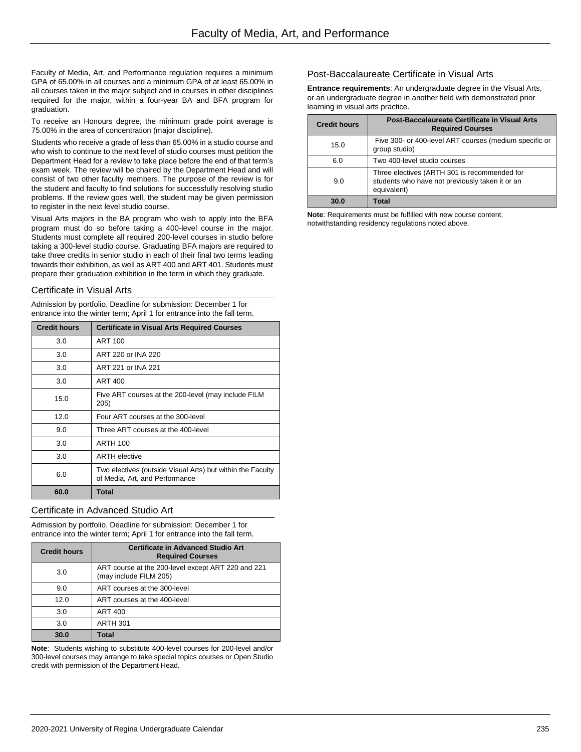Faculty of Media, Art, and Performance regulation requires a minimum GPA of 65.00% in all courses and a minimum GPA of at least 65.00% in all courses taken in the major subject and in courses in other disciplines required for the major, within a four-year BA and BFA program for graduation.

To receive an Honours degree, the minimum grade point average is 75.00% in the area of concentration (major discipline).

Students who receive a grade of less than 65.00% in a studio course and who wish to continue to the next level of studio courses must petition the Department Head for a review to take place before the end of that term's exam week. The review will be chaired by the Department Head and will consist of two other faculty members. The purpose of the review is for the student and faculty to find solutions for successfully resolving studio problems. If the review goes well, the student may be given permission to register in the next level studio course.

Visual Arts majors in the BA program who wish to apply into the BFA program must do so before taking a 400-level course in the major. Students must complete all required 200-level courses in studio before taking a 300-level studio course. Graduating BFA majors are required to take three credits in senior studio in each of their final two terms leading towards their exhibition, as well as ART 400 and ART 401. Students must prepare their graduation exhibition in the term in which they graduate.

## Certificate in Visual Arts

Admission by portfolio. Deadline for submission: December 1 for entrance into the winter term; April 1 for entrance into the fall term.

| Credit hours | Certificate in Visual Arts Required Courses |
|---|---|
| 3.0 | ART 100 |
| 3.0 | ART 220 or INA 220 |
| 3.0 | ART 221 or INA 221 |
| 3.0 | ART 400 |
| 15.0 | Five ART courses at the 200-level (may include FILM 205) |
| 12.0 | Four ART courses at the 300-level |
| 9.0 | Three ART courses at the 400-level |
| 3.0 | ARTH 100 |
| 3.0 | ARTH elective |
| 6.0 | Two electives (outside Visual Arts) but within the Faculty of Media, Art, and Performance |
| **60.0** | **Total** |

## Certificate in Advanced Studio Art

Admission by portfolio. Deadline for submission: December 1 for entrance into the winter term; April 1 for entrance into the fall term.

| Credit hours | Certificate in Advanced Studio Art Required Courses |
|---|---|
| 3.0 | ART course at the 200-level except ART 220 and 221 (may include FILM 205) |
| 9.0 | ART courses at the 300-level |
| 12.0 | ART courses at the 400-level |
| 3.0 | ART 400 |
| 3.0 | ARTH 301 |
| **30.0** | **Total** |

**Note**: Students wishing to substitute 400-level courses for 200-level and/or 300-level courses may arrange to take special topics courses or Open Studio credit with permission of the Department Head.

## Post-Baccalaureate Certificate in Visual Arts

**Entrance requirements**: An undergraduate degree in the Visual Arts, or an undergraduate degree in another field with demonstrated prior learning in visual arts practice.

| Credit hours | Post-Baccalaureate Certificate in Visual Arts Required Courses |
|---|---|
| 15.0 | Five 300- or 400-level ART courses (medium specific or group studio) |
| 6.0 | Two 400-level studio courses |
| 9.0 | Three electives (ARTH 301 is recommended for students who have not previously taken it or an equivalent) |
| **30.0** | **Total** |

**Note**: Requirements must be fulfilled with new course content, notwithstanding residency regulations noted above.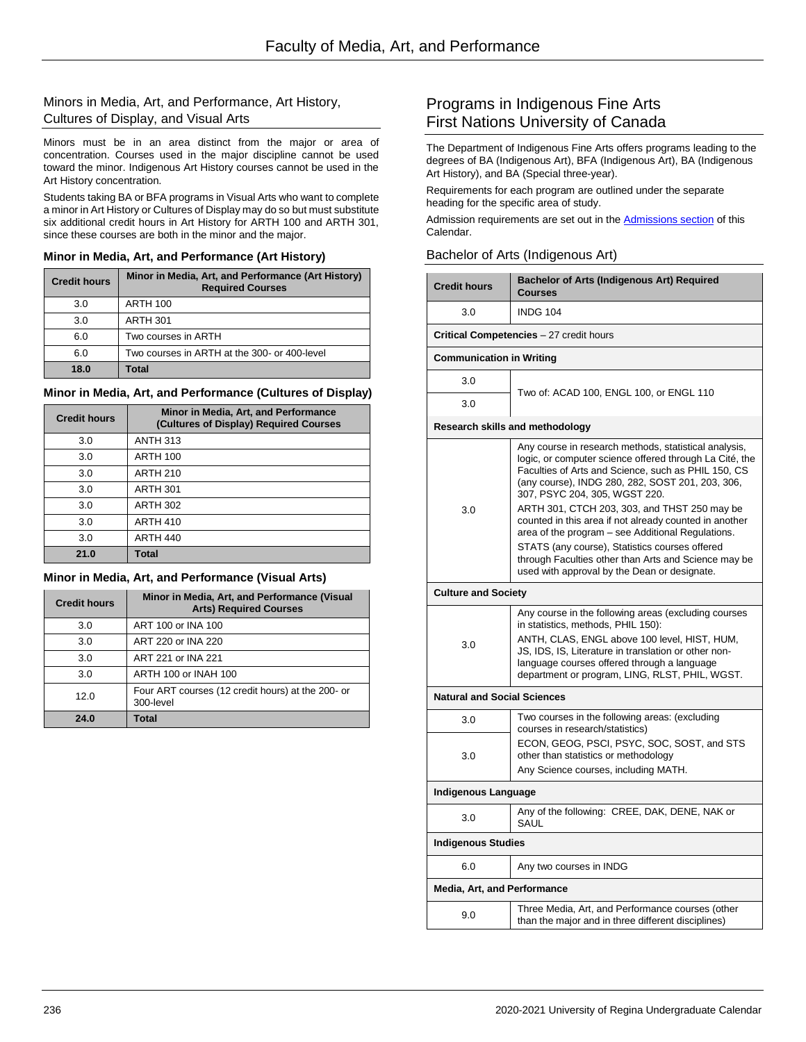## Minors in Media, Art, and Performance, Art History, Cultures of Display, and Visual Arts

Minors must be in an area distinct from the major or area of concentration. Courses used in the major discipline cannot be used toward the minor. Indigenous Art History courses cannot be used in the Art History concentration.

Students taking BA or BFA programs in Visual Arts who want to complete a minor in Art History or Cultures of Display may do so but must substitute six additional credit hours in Art History for ARTH 100 and ARTH 301, since these courses are both in the minor and the major.

### Minor in Media, Art, and Performance (Art History)

| Credit hours | Minor in Media, Art, and Performance (Art History) Required Courses |
|---|---|
| 3.0 | ARTH 100 |
| 3.0 | ARTH 301 |
| 6.0 | Two courses in ARTH |
| 6.0 | Two courses in ARTH at the 300- or 400-level |
| **18.0** | **Total** |

### Minor in Media, Art, and Performance (Cultures of Display)

| Credit hours | Minor in Media, Art, and Performance (Cultures of Display) Required Courses |
|---|---|
| 3.0 | ANTH 313 |
| 3.0 | ARTH 100 |
| 3.0 | ARTH 210 |
| 3.0 | ARTH 301 |
| 3.0 | ARTH 302 |
| 3.0 | ARTH 410 |
| 3.0 | ARTH 440 |
| **21.0** | **Total** |

### Minor in Media, Art, and Performance (Visual Arts)

| Credit hours | Minor in Media, Art, and Performance (Visual Arts) Required Courses |
|---|---|
| 3.0 | ART 100 or INA 100 |
| 3.0 | ART 220 or INA 220 |
| 3.0 | ART 221 or INA 221 |
| 3.0 | ARTH 100 or INAH 100 |
| 12.0 | Four ART courses (12 credit hours) at the 200- or 300-level |
| **24.0** | **Total** |

## Programs in Indigenous Fine Arts First Nations University of Canada

The Department of Indigenous Fine Arts offers programs leading to the degrees of BA (Indigenous Art), BFA (Indigenous Art), BA (Indigenous Art History), and BA (Special three-year).

Requirements for each program are outlined under the separate heading for the specific area of study.

Admission requirements are set out in the Admissions section of this Calendar.

### Bachelor of Arts (Indigenous Art)

| Credit hours | Bachelor of Arts (Indigenous Art) Required Courses |
|---|---|
| 3.0 | INDG 104 |
| **Critical Competencies** – 27 credit hours | |
| **Communication in Writing** | |
| 3.0 | Two of: ACAD 100, ENGL 100, or ENGL 110 |
| 3.0 | |
| **Research skills and methodology** | |
| 3.0 | Any course in research methods, statistical analysis, logic, or computer science offered through La Cité, the Faculties of Arts and Science, such as PHIL 150, CS (any course), INDG 280, 282, SOST 201, 203, 306, 307, PSYC 204, 305, WGST 220. ARTH 301, CTCH 203, 303, and THST 250 may be counted in this area if not already counted in another area of the program – see Additional Regulations. STATS (any course), Statistics courses offered through Faculties other than Arts and Science may be used with approval by the Dean or designate. |
| **Culture and Society** | |
| 3.0 | Any course in the following areas (excluding courses in statistics, methods, PHIL 150): ANTH, CLAS, ENGL above 100 level, HIST, HUM, JS, IDS, IS, Literature in translation or other non-language courses offered through a language department or program, LING, RLST, PHIL, WGST. |
| **Natural and Social Sciences** | |
| 3.0 | Two courses in the following areas: (excluding courses in research/statistics) ECON, GEOG, PSCI, PSYC, SOC, SOST, and STS other than statistics or methodology. Any Science courses, including MATH. |
| 3.0 | |
| **Indigenous Language** | |
| 3.0 | Any of the following: CREE, DAK, DENE, NAK or SAUL |
| **Indigenous Studies** | |
| 6.0 | Any two courses in INDG |
| **Media, Art, and Performance** | |
| 9.0 | Three Media, Art, and Performance courses (other than the major and in three different disciplines) |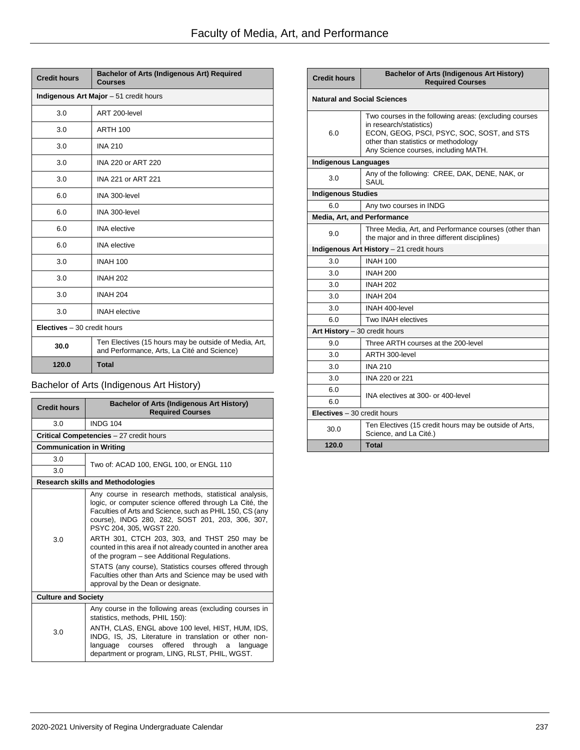| Credit hours | Bachelor of Arts (Indigenous Art) Required Courses |
|---|---|
| **Indigenous Art Major** – 51 credit hours | |
| 3.0 | ART 200-level |
| 3.0 | ARTH 100 |
| 3.0 | INA 210 |
| 3.0 | INA 220 or ART 220 |
| 3.0 | INA 221 or ART 221 |
| 6.0 | INA 300-level |
| 6.0 | INA 300-level |
| 6.0 | INA elective |
| 6.0 | INA elective |
| 3.0 | INAH 100 |
| 3.0 | INAH 202 |
| 3.0 | INAH 204 |
| 3.0 | INAH elective |
| **Electives** – 30 credit hours | |
| **30.0** | Ten Electives (15 hours may be outside of Media, Art, and Performance, Arts, La Cité and Science) |
| **120.0** | **Total** |

## Bachelor of Arts (Indigenous Art History)

| Credit hours | Bachelor of Arts (Indigenous Art History) Required Courses |
|---|---|
| 3.0 | INDG 104 |
| **Critical Competencies** – 27 credit hours | |
| **Communication in Writing** | |
| 3.0 | Two of: ACAD 100, ENGL 100, or ENGL 110 |
| 3.0 | |
| **Research skills and Methodologies** | |
| 3.0 | Any course in research methods, statistical analysis, logic, or computer science offered through La Cité, the Faculties of Arts and Science, such as PHIL 150, CS (any course), INDG 280, 282, SOST 201, 203, 306, 307, PSYC 204, 305, WGST 220.<br>ARTH 301, CTCH 203, 303, and THST 250 may be counted in this area if not already counted in another area of the program – see Additional Regulations.<br>STATS (any course), Statistics courses offered through Faculties other than Arts and Science may be used with approval by the Dean or designate. |
| **Culture and Society** | |
| 3.0 | Any course in the following areas (excluding courses in statistics, methods, PHIL 150):<br>ANTH, CLAS, ENGL above 100 level, HIST, HUM, IDS, INDG, IS, JS, Literature in translation or other non-language courses offered through a language department or program, LING, RLST, PHIL, WGST. |
| **Natural and Social Sciences** | |
| 6.0 | Two courses in the following areas: (excluding courses in research/statistics)<br>ECON, GEOG, PSCI, PSYC, SOC, SOST, and STS other than statistics or methodology<br>Any Science courses, including MATH. |
| **Indigenous Languages** | |
| 3.0 | Any of the following: CREE, DAK, DENE, NAK, or SAUL |
| **Indigenous Studies** | |
| 6.0 | Any two courses in INDG |
| **Media, Art, and Performance** | |
| 9.0 | Three Media, Art, and Performance courses (other than the major and in three different disciplines) |
| **Indigenous Art History** – 21 credit hours | |
| 3.0 | INAH 100 |
| 3.0 | INAH 200 |
| 3.0 | INAH 202 |
| 3.0 | INAH 204 |
| 3.0 | INAH 400-level |
| 6.0 | Two INAH electives |
| **Art History** – 30 credit hours | |
| 9.0 | Three ARTH courses at the 200-level |
| 3.0 | ARTH 300-level |
| 3.0 | INA 210 |
| 3.0 | INA 220 or 221 |
| 6.0 | INA electives at 300- or 400-level |
| 6.0 | |
| **Electives** – 30 credit hours | |
| 30.0 | Ten Electives (15 credit hours may be outside of Arts, Science, and La Cité.) |
| **120.0** | **Total** |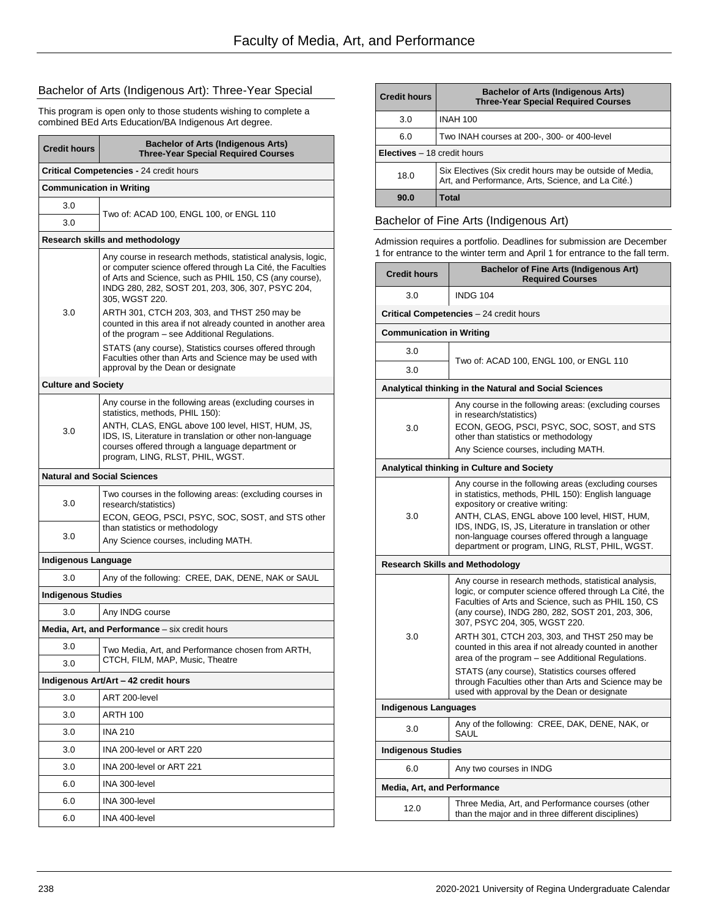## Bachelor of Arts (Indigenous Art): Three-Year Special

This program is open only to those students wishing to complete a combined BEd Arts Education/BA Indigenous Art degree.

| Credit hours | Bachelor of Arts (Indigenous Arts) Three-Year Special Required Courses |
|---|---|
| **Critical Competencies -** 24 credit hours | |
| **Communication in Writing** | |
| 3.0 | Two of: ACAD 100, ENGL 100, or ENGL 110 |
| 3.0 | |
| **Research skills and methodology** | |
| 3.0 | Any course in research methods, statistical analysis, logic, or computer science offered through La Cité, the Faculties of Arts and Science, such as PHIL 150, CS (any course), INDG 280, 282, SOST 201, 203, 306, 307, PSYC 204, 305, WGST 220. ARTH 301, CTCH 203, 303, and THST 250 may be counted in this area if not already counted in another area of the program – see Additional Regulations. STATS (any course), Statistics courses offered through Faculties other than Arts and Science may be used with approval by the Dean or designate |
| **Culture and Society** | |
| 3.0 | Any course in the following areas (excluding courses in statistics, methods, PHIL 150): ANTH, CLAS, ENGL above 100 level, HIST, HUM, JS, IDS, IS, Literature in translation or other non-language courses offered through a language department or program, LING, RLST, PHIL, WGST. |
| **Natural and Social Sciences** | |
| 3.0 | Two courses in the following areas: (excluding courses in research/statistics) ECON, GEOG, PSCI, PSYC, SOC, SOST, and STS other than statistics or methodology Any Science courses, including MATH. |
| 3.0 | |
| **Indigenous Language** | |
| 3.0 | Any of the following: CREE, DAK, DENE, NAK or SAUL |
| **Indigenous Studies** | |
| 3.0 | Any INDG course |
| **Media, Art, and Performance** – six credit hours | |
| 3.0 | Two Media, Art, and Performance chosen from ARTH, CTCH, FILM, MAP, Music, Theatre |
| 3.0 | |
| **Indigenous Art/Art – 42 credit hours** | |
| 3.0 | ART 200-level |
| 3.0 | ARTH 100 |
| 3.0 | INA 210 |
| 3.0 | INA 200-level or ART 220 |
| 3.0 | INA 200-level or ART 221 |
| 6.0 | INA 300-level |
| 6.0 | INA 300-level |
| 6.0 | INA 400-level |
| 3.0 | INAH 100 |
| 6.0 | Two INAH courses at 200-, 300- or 400-level |
| **Electives** – 18 credit hours | |
| 18.0 | Six Electives (Six credit hours may be outside of Media, Art, and Performance, Arts, Science, and La Cité.) |
| **90.0** | **Total** |

## Bachelor of Fine Arts (Indigenous Art)

Admission requires a portfolio. Deadlines for submission are December 1 for entrance to the winter term and April 1 for entrance to the fall term.

| Credit hours | Bachelor of Fine Arts (Indigenous Art) Required Courses |
|---|---|
| 3.0 | INDG 104 |
| **Critical Competencies** – 24 credit hours | |
| **Communication in Writing** | |
| 3.0 | Two of: ACAD 100, ENGL 100, or ENGL 110 |
| 3.0 | |
| **Analytical thinking in the Natural and Social Sciences** | |
| 3.0 | Any course in the following areas: (excluding courses in research/statistics) ECON, GEOG, PSCI, PSYC, SOC, SOST, and STS other than statistics or methodology Any Science courses, including MATH. |
| **Analytical thinking in Culture and Society** | |
| 3.0 | Any course in the following areas (excluding courses in statistics, methods, PHIL 150): English language expository or creative writing: ANTH, CLAS, ENGL above 100 level, HIST, HUM, IDS, INDG, IS, JS, Literature in translation or other non-language courses offered through a language department or program, LING, RLST, PHIL, WGST. |
| **Research Skills and Methodology** | |
| 3.0 | Any course in research methods, statistical analysis, logic, or computer science offered through La Cité, the Faculties of Arts and Science, such as PHIL 150, CS (any course), INDG 280, 282, SOST 201, 203, 306, 307, PSYC 204, 305, WGST 220. ARTH 301, CTCH 203, 303, and THST 250 may be counted in this area if not already counted in another area of the program – see Additional Regulations. STATS (any course), Statistics courses offered through Faculties other than Arts and Science may be used with approval by the Dean or designate |
| **Indigenous Languages** | |
| 3.0 | Any of the following: CREE, DAK, DENE, NAK, or SAUL |
| **Indigenous Studies** | |
| 6.0 | Any two courses in INDG |
| **Media, Art, and Performance** | |
| 12.0 | Three Media, Art, and Performance courses (other than the major and in three different disciplines) |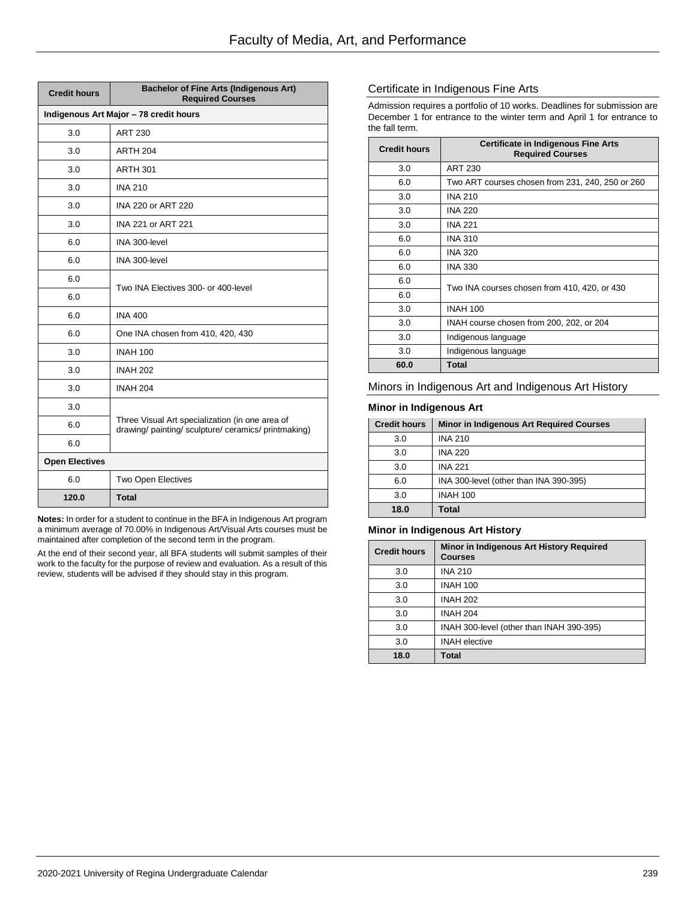| Credit hours | Bachelor of Fine Arts (Indigenous Art) Required Courses |
|---|---|
| **Indigenous Art Major – 78 credit hours** | |
| 3.0 | ART 230 |
| 3.0 | ARTH 204 |
| 3.0 | ARTH 301 |
| 3.0 | INA 210 |
| 3.0 | INA 220 or ART 220 |
| 3.0 | INA 221 or ART 221 |
| 6.0 | INA 300-level |
| 6.0 | INA 300-level |
| 6.0 | Two INA Electives 300- or 400-level |
| 6.0 | |
| 6.0 | INA 400 |
| 6.0 | One INA chosen from 410, 420, 430 |
| 3.0 | INAH 100 |
| 3.0 | INAH 202 |
| 3.0 | INAH 204 |
| 3.0 | Three Visual Art specialization (in one area of drawing/ painting/ sculpture/ ceramics/ printmaking) |
| 6.0 | |
| 6.0 | |
| **Open Electives** | |
| 6.0 | Two Open Electives |
| **120.0** | **Total** |

**Notes:** In order for a student to continue in the BFA in Indigenous Art program a minimum average of 70.00% in Indigenous Art/Visual Arts courses must be maintained after completion of the second term in the program.

At the end of their second year, all BFA students will submit samples of their work to the faculty for the purpose of review and evaluation. As a result of this review, students will be advised if they should stay in this program.

## Certificate in Indigenous Fine Arts

Admission requires a portfolio of 10 works. Deadlines for submission are December 1 for entrance to the winter term and April 1 for entrance to the fall term.

| Credit hours | Certificate in Indigenous Fine Arts Required Courses |
|---|---|
| 3.0 | ART 230 |
| 6.0 | Two ART courses chosen from 231, 240, 250 or 260 |
| 3.0 | INA 210 |
| 3.0 | INA 220 |
| 3.0 | INA 221 |
| 6.0 | INA 310 |
| 6.0 | INA 320 |
| 6.0 | INA 330 |
| 6.0 | Two INA courses chosen from 410, 420, or 430 |
| 6.0 | |
| 3.0 | INAH 100 |
| 3.0 | INAH course chosen from 200, 202, or 204 |
| 3.0 | Indigenous language |
| 3.0 | Indigenous language |
| **60.0** | **Total** |

## Minors in Indigenous Art and Indigenous Art History

### Minor in Indigenous Art

| Credit hours | Minor in Indigenous Art Required Courses |
|---|---|
| 3.0 | INA 210 |
| 3.0 | INA 220 |
| 3.0 | INA 221 |
| 6.0 | INA 300-level (other than INA 390-395) |
| 3.0 | INAH 100 |
| **18.0** | **Total** |

### Minor in Indigenous Art History

| Credit hours | Minor in Indigenous Art History Required Courses |
|---|---|
| 3.0 | INA 210 |
| 3.0 | INAH 100 |
| 3.0 | INAH 202 |
| 3.0 | INAH 204 |
| 3.0 | INAH 300-level (other than INAH 390-395) |
| 3.0 | INAH elective |
| **18.0** | **Total** |